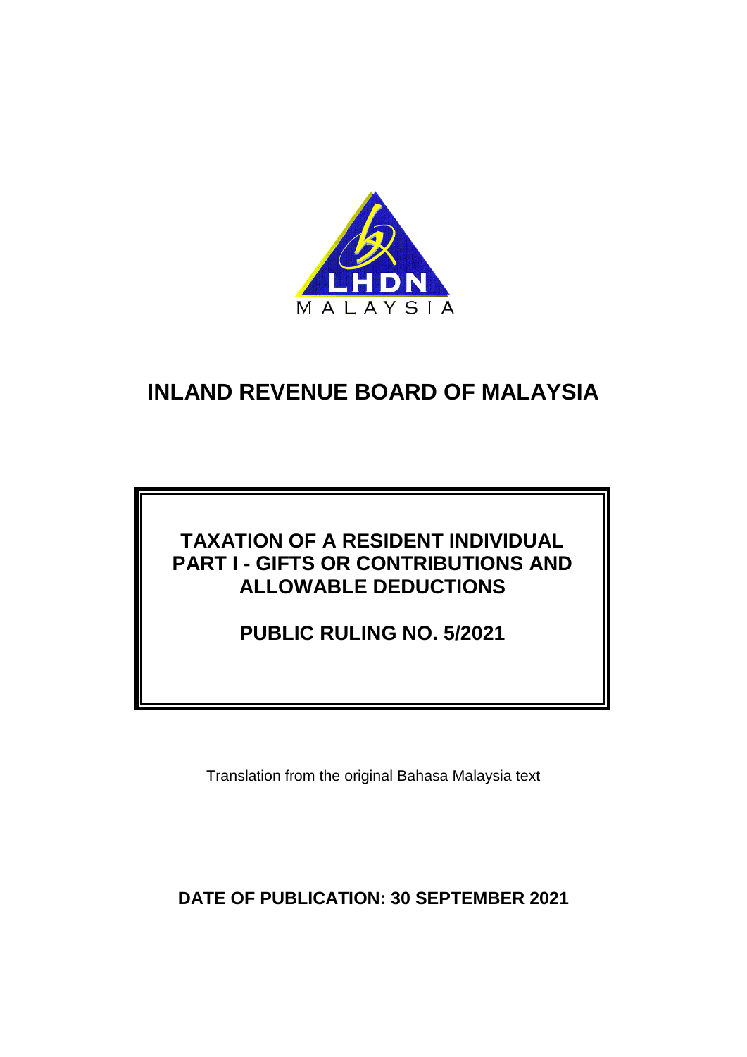LHDN

MALAYSIA

# INLAND REVENUE BOARD OF MALAYSIA

## TAXATION OF A RESIDENT INDIVIDUAL PART I - GIFTS OR CONTRIBUTIONS AND ALLOWABLE DEDUCTIONS

## PUBLIC RULING NO. 5/2021

Translation from the original Bahasa Malaysia text

**DATE OF PUBLICATION: 30 SEPTEMBER 2021**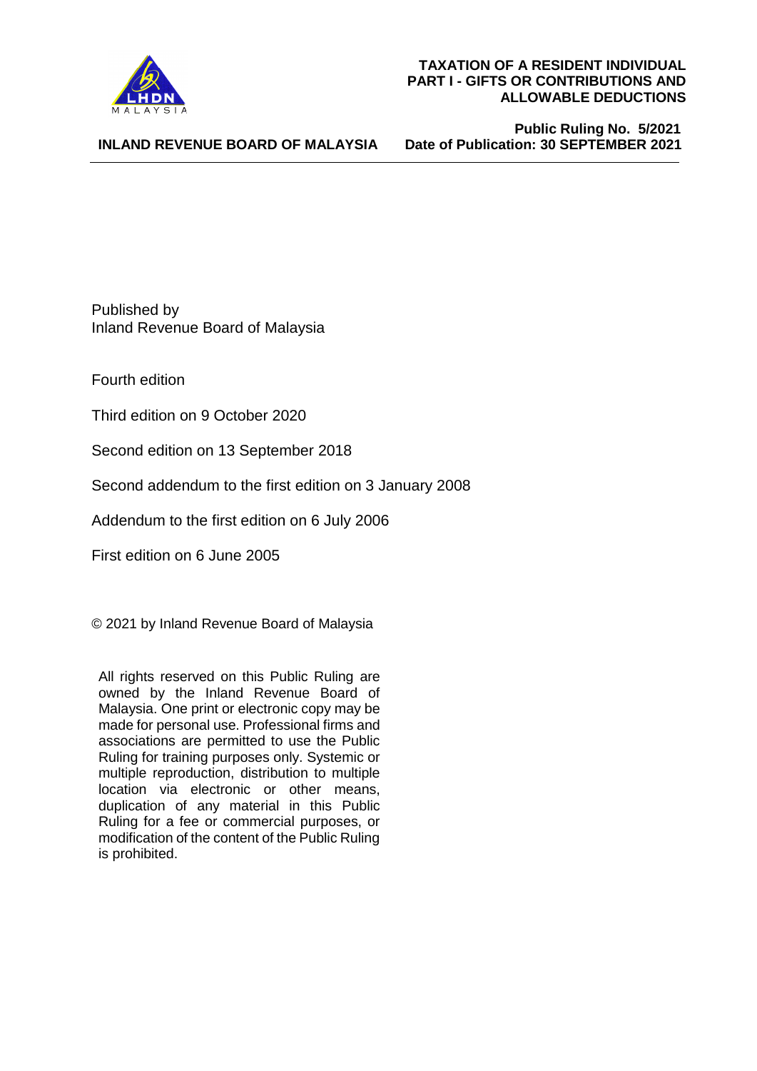Published by
Inland Revenue Board of Malaysia

Fourth edition

Third edition on 9 October 2020

Second edition on 13 September 2018

Second addendum to the first edition on 3 January 2008

Addendum to the first edition on 6 July 2006

First edition on 6 June 2005

© 2021 by Inland Revenue Board of Malaysia

All rights reserved on this Public Ruling are owned by the Inland Revenue Board of Malaysia. One print or electronic copy may be made for personal use. Professional firms and associations are permitted to use the Public Ruling for training purposes only. Systemic or multiple reproduction, distribution to multiple location via electronic or other means, duplication of any material in this Public Ruling for a fee or commercial purposes, or modification of the content of the Public Ruling is prohibited.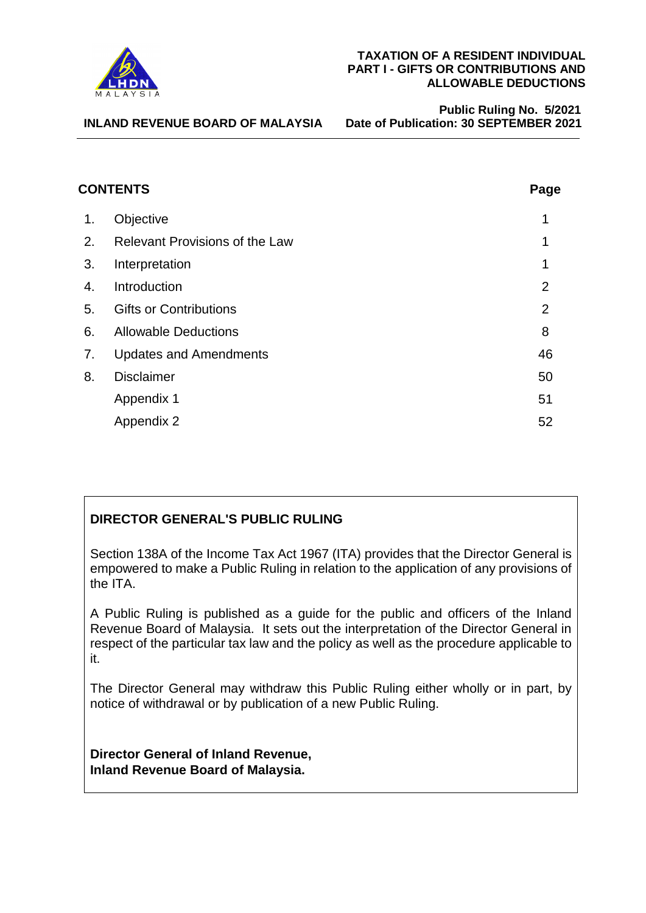**TAXATION OF A RESIDENT INDIVIDUAL**
**PART I - GIFTS OR CONTRIBUTIONS AND ALLOWABLE DEDUCTIONS**

**INLAND REVENUE BOARD OF MALAYSIA**

**Public Ruling No. 5/2021**
**Date of Publication: 30 SEPTEMBER 2021**

## CONTENTS

| | | Page |
|---|---|---|
| 1. | Objective | 1 |
| 2. | Relevant Provisions of the Law | 1 |
| 3. | Interpretation | 1 |
| 4. | Introduction | 2 |
| 5. | Gifts or Contributions | 2 |
| 6. | Allowable Deductions | 8 |
| 7. | Updates and Amendments | 46 |
| 8. | Disclaimer | 50 |
| | Appendix 1 | 51 |
| | Appendix 2 | 52 |

## DIRECTOR GENERAL'S PUBLIC RULING

Section 138A of the Income Tax Act 1967 (ITA) provides that the Director General is empowered to make a Public Ruling in relation to the application of any provisions of the ITA.

A Public Ruling is published as a guide for the public and officers of the Inland Revenue Board of Malaysia. It sets out the interpretation of the Director General in respect of the particular tax law and the policy as well as the procedure applicable to it.

The Director General may withdraw this Public Ruling either wholly or in part, by notice of withdrawal or by publication of a new Public Ruling.

**Director General of Inland Revenue,**
**Inland Revenue Board of Malaysia.**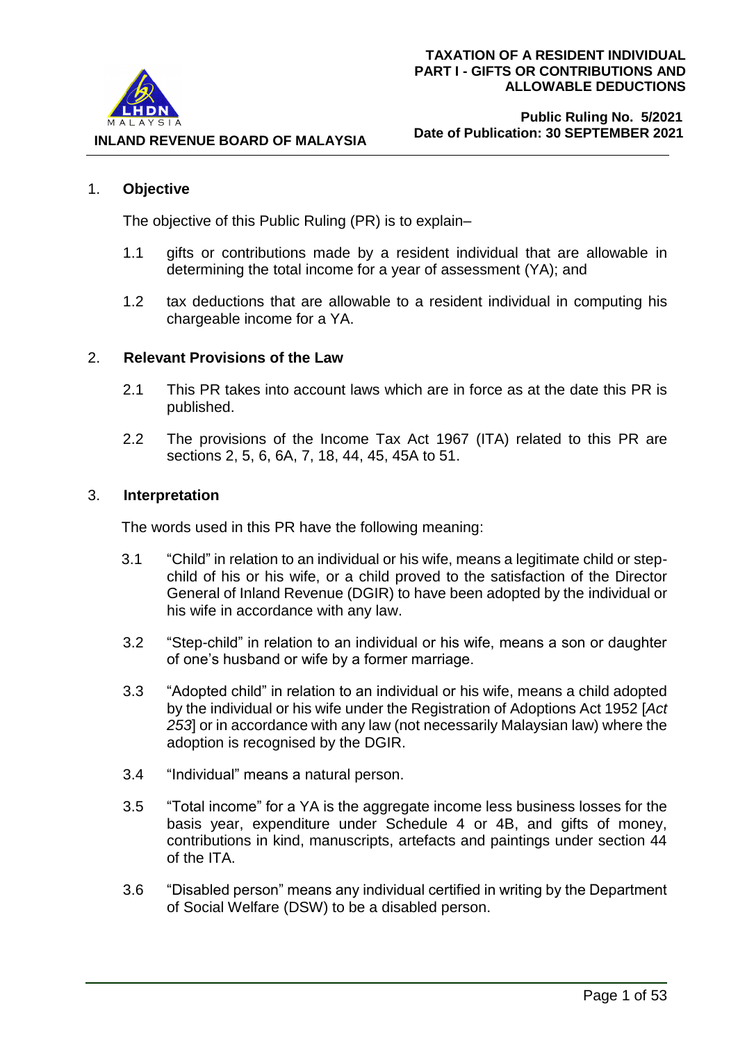## 1. Objective

The objective of this Public Ruling (PR) is to explain–

1.1 gifts or contributions made by a resident individual that are allowable in determining the total income for a year of assessment (YA); and

1.2 tax deductions that are allowable to a resident individual in computing his chargeable income for a YA.

## 2. Relevant Provisions of the Law

2.1 This PR takes into account laws which are in force as at the date this PR is published.

2.2 The provisions of the Income Tax Act 1967 (ITA) related to this PR are sections 2, 5, 6, 6A, 7, 18, 44, 45, 45A to 51.

## 3. Interpretation

The words used in this PR have the following meaning:

3.1 "Child" in relation to an individual or his wife, means a legitimate child or step-child of his or his wife, or a child proved to the satisfaction of the Director General of Inland Revenue (DGIR) to have been adopted by the individual or his wife in accordance with any law.

3.2 "Step-child" in relation to an individual or his wife, means a son or daughter of one's husband or wife by a former marriage.

3.3 "Adopted child" in relation to an individual or his wife, means a child adopted by the individual or his wife under the Registration of Adoptions Act 1952 [*Act 253*] or in accordance with any law (not necessarily Malaysian law) where the adoption is recognised by the DGIR.

3.4 "Individual" means a natural person.

3.5 "Total income" for a YA is the aggregate income less business losses for the basis year, expenditure under Schedule 4 or 4B, and gifts of money, contributions in kind, manuscripts, artefacts and paintings under section 44 of the ITA.

3.6 "Disabled person" means any individual certified in writing by the Department of Social Welfare (DSW) to be a disabled person.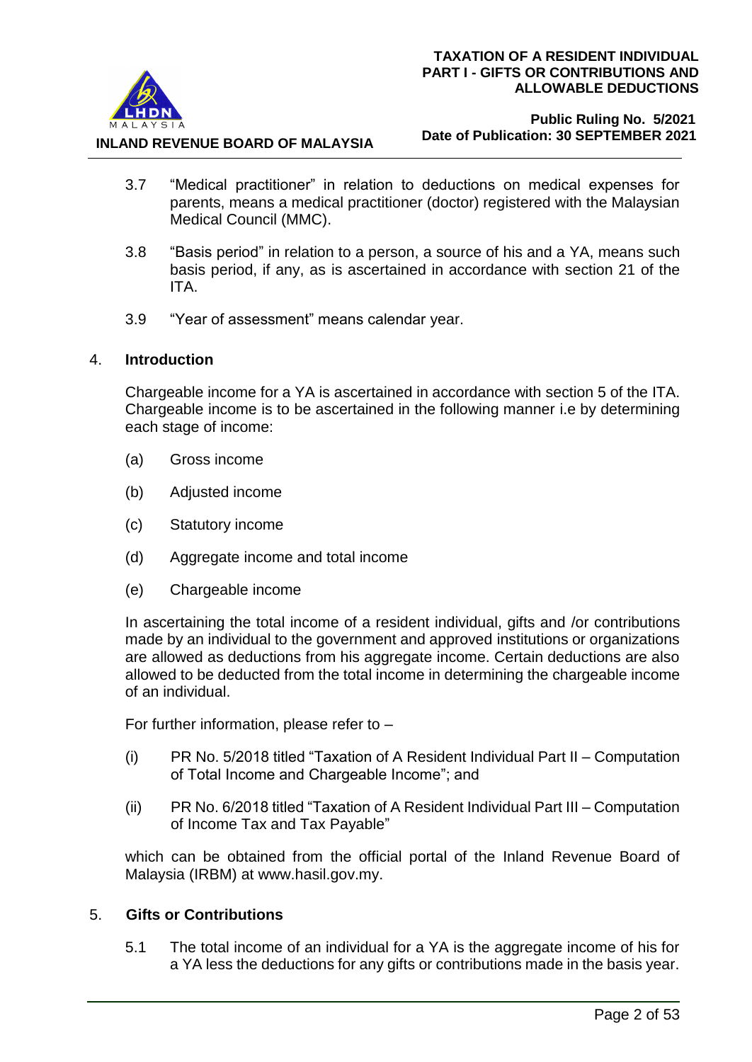3.7 "Medical practitioner" in relation to deductions on medical expenses for parents, means a medical practitioner (doctor) registered with the Malaysian Medical Council (MMC).

3.8 "Basis period" in relation to a person, a source of his and a YA, means such basis period, if any, as is ascertained in accordance with section 21 of the ITA.

3.9 "Year of assessment" means calendar year.

## 4. Introduction

Chargeable income for a YA is ascertained in accordance with section 5 of the ITA. Chargeable income is to be ascertained in the following manner i.e by determining each stage of income:

(a) Gross income

(b) Adjusted income

(c) Statutory income

(d) Aggregate income and total income

(e) Chargeable income

In ascertaining the total income of a resident individual, gifts and /or contributions made by an individual to the government and approved institutions or organizations are allowed as deductions from his aggregate income. Certain deductions are also allowed to be deducted from the total income in determining the chargeable income of an individual.

For further information, please refer to –

(i) PR No. 5/2018 titled "Taxation of A Resident Individual Part II – Computation of Total Income and Chargeable Income"; and

(ii) PR No. 6/2018 titled "Taxation of A Resident Individual Part III – Computation of Income Tax and Tax Payable"

which can be obtained from the official portal of the Inland Revenue Board of Malaysia (IRBM) at www.hasil.gov.my.

## 5. Gifts or Contributions

5.1 The total income of an individual for a YA is the aggregate income of his for a YA less the deductions for any gifts or contributions made in the basis year.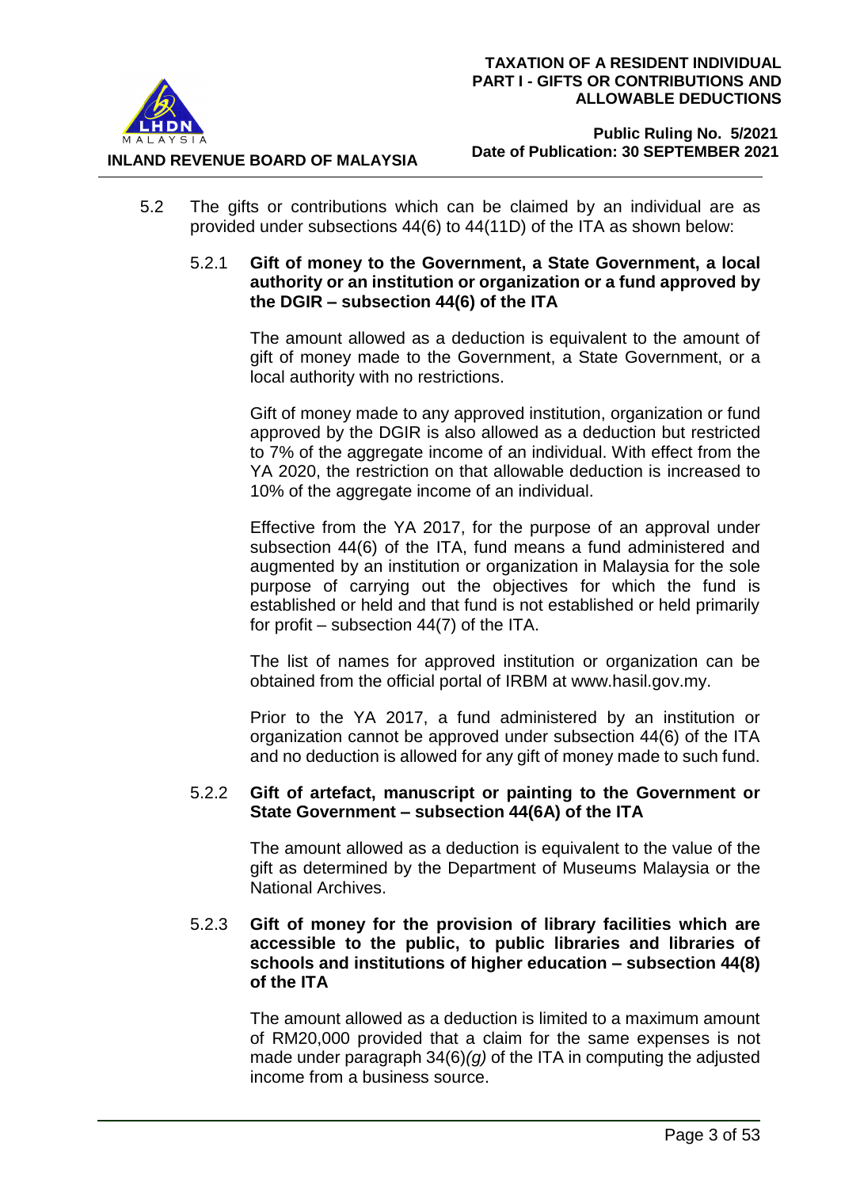5.2 The gifts or contributions which can be claimed by an individual are as provided under subsections 44(6) to 44(11D) of the ITA as shown below:

5.2.1 **Gift of money to the Government, a State Government, a local authority or an institution or organization or a fund approved by the DGIR – subsection 44(6) of the ITA**

The amount allowed as a deduction is equivalent to the amount of gift of money made to the Government, a State Government, or a local authority with no restrictions.

Gift of money made to any approved institution, organization or fund approved by the DGIR is also allowed as a deduction but restricted to 7% of the aggregate income of an individual. With effect from the YA 2020, the restriction on that allowable deduction is increased to 10% of the aggregate income of an individual.

Effective from the YA 2017, for the purpose of an approval under subsection 44(6) of the ITA, fund means a fund administered and augmented by an institution or organization in Malaysia for the sole purpose of carrying out the objectives for which the fund is established or held and that fund is not established or held primarily for profit – subsection 44(7) of the ITA.

The list of names for approved institution or organization can be obtained from the official portal of IRBM at www.hasil.gov.my.

Prior to the YA 2017, a fund administered by an institution or organization cannot be approved under subsection 44(6) of the ITA and no deduction is allowed for any gift of money made to such fund.

5.2.2 **Gift of artefact, manuscript or painting to the Government or State Government – subsection 44(6A) of the ITA**

The amount allowed as a deduction is equivalent to the value of the gift as determined by the Department of Museums Malaysia or the National Archives.

5.2.3 **Gift of money for the provision of library facilities which are accessible to the public, to public libraries and libraries of schools and institutions of higher education – subsection 44(8) of the ITA**

The amount allowed as a deduction is limited to a maximum amount of RM20,000 provided that a claim for the same expenses is not made under paragraph 34(6)*(g)* of the ITA in computing the adjusted income from a business source.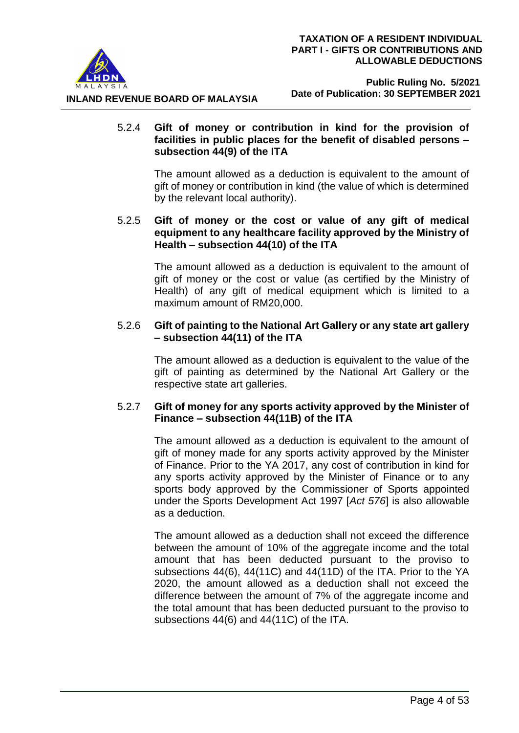### 5.2.4 Gift of money or contribution in kind for the provision of facilities in public places for the benefit of disabled persons – subsection 44(9) of the ITA

The amount allowed as a deduction is equivalent to the amount of gift of money or contribution in kind (the value of which is determined by the relevant local authority).

### 5.2.5 Gift of money or the cost or value of any gift of medical equipment to any healthcare facility approved by the Ministry of Health – subsection 44(10) of the ITA

The amount allowed as a deduction is equivalent to the amount of gift of money or the cost or value (as certified by the Ministry of Health) of any gift of medical equipment which is limited to a maximum amount of RM20,000.

### 5.2.6 Gift of painting to the National Art Gallery or any state art gallery – subsection 44(11) of the ITA

The amount allowed as a deduction is equivalent to the value of the gift of painting as determined by the National Art Gallery or the respective state art galleries.

### 5.2.7 Gift of money for any sports activity approved by the Minister of Finance – subsection 44(11B) of the ITA

The amount allowed as a deduction is equivalent to the amount of gift of money made for any sports activity approved by the Minister of Finance. Prior to the YA 2017, any cost of contribution in kind for any sports activity approved by the Minister of Finance or to any sports body approved by the Commissioner of Sports appointed under the Sports Development Act 1997 [*Act 576*] is also allowable as a deduction.

The amount allowed as a deduction shall not exceed the difference between the amount of 10% of the aggregate income and the total amount that has been deducted pursuant to the proviso to subsections 44(6), 44(11C) and 44(11D) of the ITA. Prior to the YA 2020, the amount allowed as a deduction shall not exceed the difference between the amount of 7% of the aggregate income and the total amount that has been deducted pursuant to the proviso to subsections 44(6) and 44(11C) of the ITA.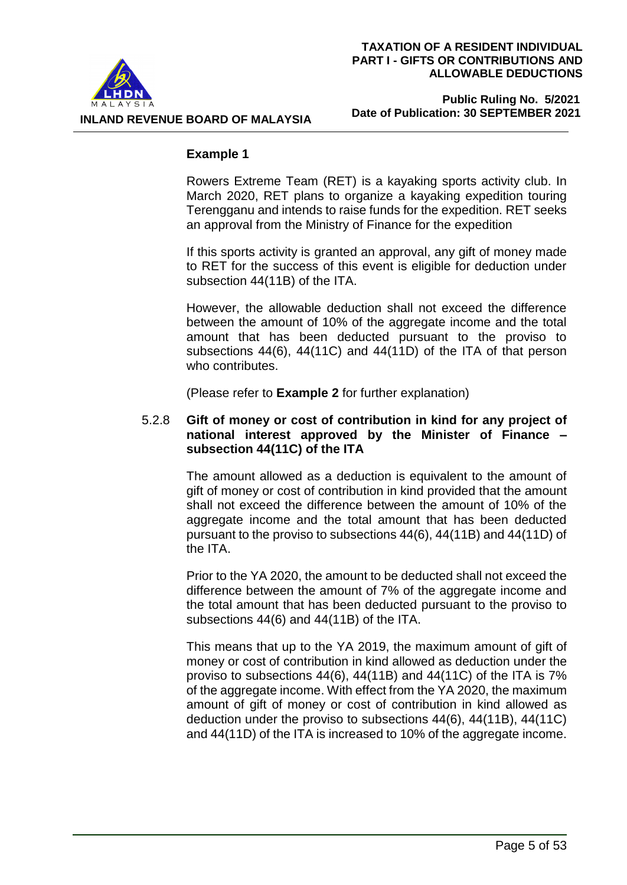**Example 1**

Rowers Extreme Team (RET) is a kayaking sports activity club. In March 2020, RET plans to organize a kayaking expedition touring Terengganu and intends to raise funds for the expedition. RET seeks an approval from the Ministry of Finance for the expedition

If this sports activity is granted an approval, any gift of money made to RET for the success of this event is eligible for deduction under subsection 44(11B) of the ITA.

However, the allowable deduction shall not exceed the difference between the amount of 10% of the aggregate income and the total amount that has been deducted pursuant to the proviso to subsections 44(6), 44(11C) and 44(11D) of the ITA of that person who contributes.

(Please refer to **Example 2** for further explanation)

5.2.8 **Gift of money or cost of contribution in kind for any project of national interest approved by the Minister of Finance – subsection 44(11C) of the ITA**

The amount allowed as a deduction is equivalent to the amount of gift of money or cost of contribution in kind provided that the amount shall not exceed the difference between the amount of 10% of the aggregate income and the total amount that has been deducted pursuant to the proviso to subsections 44(6), 44(11B) and 44(11D) of the ITA.

Prior to the YA 2020, the amount to be deducted shall not exceed the difference between the amount of 7% of the aggregate income and the total amount that has been deducted pursuant to the proviso to subsections 44(6) and 44(11B) of the ITA.

This means that up to the YA 2019, the maximum amount of gift of money or cost of contribution in kind allowed as deduction under the proviso to subsections 44(6), 44(11B) and 44(11C) of the ITA is 7% of the aggregate income. With effect from the YA 2020, the maximum amount of gift of money or cost of contribution in kind allowed as deduction under the proviso to subsections 44(6), 44(11B), 44(11C) and 44(11D) of the ITA is increased to 10% of the aggregate income.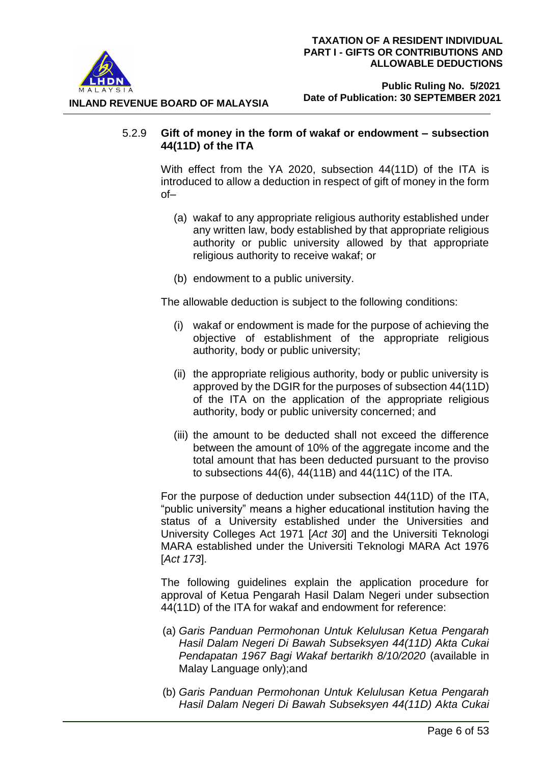### 5.2.9 Gift of money in the form of wakaf or endowment – subsection 44(11D) of the ITA

With effect from the YA 2020, subsection 44(11D) of the ITA is introduced to allow a deduction in respect of gift of money in the form of–

(a) wakaf to any appropriate religious authority established under any written law, body established by that appropriate religious authority or public university allowed by that appropriate religious authority to receive wakaf; or

(b) endowment to a public university.

The allowable deduction is subject to the following conditions:

(i) wakaf or endowment is made for the purpose of achieving the objective of establishment of the appropriate religious authority, body or public university;

(ii) the appropriate religious authority, body or public university is approved by the DGIR for the purposes of subsection 44(11D) of the ITA on the application of the appropriate religious authority, body or public university concerned; and

(iii) the amount to be deducted shall not exceed the difference between the amount of 10% of the aggregate income and the total amount that has been deducted pursuant to the proviso to subsections 44(6), 44(11B) and 44(11C) of the ITA.

For the purpose of deduction under subsection 44(11D) of the ITA, "public university" means a higher educational institution having the status of a University established under the Universities and University Colleges Act 1971 [*Act 30*] and the Universiti Teknologi MARA established under the Universiti Teknologi MARA Act 1976 [*Act 173*].

The following guidelines explain the application procedure for approval of Ketua Pengarah Hasil Dalam Negeri under subsection 44(11D) of the ITA for wakaf and endowment for reference:

(a) *Garis Panduan Permohonan Untuk Kelulusan Ketua Pengarah Hasil Dalam Negeri Di Bawah Subseksyen 44(11D) Akta Cukai Pendapatan 1967 Bagi Wakaf bertarikh 8/10/2020* (available in Malay Language only);and

(b) *Garis Panduan Permohonan Untuk Kelulusan Ketua Pengarah Hasil Dalam Negeri Di Bawah Subseksyen 44(11D) Akta Cukai*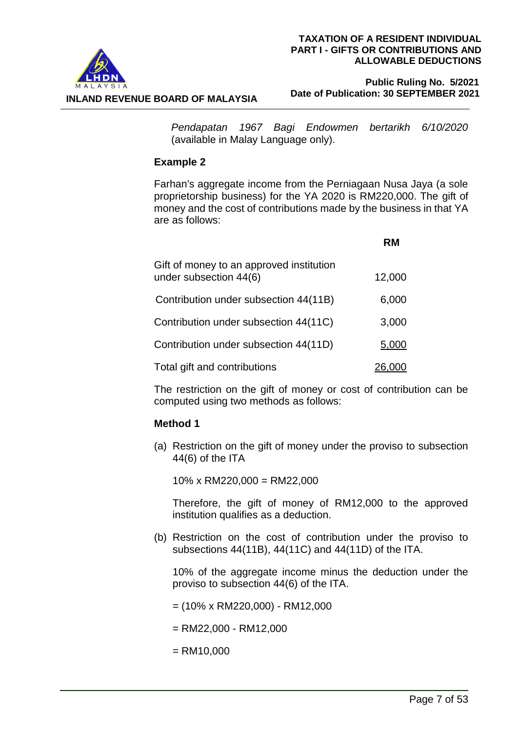*Pendapatan 1967 Bagi Endowmen bertarikh 6/10/2020* (available in Malay Language only).

**Example 2**

Farhan's aggregate income from the Perniagaan Nusa Jaya (a sole proprietorship business) for the YA 2020 is RM220,000. The gift of money and the cost of contributions made by the business in that YA are as follows:

| | RM |
|---|---|
| Gift of money to an approved institution under subsection 44(6) | 12,000 |
| Contribution under subsection 44(11B) | 6,000 |
| Contribution under subsection 44(11C) | 3,000 |
| Contribution under subsection 44(11D) | 5,000 |
| Total gift and contributions | 26,000 |

The restriction on the gift of money or cost of contribution can be computed using two methods as follows:

**Method 1**

(a) Restriction on the gift of money under the proviso to subsection 44(6) of the ITA

10% x RM220,000 = RM22,000

Therefore, the gift of money of RM12,000 to the approved institution qualifies as a deduction.

(b) Restriction on the cost of contribution under the proviso to subsections 44(11B), 44(11C) and 44(11D) of the ITA.

10% of the aggregate income minus the deduction under the proviso to subsection 44(6) of the ITA.

= (10% x RM220,000) - RM12,000

= RM22,000 - RM12,000

= RM10,000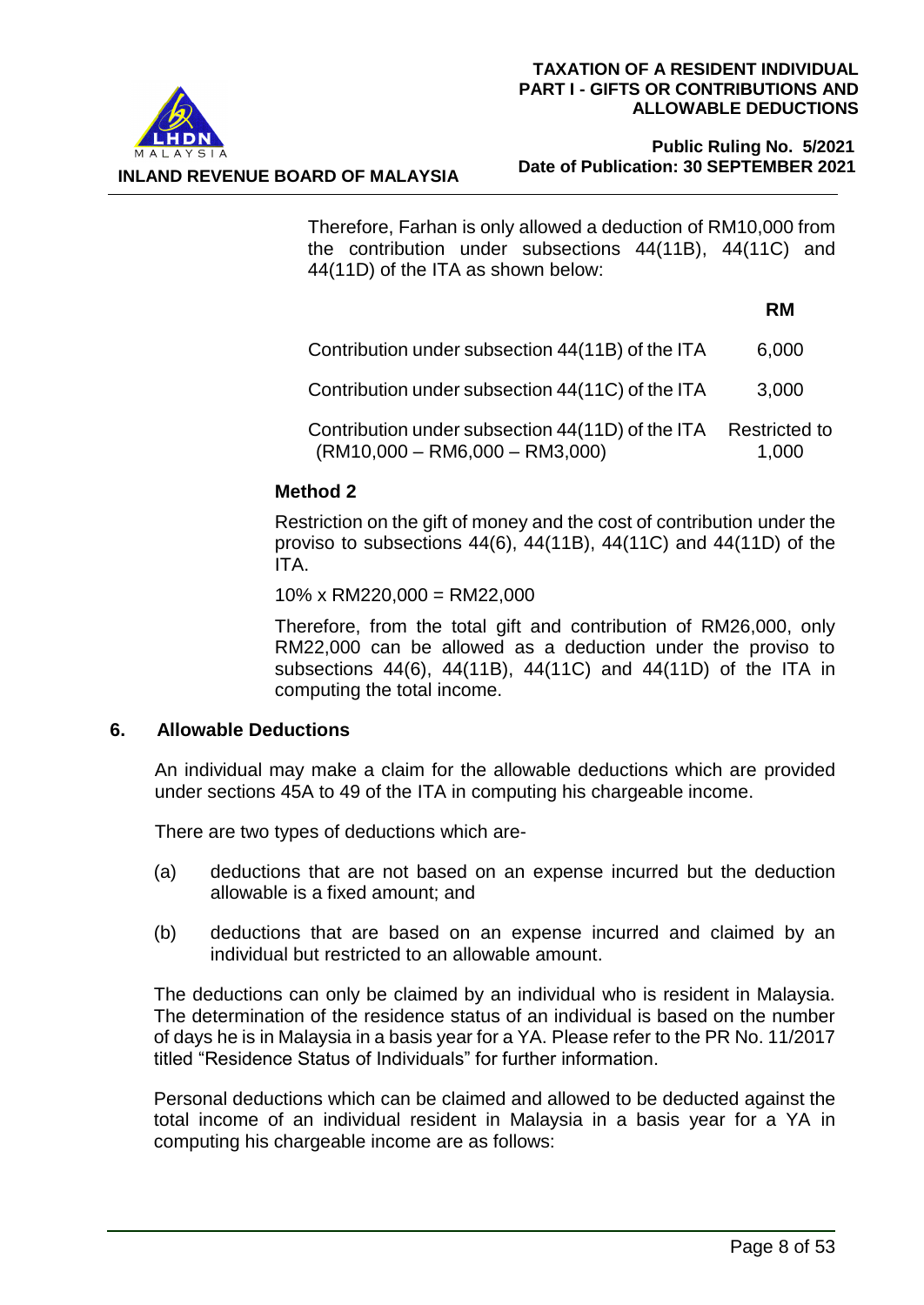Therefore, Farhan is only allowed a deduction of RM10,000 from the contribution under subsections 44(11B), 44(11C) and 44(11D) of the ITA as shown below:

| | RM |
|---|---|
| Contribution under subsection 44(11B) of the ITA | 6,000 |
| Contribution under subsection 44(11C) of the ITA | 3,000 |
| Contribution under subsection 44(11D) of the ITA (RM10,000 – RM6,000 – RM3,000) | Restricted to 1,000 |

**Method 2**

Restriction on the gift of money and the cost of contribution under the proviso to subsections 44(6), 44(11B), 44(11C) and 44(11D) of the ITA.

10% x RM220,000 = RM22,000

Therefore, from the total gift and contribution of RM26,000, only RM22,000 can be allowed as a deduction under the proviso to subsections 44(6), 44(11B), 44(11C) and 44(11D) of the ITA in computing the total income.

## 6. Allowable Deductions

An individual may make a claim for the allowable deductions which are provided under sections 45A to 49 of the ITA in computing his chargeable income.

There are two types of deductions which are-

(a) deductions that are not based on an expense incurred but the deduction allowable is a fixed amount; and

(b) deductions that are based on an expense incurred and claimed by an individual but restricted to an allowable amount.

The deductions can only be claimed by an individual who is resident in Malaysia. The determination of the residence status of an individual is based on the number of days he is in Malaysia in a basis year for a YA. Please refer to the PR No. 11/2017 titled "Residence Status of Individuals" for further information.

Personal deductions which can be claimed and allowed to be deducted against the total income of an individual resident in Malaysia in a basis year for a YA in computing his chargeable income are as follows: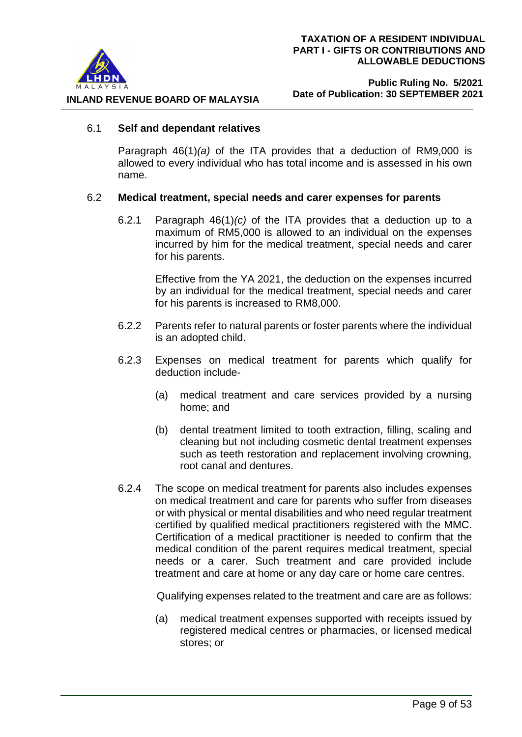### 6.1 Self and dependant relatives

Paragraph 46(1)*(a)* of the ITA provides that a deduction of RM9,000 is allowed to every individual who has total income and is assessed in his own name.

### 6.2 Medical treatment, special needs and carer expenses for parents

6.2.1 Paragraph 46(1)*(c)* of the ITA provides that a deduction up to a maximum of RM5,000 is allowed to an individual on the expenses incurred by him for the medical treatment, special needs and carer for his parents.

Effective from the YA 2021, the deduction on the expenses incurred by an individual for the medical treatment, special needs and carer for his parents is increased to RM8,000.

6.2.2 Parents refer to natural parents or foster parents where the individual is an adopted child.

6.2.3 Expenses on medical treatment for parents which qualify for deduction include-

(a) medical treatment and care services provided by a nursing home; and

(b) dental treatment limited to tooth extraction, filling, scaling and cleaning but not including cosmetic dental treatment expenses such as teeth restoration and replacement involving crowning, root canal and dentures.

6.2.4 The scope on medical treatment for parents also includes expenses on medical treatment and care for parents who suffer from diseases or with physical or mental disabilities and who need regular treatment certified by qualified medical practitioners registered with the MMC. Certification of a medical practitioner is needed to confirm that the medical condition of the parent requires medical treatment, special needs or a carer. Such treatment and care provided include treatment and care at home or any day care or home care centres.

Qualifying expenses related to the treatment and care are as follows:

(a) medical treatment expenses supported with receipts issued by registered medical centres or pharmacies, or licensed medical stores; or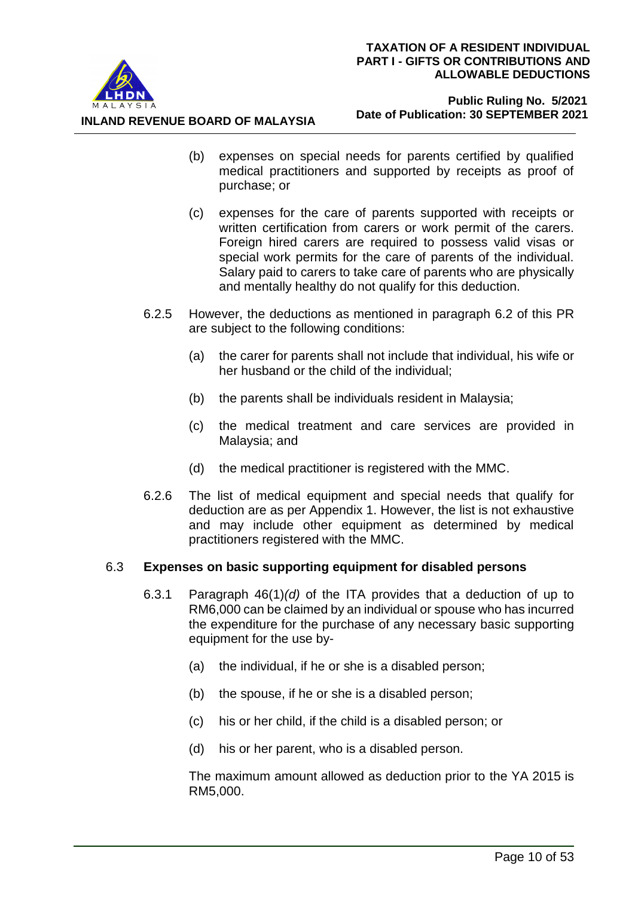(b) expenses on special needs for parents certified by qualified medical practitioners and supported by receipts as proof of purchase; or

(c) expenses for the care of parents supported with receipts or written certification from carers or work permit of the carers. Foreign hired carers are required to possess valid visas or special work permits for the care of parents of the individual. Salary paid to carers to take care of parents who are physically and mentally healthy do not qualify for this deduction.

6.2.5 However, the deductions as mentioned in paragraph 6.2 of this PR are subject to the following conditions:

(a) the carer for parents shall not include that individual, his wife or her husband or the child of the individual;

(b) the parents shall be individuals resident in Malaysia;

(c) the medical treatment and care services are provided in Malaysia; and

(d) the medical practitioner is registered with the MMC.

6.2.6 The list of medical equipment and special needs that qualify for deduction are as per Appendix 1. However, the list is not exhaustive and may include other equipment as determined by medical practitioners registered with the MMC.

## 6.3 Expenses on basic supporting equipment for disabled persons

6.3.1 Paragraph 46(1)*(d)* of the ITA provides that a deduction of up to RM6,000 can be claimed by an individual or spouse who has incurred the expenditure for the purchase of any necessary basic supporting equipment for the use by-

(a) the individual, if he or she is a disabled person;

(b) the spouse, if he or she is a disabled person;

(c) his or her child, if the child is a disabled person; or

(d) his or her parent, who is a disabled person.

The maximum amount allowed as deduction prior to the YA 2015 is RM5,000.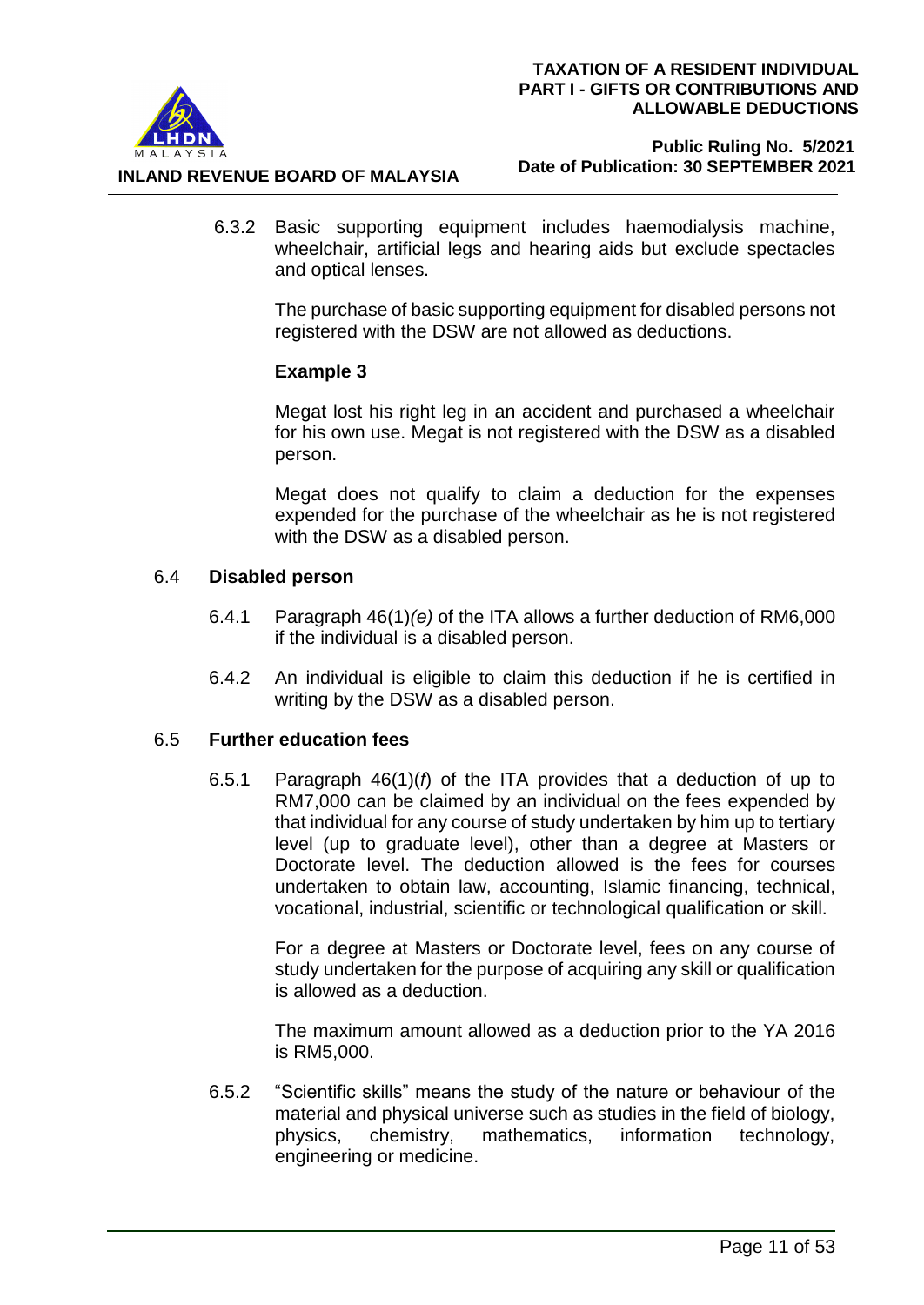6.3.2 Basic supporting equipment includes haemodialysis machine, wheelchair, artificial legs and hearing aids but exclude spectacles and optical lenses.

The purchase of basic supporting equipment for disabled persons not registered with the DSW are not allowed as deductions.

**Example 3**

Megat lost his right leg in an accident and purchased a wheelchair for his own use. Megat is not registered with the DSW as a disabled person.

Megat does not qualify to claim a deduction for the expenses expended for the purchase of the wheelchair as he is not registered with the DSW as a disabled person.

### 6.4 Disabled person

6.4.1 Paragraph 46(1)*(e)* of the ITA allows a further deduction of RM6,000 if the individual is a disabled person.

6.4.2 An individual is eligible to claim this deduction if he is certified in writing by the DSW as a disabled person.

### 6.5 Further education fees

6.5.1 Paragraph 46(1)(*f*) of the ITA provides that a deduction of up to RM7,000 can be claimed by an individual on the fees expended by that individual for any course of study undertaken by him up to tertiary level (up to graduate level), other than a degree at Masters or Doctorate level. The deduction allowed is the fees for courses undertaken to obtain law, accounting, Islamic financing, technical, vocational, industrial, scientific or technological qualification or skill.

For a degree at Masters or Doctorate level, fees on any course of study undertaken for the purpose of acquiring any skill or qualification is allowed as a deduction.

The maximum amount allowed as a deduction prior to the YA 2016 is RM5,000.

6.5.2 "Scientific skills" means the study of the nature or behaviour of the material and physical universe such as studies in the field of biology, physics, chemistry, mathematics, information technology, engineering or medicine.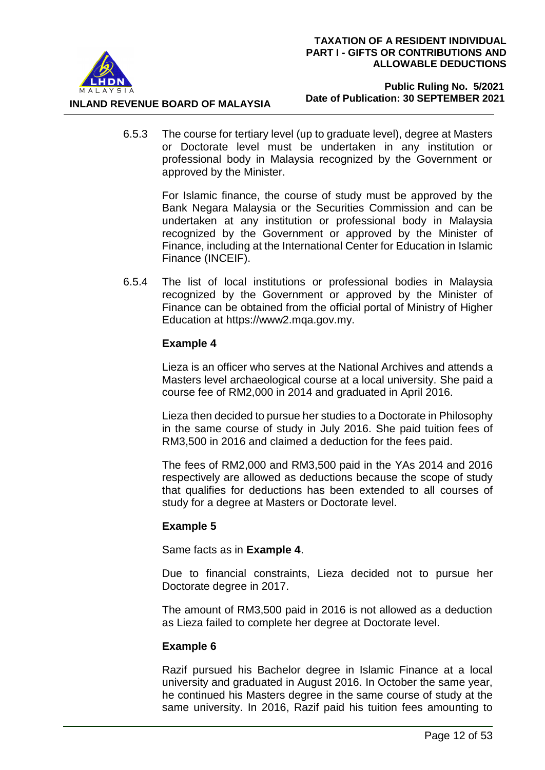6.5.3 The course for tertiary level (up to graduate level), degree at Masters or Doctorate level must be undertaken in any institution or professional body in Malaysia recognized by the Government or approved by the Minister.

For Islamic finance, the course of study must be approved by the Bank Negara Malaysia or the Securities Commission and can be undertaken at any institution or professional body in Malaysia recognized by the Government or approved by the Minister of Finance, including at the International Center for Education in Islamic Finance (INCEIF).

6.5.4 The list of local institutions or professional bodies in Malaysia recognized by the Government or approved by the Minister of Finance can be obtained from the official portal of Ministry of Higher Education at https://www2.mqa.gov.my.

**Example 4**

Lieza is an officer who serves at the National Archives and attends a Masters level archaeological course at a local university. She paid a course fee of RM2,000 in 2014 and graduated in April 2016.

Lieza then decided to pursue her studies to a Doctorate in Philosophy in the same course of study in July 2016. She paid tuition fees of RM3,500 in 2016 and claimed a deduction for the fees paid.

The fees of RM2,000 and RM3,500 paid in the YAs 2014 and 2016 respectively are allowed as deductions because the scope of study that qualifies for deductions has been extended to all courses of study for a degree at Masters or Doctorate level.

**Example 5**

Same facts as in **Example 4**.

Due to financial constraints, Lieza decided not to pursue her Doctorate degree in 2017.

The amount of RM3,500 paid in 2016 is not allowed as a deduction as Lieza failed to complete her degree at Doctorate level.

**Example 6**

Razif pursued his Bachelor degree in Islamic Finance at a local university and graduated in August 2016. In October the same year, he continued his Masters degree in the same course of study at the same university. In 2016, Razif paid his tuition fees amounting to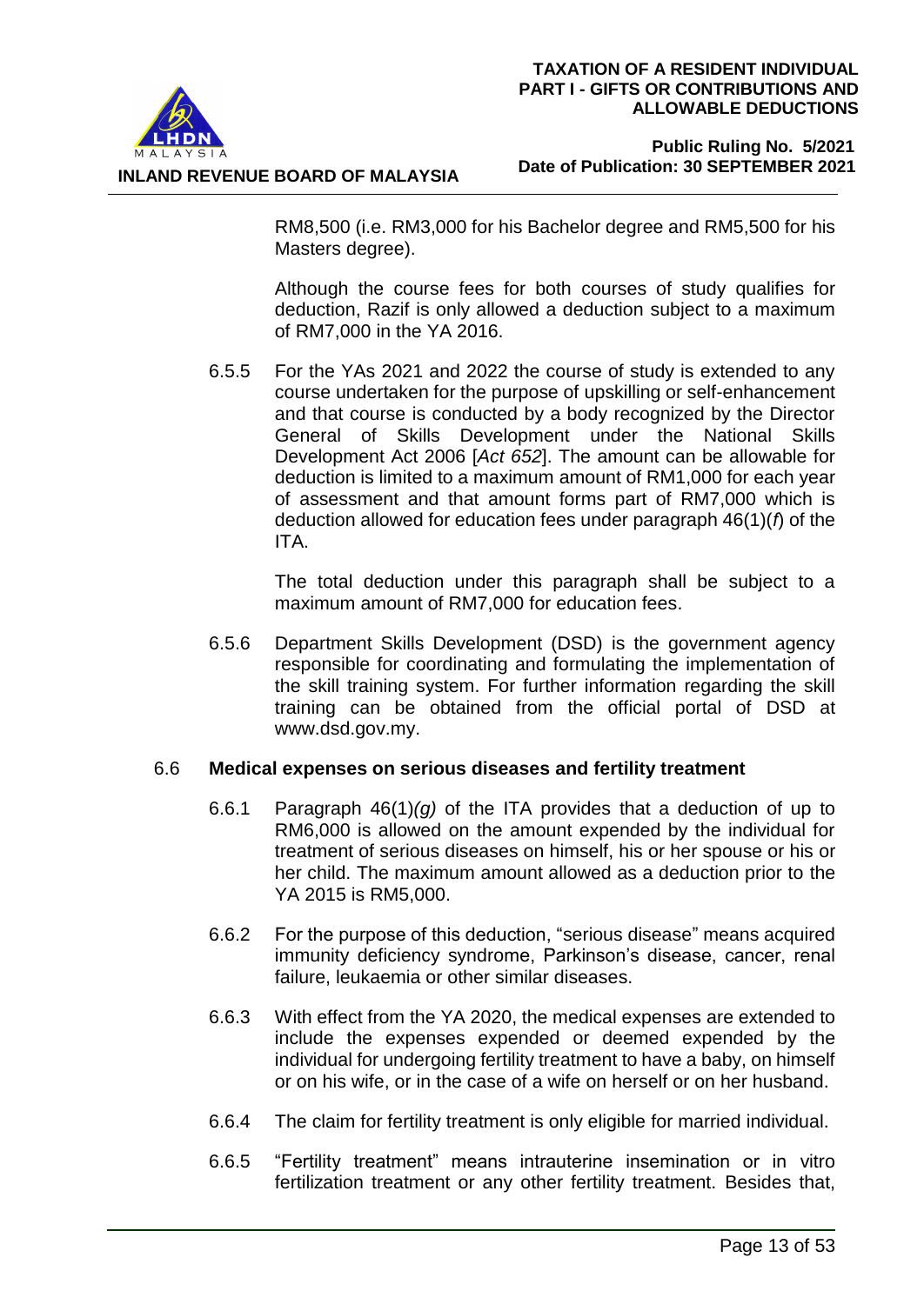RM8,500 (i.e. RM3,000 for his Bachelor degree and RM5,500 for his Masters degree).

Although the course fees for both courses of study qualifies for deduction, Razif is only allowed a deduction subject to a maximum of RM7,000 in the YA 2016.

6.5.5 For the YAs 2021 and 2022 the course of study is extended to any course undertaken for the purpose of upskilling or self-enhancement and that course is conducted by a body recognized by the Director General of Skills Development under the National Skills Development Act 2006 [*Act 652*]. The amount can be allowable for deduction is limited to a maximum amount of RM1,000 for each year of assessment and that amount forms part of RM7,000 which is deduction allowed for education fees under paragraph 46(1)(*f*) of the ITA.

The total deduction under this paragraph shall be subject to a maximum amount of RM7,000 for education fees.

6.5.6 Department Skills Development (DSD) is the government agency responsible for coordinating and formulating the implementation of the skill training system. For further information regarding the skill training can be obtained from the official portal of DSD at www.dsd.gov.my.

### 6.6 Medical expenses on serious diseases and fertility treatment

6.6.1 Paragraph 46(1)*(g)* of the ITA provides that a deduction of up to RM6,000 is allowed on the amount expended by the individual for treatment of serious diseases on himself, his or her spouse or his or her child. The maximum amount allowed as a deduction prior to the YA 2015 is RM5,000.

6.6.2 For the purpose of this deduction, "serious disease" means acquired immunity deficiency syndrome, Parkinson's disease, cancer, renal failure, leukaemia or other similar diseases.

6.6.3 With effect from the YA 2020, the medical expenses are extended to include the expenses expended or deemed expended by the individual for undergoing fertility treatment to have a baby, on himself or on his wife, or in the case of a wife on herself or on her husband.

6.6.4 The claim for fertility treatment is only eligible for married individual.

6.6.5 "Fertility treatment" means intrauterine insemination or in vitro fertilization treatment or any other fertility treatment. Besides that,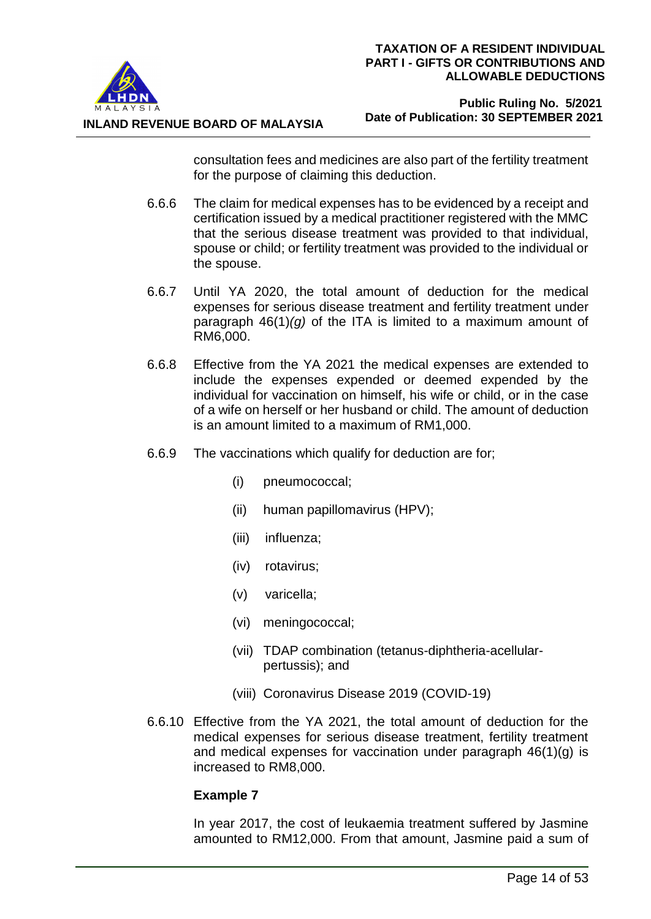consultation fees and medicines are also part of the fertility treatment for the purpose of claiming this deduction.

6.6.6 The claim for medical expenses has to be evidenced by a receipt and certification issued by a medical practitioner registered with the MMC that the serious disease treatment was provided to that individual, spouse or child; or fertility treatment was provided to the individual or the spouse.

6.6.7 Until YA 2020, the total amount of deduction for the medical expenses for serious disease treatment and fertility treatment under paragraph 46(1)*(g)* of the ITA is limited to a maximum amount of RM6,000.

6.6.8 Effective from the YA 2021 the medical expenses are extended to include the expenses expended or deemed expended by the individual for vaccination on himself, his wife or child, or in the case of a wife on herself or her husband or child. The amount of deduction is an amount limited to a maximum of RM1,000.

6.6.9 The vaccinations which qualify for deduction are for;

- (i) pneumococcal;
- (ii) human papillomavirus (HPV);
- (iii) influenza;
- (iv) rotavirus;
- (v) varicella;
- (vi) meningococcal;
- (vii) TDAP combination (tetanus-diphtheria-acellular-pertussis); and
- (viii) Coronavirus Disease 2019 (COVID-19)

6.6.10 Effective from the YA 2021, the total amount of deduction for the medical expenses for serious disease treatment, fertility treatment and medical expenses for vaccination under paragraph 46(1)(g) is increased to RM8,000.

**Example 7**

In year 2017, the cost of leukaemia treatment suffered by Jasmine amounted to RM12,000. From that amount, Jasmine paid a sum of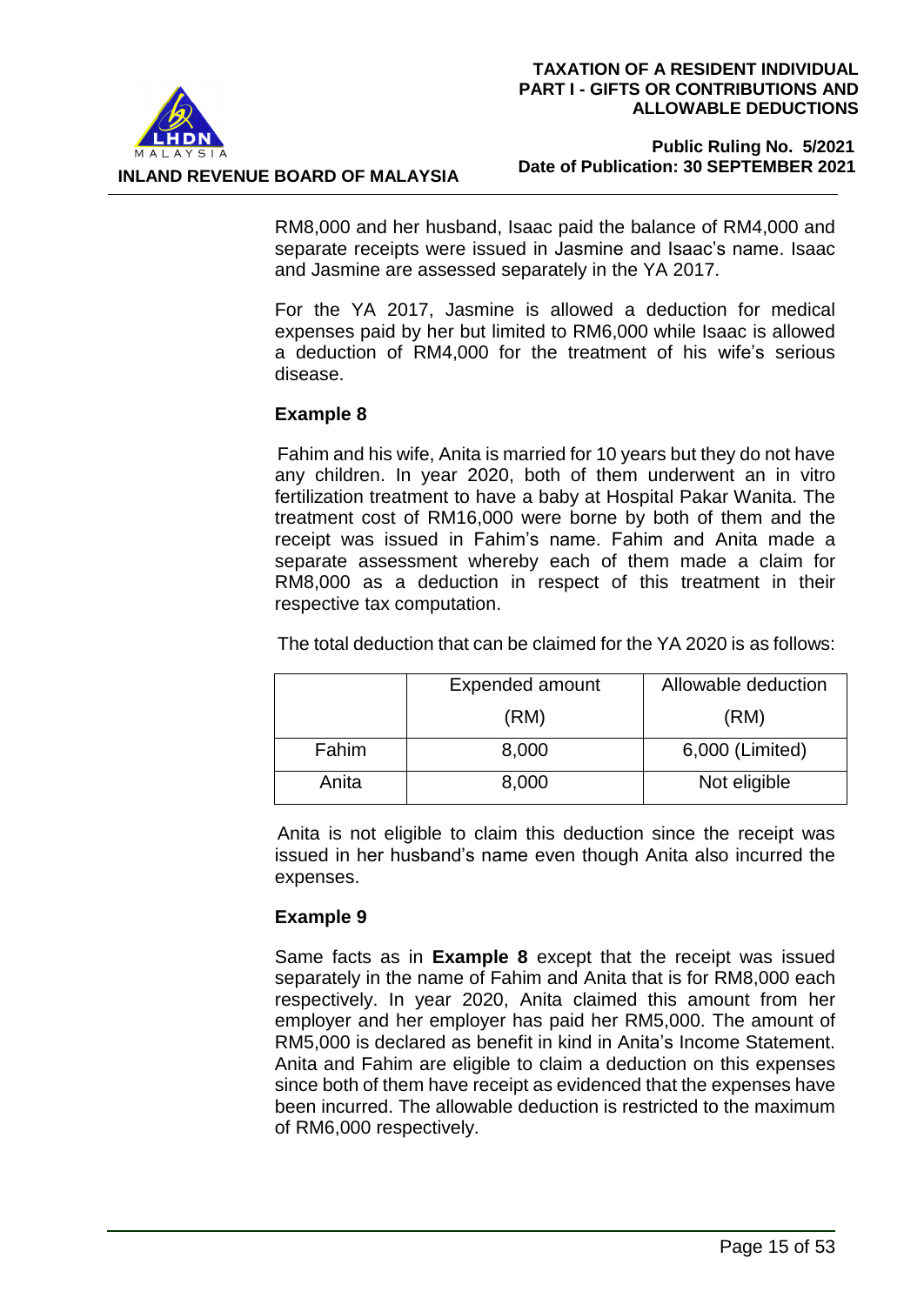RM8,000 and her husband, Isaac paid the balance of RM4,000 and separate receipts were issued in Jasmine and Isaac's name. Isaac and Jasmine are assessed separately in the YA 2017.

For the YA 2017, Jasmine is allowed a deduction for medical expenses paid by her but limited to RM6,000 while Isaac is allowed a deduction of RM4,000 for the treatment of his wife's serious disease.

**Example 8**

Fahim and his wife, Anita is married for 10 years but they do not have any children. In year 2020, both of them underwent an in vitro fertilization treatment to have a baby at Hospital Pakar Wanita. The treatment cost of RM16,000 were borne by both of them and the receipt was issued in Fahim's name. Fahim and Anita made a separate assessment whereby each of them made a claim for RM8,000 as a deduction in respect of this treatment in their respective tax computation.

The total deduction that can be claimed for the YA 2020 is as follows:

| | Expended amount (RM) | Allowable deduction (RM) |
|---|---|---|
| Fahim | 8,000 | 6,000 (Limited) |
| Anita | 8,000 | Not eligible |

Anita is not eligible to claim this deduction since the receipt was issued in her husband's name even though Anita also incurred the expenses.

**Example 9**

Same facts as in **Example 8** except that the receipt was issued separately in the name of Fahim and Anita that is for RM8,000 each respectively. In year 2020, Anita claimed this amount from her employer and her employer has paid her RM5,000. The amount of RM5,000 is declared as benefit in kind in Anita's Income Statement. Anita and Fahim are eligible to claim a deduction on this expenses since both of them have receipt as evidenced that the expenses have been incurred. The allowable deduction is restricted to the maximum of RM6,000 respectively.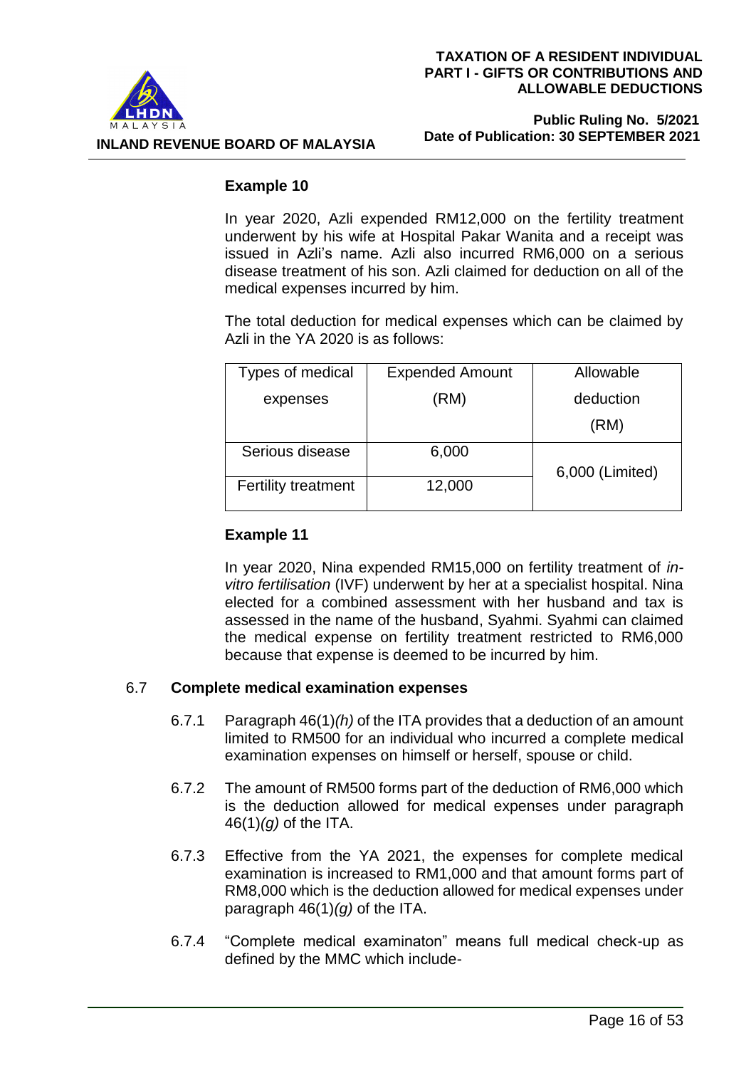### Example 10

In year 2020, Azli expended RM12,000 on the fertility treatment underwent by his wife at Hospital Pakar Wanita and a receipt was issued in Azli's name. Azli also incurred RM6,000 on a serious disease treatment of his son. Azli claimed for deduction on all of the medical expenses incurred by him.

The total deduction for medical expenses which can be claimed by Azli in the YA 2020 is as follows:

| Types of medical expenses | Expended Amount (RM) | Allowable deduction (RM) |
|---|---|---|
| Serious disease | 6,000 | 6,000 (Limited) |
| Fertility treatment | 12,000 | |

### Example 11

In year 2020, Nina expended RM15,000 on fertility treatment of *in-vitro fertilisation* (IVF) underwent by her at a specialist hospital. Nina elected for a combined assessment with her husband and tax is assessed in the name of the husband, Syahmi. Syahmi can claimed the medical expense on fertility treatment restricted to RM6,000 because that expense is deemed to be incurred by him.

## 6.7 Complete medical examination expenses

6.7.1 Paragraph 46(1)*(h)* of the ITA provides that a deduction of an amount limited to RM500 for an individual who incurred a complete medical examination expenses on himself or herself, spouse or child.

6.7.2 The amount of RM500 forms part of the deduction of RM6,000 which is the deduction allowed for medical expenses under paragraph 46(1)*(g)* of the ITA.

6.7.3 Effective from the YA 2021, the expenses for complete medical examination is increased to RM1,000 and that amount forms part of RM8,000 which is the deduction allowed for medical expenses under paragraph 46(1)*(g)* of the ITA.

6.7.4 "Complete medical examinaton" means full medical check-up as defined by the MMC which include-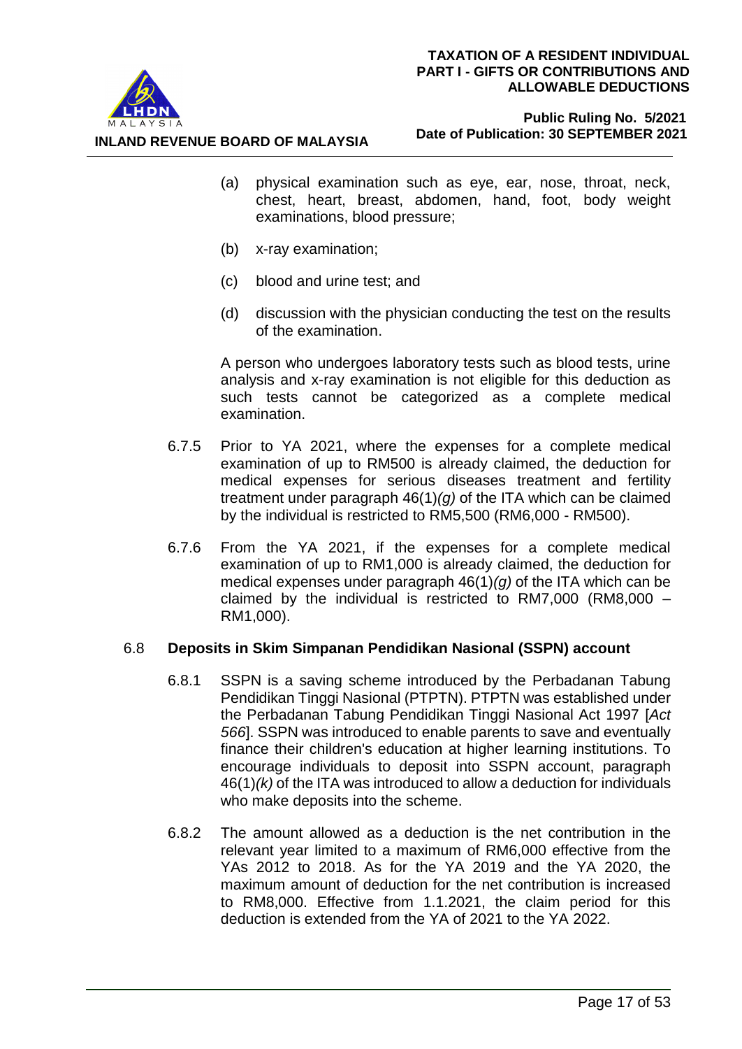(a) physical examination such as eye, ear, nose, throat, neck, chest, heart, breast, abdomen, hand, foot, body weight examinations, blood pressure;

(b) x-ray examination;

(c) blood and urine test; and

(d) discussion with the physician conducting the test on the results of the examination.

A person who undergoes laboratory tests such as blood tests, urine analysis and x-ray examination is not eligible for this deduction as such tests cannot be categorized as a complete medical examination.

6.7.5 Prior to YA 2021, where the expenses for a complete medical examination of up to RM500 is already claimed, the deduction for medical expenses for serious diseases treatment and fertility treatment under paragraph 46(1)*(g)* of the ITA which can be claimed by the individual is restricted to RM5,500 (RM6,000 - RM500).

6.7.6 From the YA 2021, if the expenses for a complete medical examination of up to RM1,000 is already claimed, the deduction for medical expenses under paragraph 46(1)*(g)* of the ITA which can be claimed by the individual is restricted to RM7,000 (RM8,000 – RM1,000).

## 6.8 Deposits in Skim Simpanan Pendidikan Nasional (SSPN) account

6.8.1 SSPN is a saving scheme introduced by the Perbadanan Tabung Pendidikan Tinggi Nasional (PTPTN). PTPTN was established under the Perbadanan Tabung Pendidikan Tinggi Nasional Act 1997 [*Act 566*]. SSPN was introduced to enable parents to save and eventually finance their children's education at higher learning institutions. To encourage individuals to deposit into SSPN account, paragraph 46(1)*(k)* of the ITA was introduced to allow a deduction for individuals who make deposits into the scheme.

6.8.2 The amount allowed as a deduction is the net contribution in the relevant year limited to a maximum of RM6,000 effective from the YAs 2012 to 2018. As for the YA 2019 and the YA 2020, the maximum amount of deduction for the net contribution is increased to RM8,000. Effective from 1.1.2021, the claim period for this deduction is extended from the YA of 2021 to the YA 2022.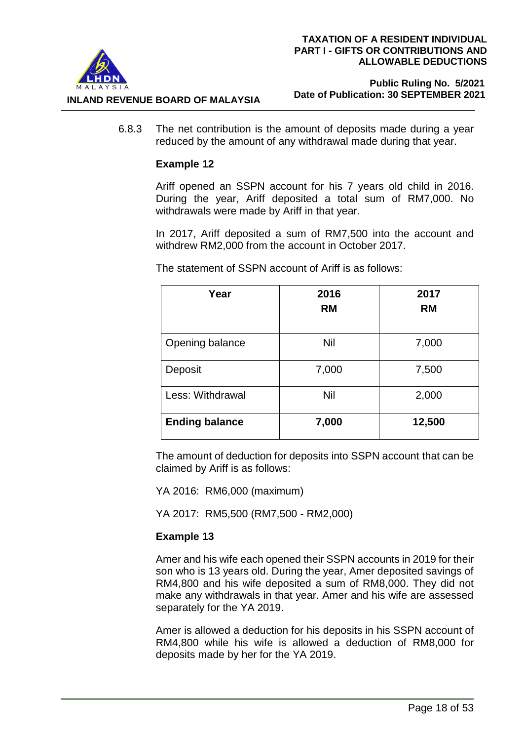6.8.3 The net contribution is the amount of deposits made during a year reduced by the amount of any withdrawal made during that year.

**Example 12**

Ariff opened an SSPN account for his 7 years old child in 2016. During the year, Ariff deposited a total sum of RM7,000. No withdrawals were made by Ariff in that year.

In 2017, Ariff deposited a sum of RM7,500 into the account and withdrew RM2,000 from the account in October 2017.

The statement of SSPN account of Ariff is as follows:

| **Year** | **2016 RM** | **2017 RM** |
|---|---|---|
| Opening balance | Nil | 7,000 |
| Deposit | 7,000 | 7,500 |
| Less: Withdrawal | Nil | 2,000 |
| **Ending balance** | **7,000** | **12,500** |

The amount of deduction for deposits into SSPN account that can be claimed by Ariff is as follows:

YA 2016: RM6,000 (maximum)

YA 2017: RM5,500 (RM7,500 - RM2,000)

**Example 13**

Amer and his wife each opened their SSPN accounts in 2019 for their son who is 13 years old. During the year, Amer deposited savings of RM4,800 and his wife deposited a sum of RM8,000. They did not make any withdrawals in that year. Amer and his wife are assessed separately for the YA 2019.

Amer is allowed a deduction for his deposits in his SSPN account of RM4,800 while his wife is allowed a deduction of RM8,000 for deposits made by her for the YA 2019.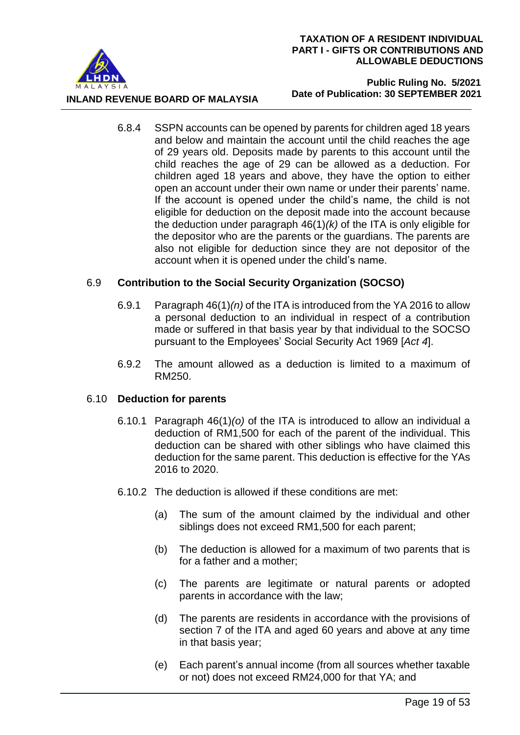6.8.4 SSPN accounts can be opened by parents for children aged 18 years and below and maintain the account until the child reaches the age of 29 years old. Deposits made by parents to this account until the child reaches the age of 29 can be allowed as a deduction. For children aged 18 years and above, they have the option to either open an account under their own name or under their parents' name. If the account is opened under the child's name, the child is not eligible for deduction on the deposit made into the account because the deduction under paragraph 46(1)*(k)* of the ITA is only eligible for the depositor who are the parents or the guardians. The parents are also not eligible for deduction since they are not depositor of the account when it is opened under the child's name.

## 6.9 Contribution to the Social Security Organization (SOCSO)

6.9.1 Paragraph 46(1)*(n)* of the ITA is introduced from the YA 2016 to allow a personal deduction to an individual in respect of a contribution made or suffered in that basis year by that individual to the SOCSO pursuant to the Employees' Social Security Act 1969 [*Act 4*].

6.9.2 The amount allowed as a deduction is limited to a maximum of RM250.

## 6.10 Deduction for parents

6.10.1 Paragraph 46(1)*(o)* of the ITA is introduced to allow an individual a deduction of RM1,500 for each of the parent of the individual. This deduction can be shared with other siblings who have claimed this deduction for the same parent. This deduction is effective for the YAs 2016 to 2020.

6.10.2 The deduction is allowed if these conditions are met:

(a) The sum of the amount claimed by the individual and other siblings does not exceed RM1,500 for each parent;

(b) The deduction is allowed for a maximum of two parents that is for a father and a mother;

(c) The parents are legitimate or natural parents or adopted parents in accordance with the law;

(d) The parents are residents in accordance with the provisions of section 7 of the ITA and aged 60 years and above at any time in that basis year;

(e) Each parent's annual income (from all sources whether taxable or not) does not exceed RM24,000 for that YA; and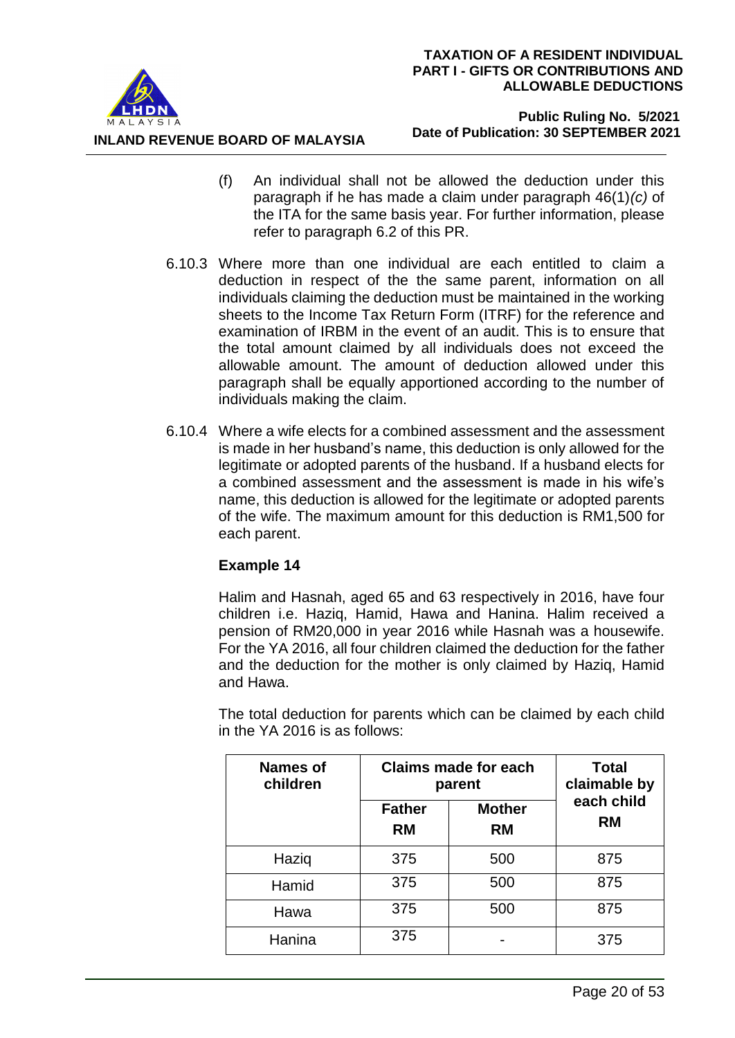(f) An individual shall not be allowed the deduction under this paragraph if he has made a claim under paragraph 46(1)*(c)* of the ITA for the same basis year. For further information, please refer to paragraph 6.2 of this PR.

6.10.3 Where more than one individual are each entitled to claim a deduction in respect of the the same parent, information on all individuals claiming the deduction must be maintained in the working sheets to the Income Tax Return Form (ITRF) for the reference and examination of IRBM in the event of an audit. This is to ensure that the total amount claimed by all individuals does not exceed the allowable amount. The amount of deduction allowed under this paragraph shall be equally apportioned according to the number of individuals making the claim.

6.10.4 Where a wife elects for a combined assessment and the assessment is made in her husband's name, this deduction is only allowed for the legitimate or adopted parents of the husband. If a husband elects for a combined assessment and the assessment is made in his wife's name, this deduction is allowed for the legitimate or adopted parents of the wife. The maximum amount for this deduction is RM1,500 for each parent.

**Example 14**

Halim and Hasnah, aged 65 and 63 respectively in 2016, have four children i.e. Haziq, Hamid, Hawa and Hanina. Halim received a pension of RM20,000 in year 2016 while Hasnah was a housewife. For the YA 2016, all four children claimed the deduction for the father and the deduction for the mother is only claimed by Haziq, Hamid and Hawa.

The total deduction for parents which can be claimed by each child in the YA 2016 is as follows:

| Names of children | Claims made for each parent | | Total claimable by each child RM |
|---|---|---|---|
| | Father RM | Mother RM | |
| Haziq | 375 | 500 | 875 |
| Hamid | 375 | 500 | 875 |
| Hawa | 375 | 500 | 875 |
| Hanina | 375 | - | 375 |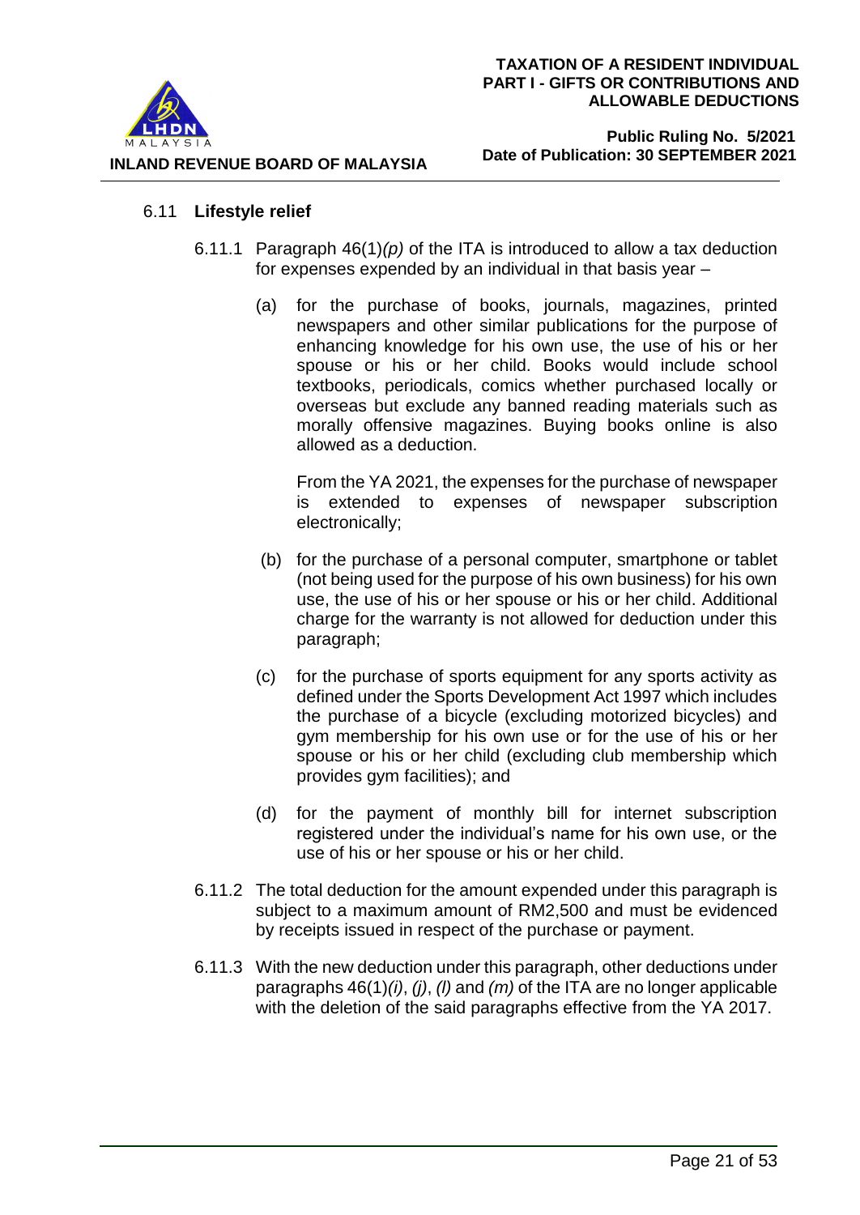### 6.11 Lifestyle relief

6.11.1 Paragraph 46(1)*(p)* of the ITA is introduced to allow a tax deduction for expenses expended by an individual in that basis year –

(a) for the purchase of books, journals, magazines, printed newspapers and other similar publications for the purpose of enhancing knowledge for his own use, the use of his or her spouse or his or her child. Books would include school textbooks, periodicals, comics whether purchased locally or overseas but exclude any banned reading materials such as morally offensive magazines. Buying books online is also allowed as a deduction.

From the YA 2021, the expenses for the purchase of newspaper is extended to expenses of newspaper subscription electronically;

(b) for the purchase of a personal computer, smartphone or tablet (not being used for the purpose of his own business) for his own use, the use of his or her spouse or his or her child. Additional charge for the warranty is not allowed for deduction under this paragraph;

(c) for the purchase of sports equipment for any sports activity as defined under the Sports Development Act 1997 which includes the purchase of a bicycle (excluding motorized bicycles) and gym membership for his own use or for the use of his or her spouse or his or her child (excluding club membership which provides gym facilities); and

(d) for the payment of monthly bill for internet subscription registered under the individual's name for his own use, or the use of his or her spouse or his or her child.

6.11.2 The total deduction for the amount expended under this paragraph is subject to a maximum amount of RM2,500 and must be evidenced by receipts issued in respect of the purchase or payment.

6.11.3 With the new deduction under this paragraph, other deductions under paragraphs 46(1)*(i)*, *(j)*, *(l)* and *(m)* of the ITA are no longer applicable with the deletion of the said paragraphs effective from the YA 2017.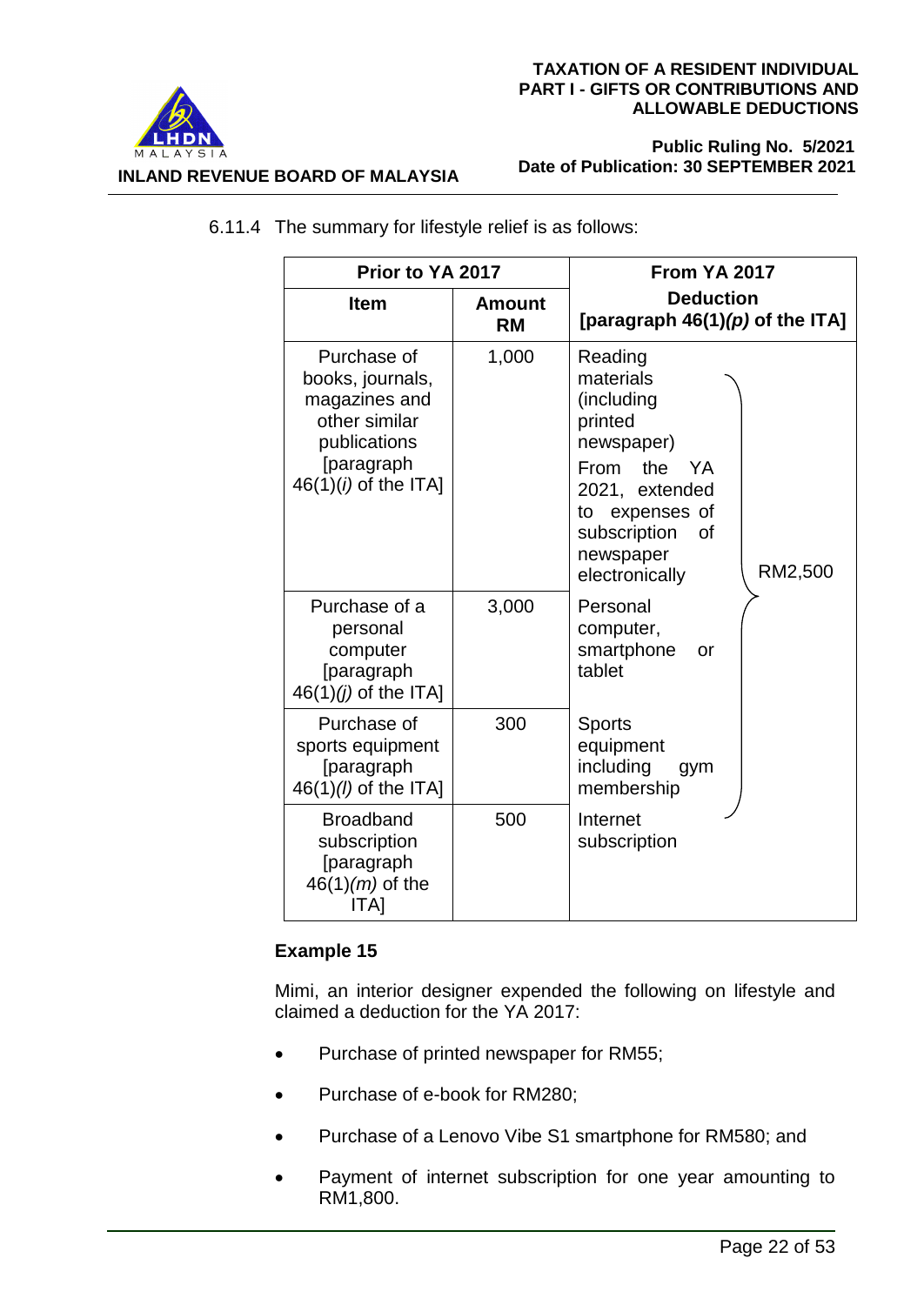6.11.4 The summary for lifestyle relief is as follows:

| Prior to YA 2017 | | From YA 2017 | |
|---|---|---|---|
| **Item** | **Amount RM** | **Deduction [paragraph 46(1)*(p)* of the ITA]** | |
| Purchase of books, journals, magazines and other similar publications [paragraph 46(1)*(i)* of the ITA] | 1,000 | Reading materials (including printed newspaper) From the YA 2021, extended to expenses of subscription of newspaper electronically | RM2,500 |
| Purchase of a personal computer [paragraph 46(1)*(j)* of the ITA] | 3,000 | Personal computer, smartphone or tablet | |
| Purchase of sports equipment [paragraph 46(1)*(l)* of the ITA] | 300 | Sports equipment including gym membership | |
| Broadband subscription [paragraph 46(1)*(m)* of the ITA] | 500 | Internet subscription | |

**Example 15**

Mimi, an interior designer expended the following on lifestyle and claimed a deduction for the YA 2017:

- Purchase of printed newspaper for RM55;
- Purchase of e-book for RM280;
- Purchase of a Lenovo Vibe S1 smartphone for RM580; and
- Payment of internet subscription for one year amounting to RM1,800.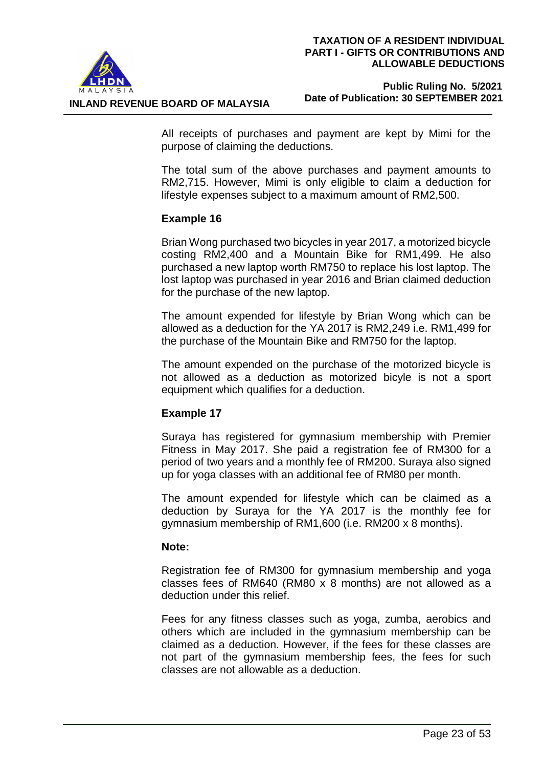All receipts of purchases and payment are kept by Mimi for the purpose of claiming the deductions.

The total sum of the above purchases and payment amounts to RM2,715. However, Mimi is only eligible to claim a deduction for lifestyle expenses subject to a maximum amount of RM2,500.

**Example 16**

Brian Wong purchased two bicycles in year 2017, a motorized bicycle costing RM2,400 and a Mountain Bike for RM1,499. He also purchased a new laptop worth RM750 to replace his lost laptop. The lost laptop was purchased in year 2016 and Brian claimed deduction for the purchase of the new laptop.

The amount expended for lifestyle by Brian Wong which can be allowed as a deduction for the YA 2017 is RM2,249 i.e. RM1,499 for the purchase of the Mountain Bike and RM750 for the laptop.

The amount expended on the purchase of the motorized bicycle is not allowed as a deduction as motorized bicyle is not a sport equipment which qualifies for a deduction.

**Example 17**

Suraya has registered for gymnasium membership with Premier Fitness in May 2017. She paid a registration fee of RM300 for a period of two years and a monthly fee of RM200. Suraya also signed up for yoga classes with an additional fee of RM80 per month.

The amount expended for lifestyle which can be claimed as a deduction by Suraya for the YA 2017 is the monthly fee for gymnasium membership of RM1,600 (i.e. RM200 x 8 months).

**Note:**

Registration fee of RM300 for gymnasium membership and yoga classes fees of RM640 (RM80 x 8 months) are not allowed as a deduction under this relief.

Fees for any fitness classes such as yoga, zumba, aerobics and others which are included in the gymnasium membership can be claimed as a deduction. However, if the fees for these classes are not part of the gymnasium membership fees, the fees for such classes are not allowable as a deduction.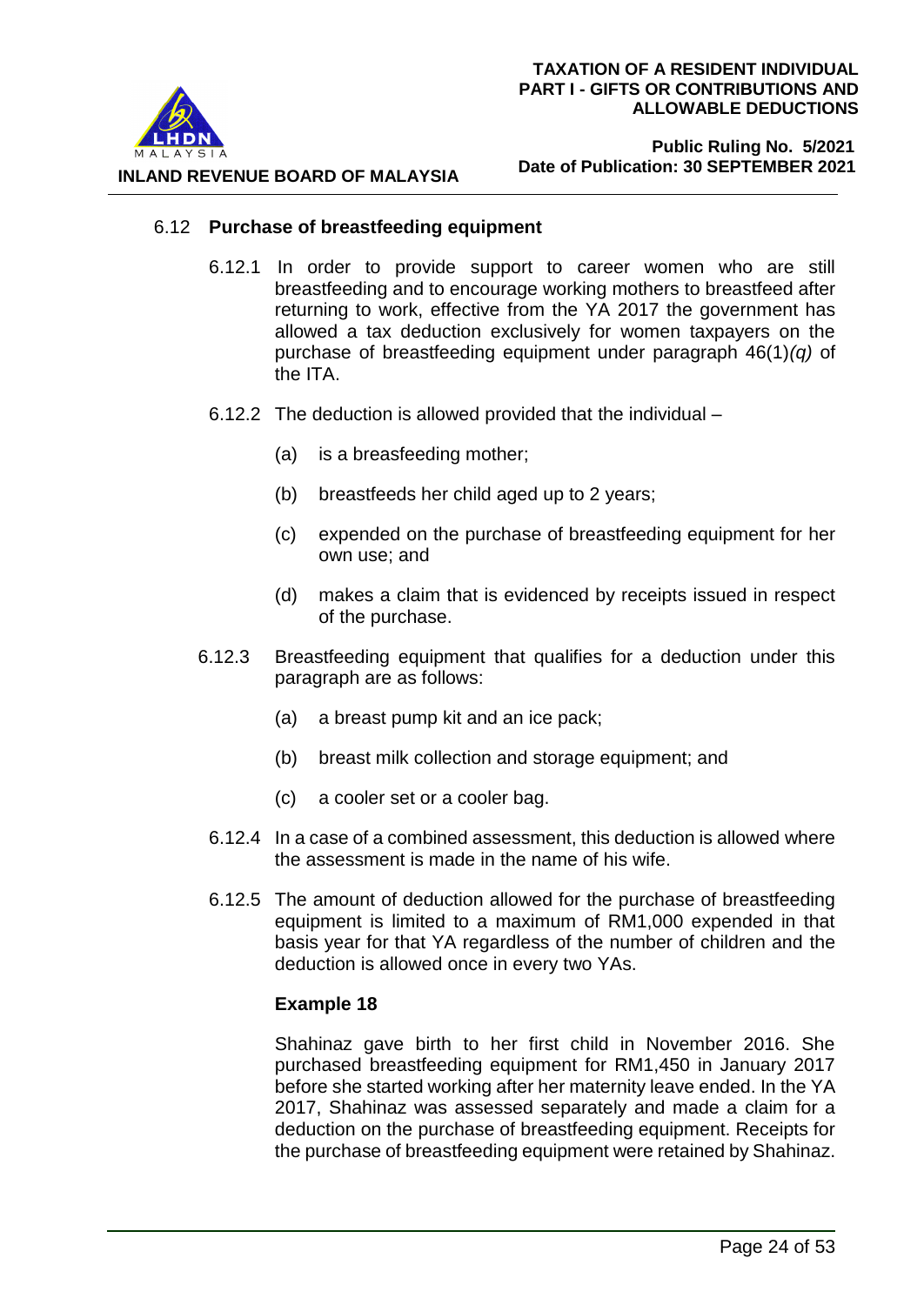### 6.12 Purchase of breastfeeding equipment

6.12.1 In order to provide support to career women who are still breastfeeding and to encourage working mothers to breastfeed after returning to work, effective from the YA 2017 the government has allowed a tax deduction exclusively for women taxpayers on the purchase of breastfeeding equipment under paragraph 46(1)*(q)* of the ITA.

6.12.2 The deduction is allowed provided that the individual –

(a) is a breasfeeding mother;

(b) breastfeeds her child aged up to 2 years;

(c) expended on the purchase of breastfeeding equipment for her own use; and

(d) makes a claim that is evidenced by receipts issued in respect of the purchase.

6.12.3 Breastfeeding equipment that qualifies for a deduction under this paragraph are as follows:

(a) a breast pump kit and an ice pack;

(b) breast milk collection and storage equipment; and

(c) a cooler set or a cooler bag.

6.12.4 In a case of a combined assessment, this deduction is allowed where the assessment is made in the name of his wife.

6.12.5 The amount of deduction allowed for the purchase of breastfeeding equipment is limited to a maximum of RM1,000 expended in that basis year for that YA regardless of the number of children and the deduction is allowed once in every two YAs.

**Example 18**

Shahinaz gave birth to her first child in November 2016. She purchased breastfeeding equipment for RM1,450 in January 2017 before she started working after her maternity leave ended. In the YA 2017, Shahinaz was assessed separately and made a claim for a deduction on the purchase of breastfeeding equipment. Receipts for the purchase of breastfeeding equipment were retained by Shahinaz.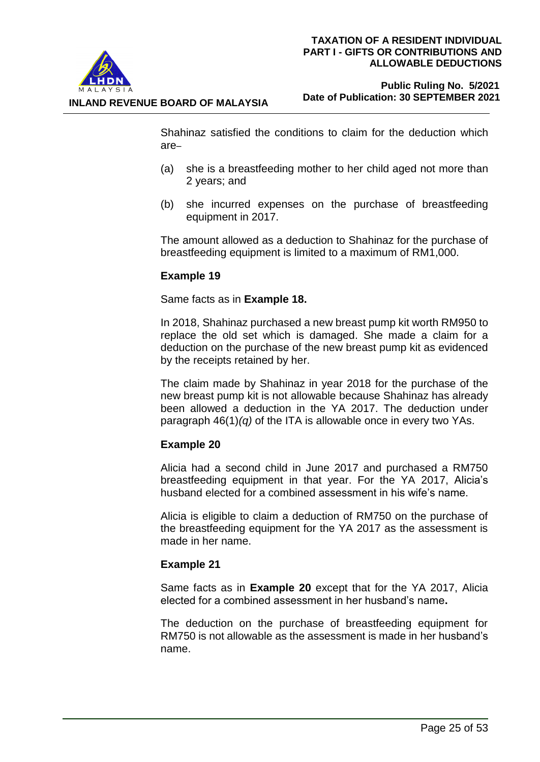Shahinaz satisfied the conditions to claim for the deduction which are–

(a) she is a breastfeeding mother to her child aged not more than 2 years; and

(b) she incurred expenses on the purchase of breastfeeding equipment in 2017.

The amount allowed as a deduction to Shahinaz for the purchase of breastfeeding equipment is limited to a maximum of RM1,000.

**Example 19**

Same facts as in **Example 18.**

In 2018, Shahinaz purchased a new breast pump kit worth RM950 to replace the old set which is damaged. She made a claim for a deduction on the purchase of the new breast pump kit as evidenced by the receipts retained by her.

The claim made by Shahinaz in year 2018 for the purchase of the new breast pump kit is not allowable because Shahinaz has already been allowed a deduction in the YA 2017. The deduction under paragraph 46(1)*(q)* of the ITA is allowable once in every two YAs.

**Example 20**

Alicia had a second child in June 2017 and purchased a RM750 breastfeeding equipment in that year. For the YA 2017, Alicia's husband elected for a combined assessment in his wife's name.

Alicia is eligible to claim a deduction of RM750 on the purchase of the breastfeeding equipment for the YA 2017 as the assessment is made in her name.

**Example 21**

Same facts as in **Example 20** except that for the YA 2017, Alicia elected for a combined assessment in her husband's name**.**

The deduction on the purchase of breastfeeding equipment for RM750 is not allowable as the assessment is made in her husband's name.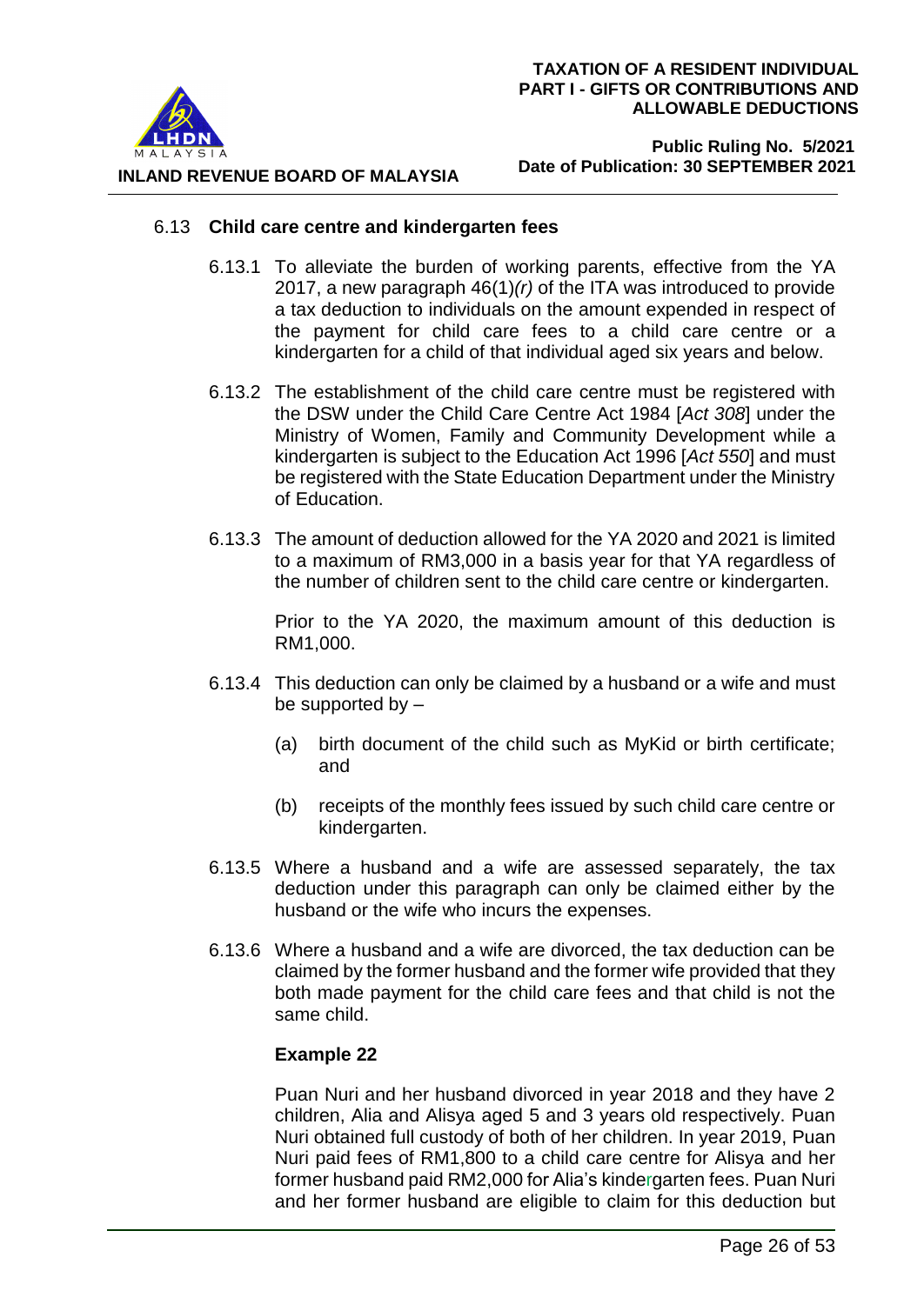### 6.13 **Child care centre and kindergarten fees**

6.13.1 To alleviate the burden of working parents, effective from the YA 2017, a new paragraph 46(1)*(r)* of the ITA was introduced to provide a tax deduction to individuals on the amount expended in respect of the payment for child care fees to a child care centre or a kindergarten for a child of that individual aged six years and below.

6.13.2 The establishment of the child care centre must be registered with the DSW under the Child Care Centre Act 1984 [*Act 308*] under the Ministry of Women, Family and Community Development while a kindergarten is subject to the Education Act 1996 [*Act 550*] and must be registered with the State Education Department under the Ministry of Education.

6.13.3 The amount of deduction allowed for the YA 2020 and 2021 is limited to a maximum of RM3,000 in a basis year for that YA regardless of the number of children sent to the child care centre or kindergarten.

Prior to the YA 2020, the maximum amount of this deduction is RM1,000.

6.13.4 This deduction can only be claimed by a husband or a wife and must be supported by –

(a) birth document of the child such as MyKid or birth certificate; and

(b) receipts of the monthly fees issued by such child care centre or kindergarten.

6.13.5 Where a husband and a wife are assessed separately, the tax deduction under this paragraph can only be claimed either by the husband or the wife who incurs the expenses.

6.13.6 Where a husband and a wife are divorced, the tax deduction can be claimed by the former husband and the former wife provided that they both made payment for the child care fees and that child is not the same child.

**Example 22**

Puan Nuri and her husband divorced in year 2018 and they have 2 children, Alia and Alisya aged 5 and 3 years old respectively. Puan Nuri obtained full custody of both of her children. In year 2019, Puan Nuri paid fees of RM1,800 to a child care centre for Alisya and her former husband paid RM2,000 for Alia's kindergarten fees. Puan Nuri and her former husband are eligible to claim for this deduction but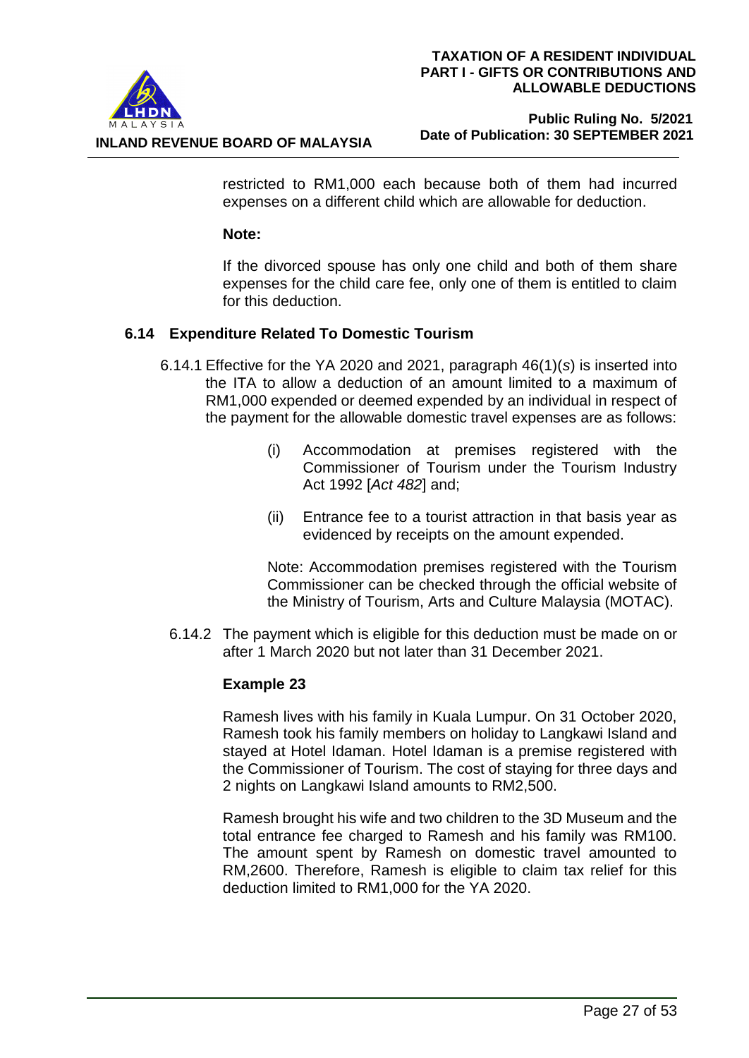restricted to RM1,000 each because both of them had incurred expenses on a different child which are allowable for deduction.

**Note:**

If the divorced spouse has only one child and both of them share expenses for the child care fee, only one of them is entitled to claim for this deduction.

### 6.14 Expenditure Related To Domestic Tourism

6.14.1 Effective for the YA 2020 and 2021, paragraph 46(1)(*s*) is inserted into the ITA to allow a deduction of an amount limited to a maximum of RM1,000 expended or deemed expended by an individual in respect of the payment for the allowable domestic travel expenses are as follows:

(i) Accommodation at premises registered with the Commissioner of Tourism under the Tourism Industry Act 1992 [*Act 482*] and;

(ii) Entrance fee to a tourist attraction in that basis year as evidenced by receipts on the amount expended.

Note: Accommodation premises registered with the Tourism Commissioner can be checked through the official website of the Ministry of Tourism, Arts and Culture Malaysia (MOTAC).

6.14.2 The payment which is eligible for this deduction must be made on or after 1 March 2020 but not later than 31 December 2021.

**Example 23**

Ramesh lives with his family in Kuala Lumpur. On 31 October 2020, Ramesh took his family members on holiday to Langkawi Island and stayed at Hotel Idaman. Hotel Idaman is a premise registered with the Commissioner of Tourism. The cost of staying for three days and 2 nights on Langkawi Island amounts to RM2,500.

Ramesh brought his wife and two children to the 3D Museum and the total entrance fee charged to Ramesh and his family was RM100. The amount spent by Ramesh on domestic travel amounted to RM,2600. Therefore, Ramesh is eligible to claim tax relief for this deduction limited to RM1,000 for the YA 2020.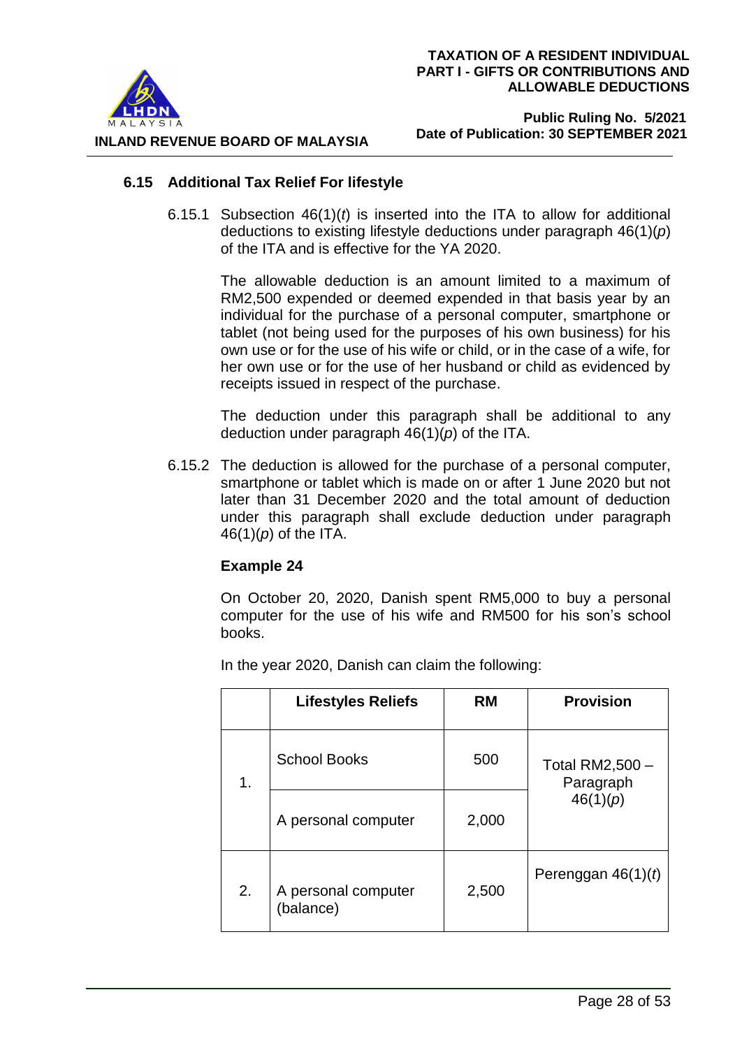### 6.15 Additional Tax Relief For lifestyle

6.15.1 Subsection 46(1)(*t*) is inserted into the ITA to allow for additional deductions to existing lifestyle deductions under paragraph 46(1)(*p*) of the ITA and is effective for the YA 2020.

The allowable deduction is an amount limited to a maximum of RM2,500 expended or deemed expended in that basis year by an individual for the purchase of a personal computer, smartphone or tablet (not being used for the purposes of his own business) for his own use or for the use of his wife or child, or in the case of a wife, for her own use or for the use of her husband or child as evidenced by receipts issued in respect of the purchase.

The deduction under this paragraph shall be additional to any deduction under paragraph 46(1)(*p*) of the ITA.

6.15.2 The deduction is allowed for the purchase of a personal computer, smartphone or tablet which is made on or after 1 June 2020 but not later than 31 December 2020 and the total amount of deduction under this paragraph shall exclude deduction under paragraph 46(1)(*p*) of the ITA.

**Example 24**

On October 20, 2020, Danish spent RM5,000 to buy a personal computer for the use of his wife and RM500 for his son's school books.

In the year 2020, Danish can claim the following:

| | Lifestyles Reliefs | RM | Provision |
|---|---|---|---|
| 1. | School Books | 500 | Total RM2,500 – Paragraph 46(1)(*p*) |
| | A personal computer | 2,000 | |
| 2. | A personal computer (balance) | 2,500 | Perenggan 46(1)(*t*) |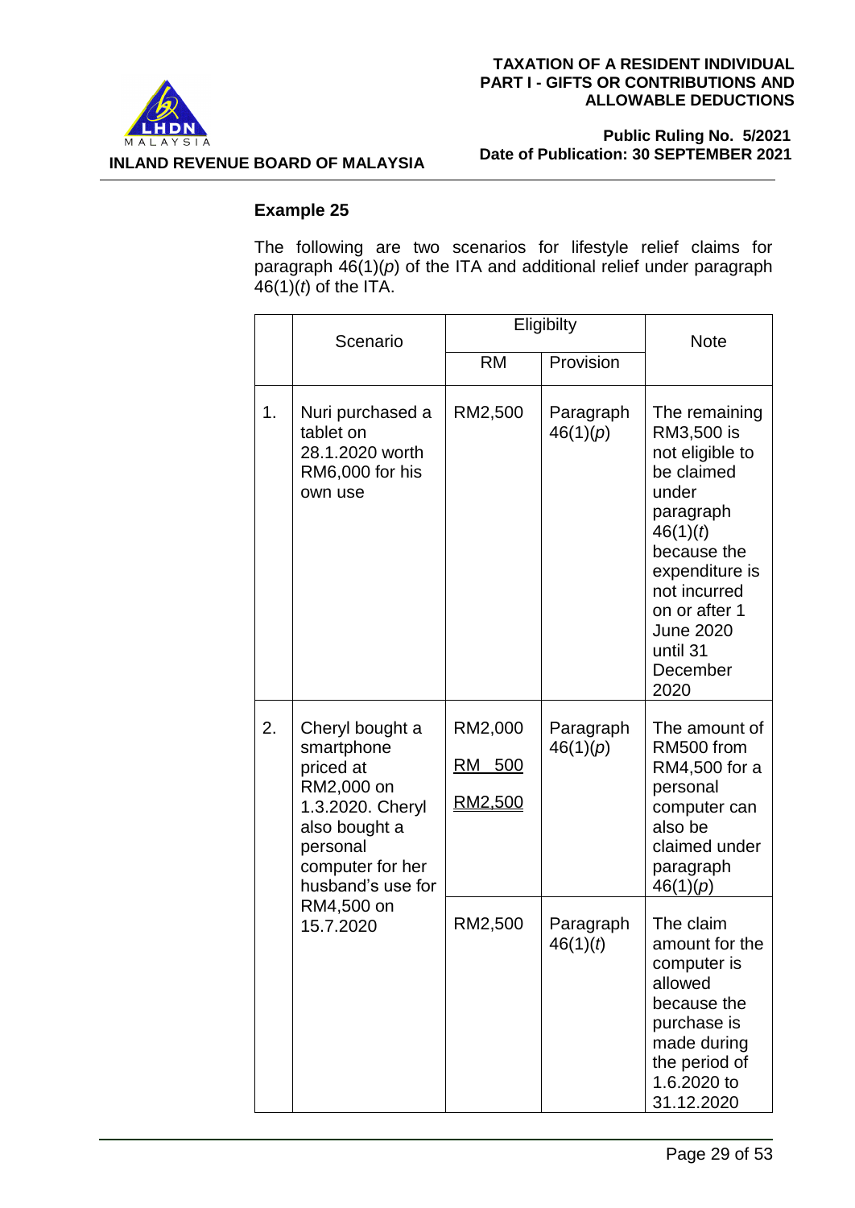### Example 25

The following are two scenarios for lifestyle relief claims for paragraph 46(1)(*p*) of the ITA and additional relief under paragraph 46(1)(*t*) of the ITA.

| | Scenario | Eligibilty | | Note |
|---|---|---|---|---|
| | | RM | Provision | |
| 1. | Nuri purchased a tablet on 28.1.2020 worth RM6,000 for his own use | RM2,500 | Paragraph 46(1)(*p*) | The remaining RM3,500 is not eligible to be claimed under paragraph 46(1)(*t*) because the expenditure is not incurred on or after 1 June 2020 until 31 December 2020 |
| 2. | Cheryl bought a smartphone priced at RM2,000 on 1.3.2020. Cheryl also bought a personal computer for her husband's use for RM4,500 on 15.7.2020 | RM2,000<br>RM 500<br>RM2,500 | Paragraph 46(1)(*p*) | The amount of RM500 from RM4,500 for a personal computer can also be claimed under paragraph 46(1)(*p*) |
| | | RM2,500 | Paragraph 46(1)(*t*) | The claim amount for the computer is allowed because the purchase is made during the period of 1.6.2020 to 31.12.2020 |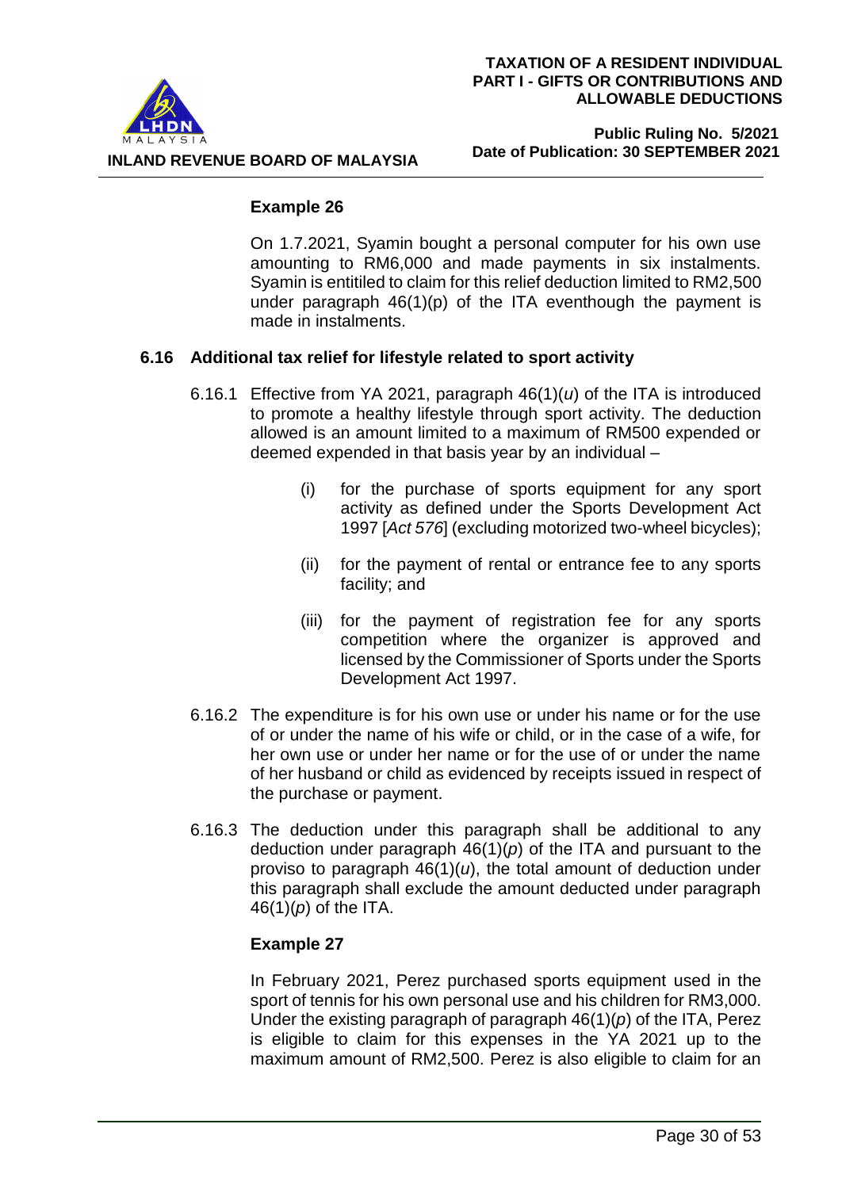**Example 26**

On 1.7.2021, Syamin bought a personal computer for his own use amounting to RM6,000 and made payments in six instalments. Syamin is entitiled to claim for this relief deduction limited to RM2,500 under paragraph 46(1)(p) of the ITA eventhough the payment is made in instalments.

### 6.16 Additional tax relief for lifestyle related to sport activity

6.16.1 Effective from YA 2021, paragraph 46(1)(*u*) of the ITA is introduced to promote a healthy lifestyle through sport activity. The deduction allowed is an amount limited to a maximum of RM500 expended or deemed expended in that basis year by an individual –

(i) for the purchase of sports equipment for any sport activity as defined under the Sports Development Act 1997 [*Act 576*] (excluding motorized two-wheel bicycles);

(ii) for the payment of rental or entrance fee to any sports facility; and

(iii) for the payment of registration fee for any sports competition where the organizer is approved and licensed by the Commissioner of Sports under the Sports Development Act 1997.

6.16.2 The expenditure is for his own use or under his name or for the use of or under the name of his wife or child, or in the case of a wife, for her own use or under her name or for the use of or under the name of her husband or child as evidenced by receipts issued in respect of the purchase or payment.

6.16.3 The deduction under this paragraph shall be additional to any deduction under paragraph 46(1)(*p*) of the ITA and pursuant to the proviso to paragraph 46(1)(*u*), the total amount of deduction under this paragraph shall exclude the amount deducted under paragraph 46(1)(*p*) of the ITA.

**Example 27**

In February 2021, Perez purchased sports equipment used in the sport of tennis for his own personal use and his children for RM3,000. Under the existing paragraph of paragraph 46(1)(*p*) of the ITA, Perez is eligible to claim for this expenses in the YA 2021 up to the maximum amount of RM2,500. Perez is also eligible to claim for an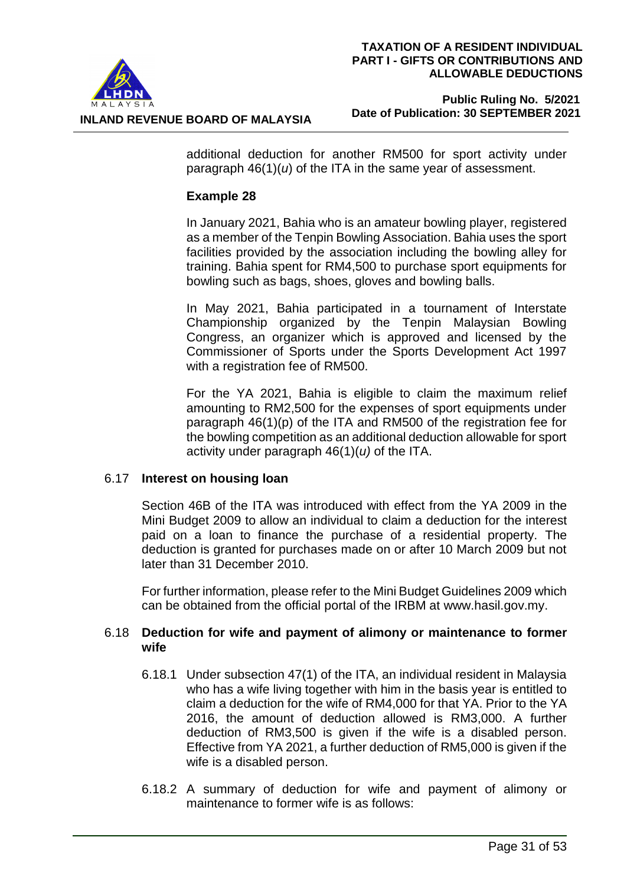additional deduction for another RM500 for sport activity under paragraph 46(1)(*u*) of the ITA in the same year of assessment.

**Example 28**

In January 2021, Bahia who is an amateur bowling player, registered as a member of the Tenpin Bowling Association. Bahia uses the sport facilities provided by the association including the bowling alley for training. Bahia spent for RM4,500 to purchase sport equipments for bowling such as bags, shoes, gloves and bowling balls.

In May 2021, Bahia participated in a tournament of Interstate Championship organized by the Tenpin Malaysian Bowling Congress, an organizer which is approved and licensed by the Commissioner of Sports under the Sports Development Act 1997 with a registration fee of RM500.

For the YA 2021, Bahia is eligible to claim the maximum relief amounting to RM2,500 for the expenses of sport equipments under paragraph 46(1)(p) of the ITA and RM500 of the registration fee for the bowling competition as an additional deduction allowable for sport activity under paragraph 46(1)(*u)* of the ITA.

### 6.17 Interest on housing loan

Section 46B of the ITA was introduced with effect from the YA 2009 in the Mini Budget 2009 to allow an individual to claim a deduction for the interest paid on a loan to finance the purchase of a residential property. The deduction is granted for purchases made on or after 10 March 2009 but not later than 31 December 2010.

For further information, please refer to the Mini Budget Guidelines 2009 which can be obtained from the official portal of the IRBM at www.hasil.gov.my.

### 6.18 Deduction for wife and payment of alimony or maintenance to former wife

6.18.1 Under subsection 47(1) of the ITA, an individual resident in Malaysia who has a wife living together with him in the basis year is entitled to claim a deduction for the wife of RM4,000 for that YA. Prior to the YA 2016, the amount of deduction allowed is RM3,000. A further deduction of RM3,500 is given if the wife is a disabled person. Effective from YA 2021, a further deduction of RM5,000 is given if the wife is a disabled person.

6.18.2 A summary of deduction for wife and payment of alimony or maintenance to former wife is as follows: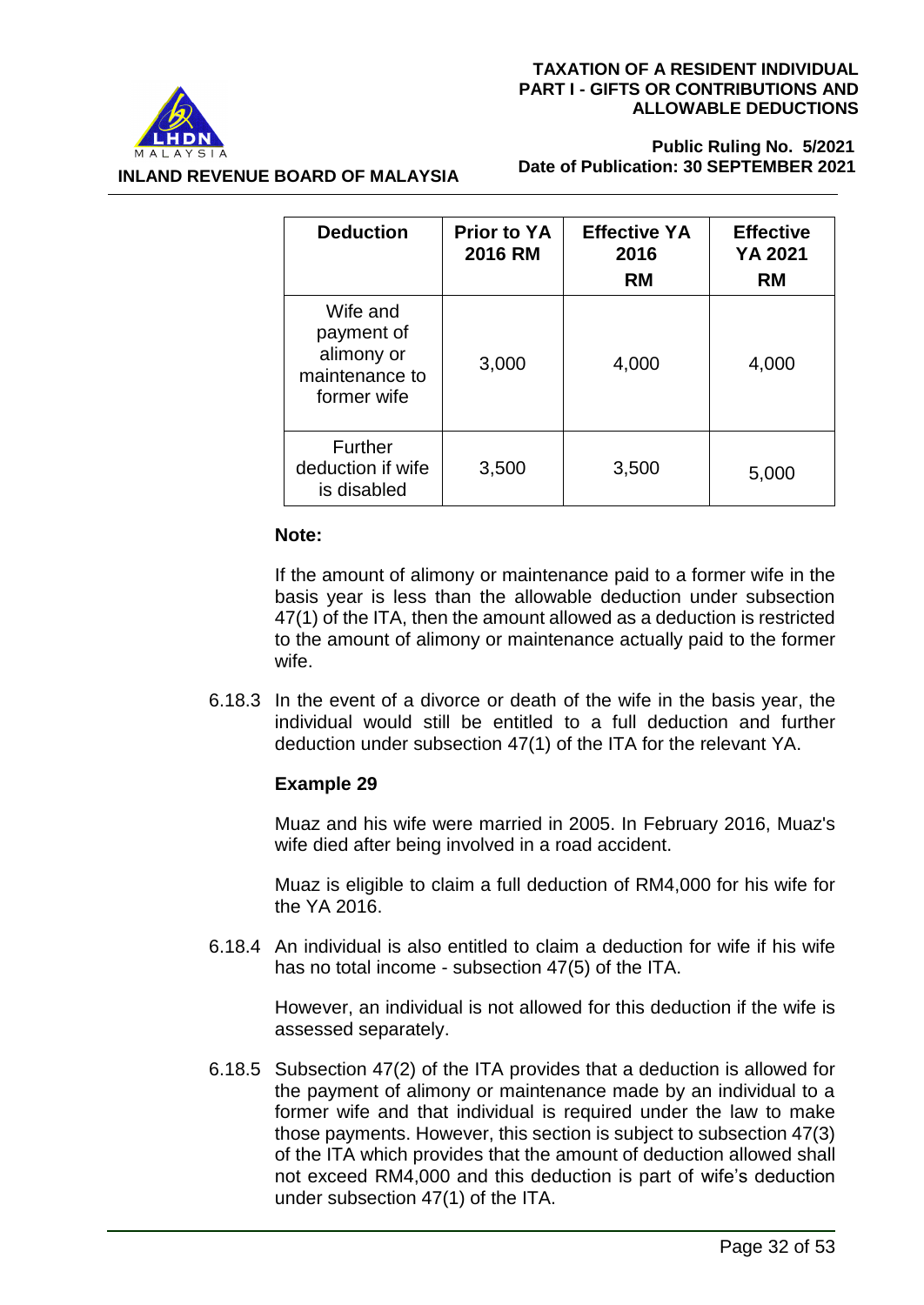| Deduction | Prior to YA 2016 RM | Effective YA 2016 RM | Effective YA 2021 RM |
|---|---|---|---|
| Wife and payment of alimony or maintenance to former wife | 3,000 | 4,000 | 4,000 |
| Further deduction if wife is disabled | 3,500 | 3,500 | 5,000 |

**Note:**

If the amount of alimony or maintenance paid to a former wife in the basis year is less than the allowable deduction under subsection 47(1) of the ITA, then the amount allowed as a deduction is restricted to the amount of alimony or maintenance actually paid to the former wife.

6.18.3 In the event of a divorce or death of the wife in the basis year, the individual would still be entitled to a full deduction and further deduction under subsection 47(1) of the ITA for the relevant YA.

**Example 29**

Muaz and his wife were married in 2005. In February 2016, Muaz's wife died after being involved in a road accident.

Muaz is eligible to claim a full deduction of RM4,000 for his wife for the YA 2016.

6.18.4 An individual is also entitled to claim a deduction for wife if his wife has no total income - subsection 47(5) of the ITA.

However, an individual is not allowed for this deduction if the wife is assessed separately.

6.18.5 Subsection 47(2) of the ITA provides that a deduction is allowed for the payment of alimony or maintenance made by an individual to a former wife and that individual is required under the law to make those payments. However, this section is subject to subsection 47(3) of the ITA which provides that the amount of deduction allowed shall not exceed RM4,000 and this deduction is part of wife's deduction under subsection 47(1) of the ITA.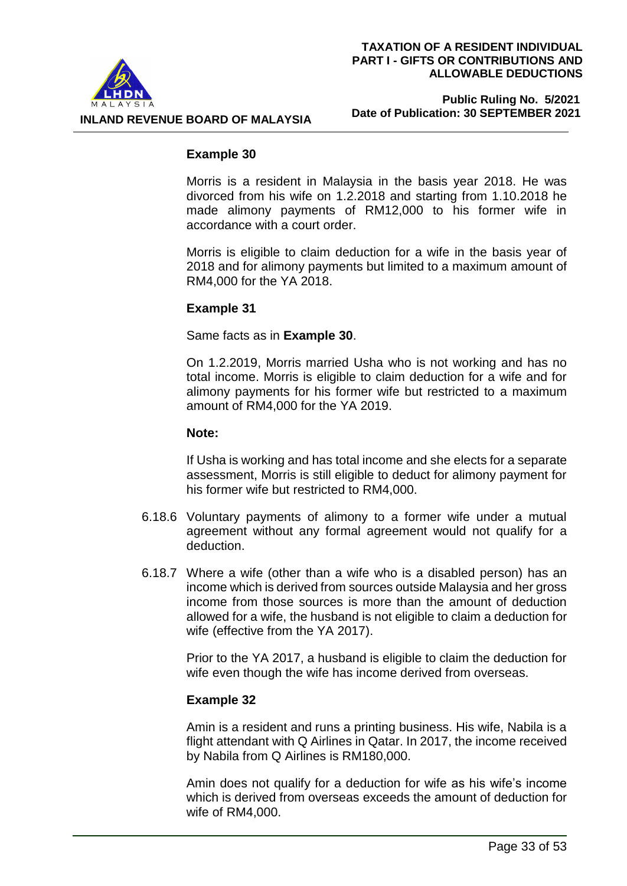**Example 30**

Morris is a resident in Malaysia in the basis year 2018. He was divorced from his wife on 1.2.2018 and starting from 1.10.2018 he made alimony payments of RM12,000 to his former wife in accordance with a court order.

Morris is eligible to claim deduction for a wife in the basis year of 2018 and for alimony payments but limited to a maximum amount of RM4,000 for the YA 2018.

**Example 31**

Same facts as in **Example 30**.

On 1.2.2019, Morris married Usha who is not working and has no total income. Morris is eligible to claim deduction for a wife and for alimony payments for his former wife but restricted to a maximum amount of RM4,000 for the YA 2019.

**Note:**

If Usha is working and has total income and she elects for a separate assessment, Morris is still eligible to deduct for alimony payment for his former wife but restricted to RM4,000.

6.18.6 Voluntary payments of alimony to a former wife under a mutual agreement without any formal agreement would not qualify for a deduction.

6.18.7 Where a wife (other than a wife who is a disabled person) has an income which is derived from sources outside Malaysia and her gross income from those sources is more than the amount of deduction allowed for a wife, the husband is not eligible to claim a deduction for wife (effective from the YA 2017).

Prior to the YA 2017, a husband is eligible to claim the deduction for wife even though the wife has income derived from overseas.

**Example 32**

Amin is a resident and runs a printing business. His wife, Nabila is a flight attendant with Q Airlines in Qatar. In 2017, the income received by Nabila from Q Airlines is RM180,000.

Amin does not qualify for a deduction for wife as his wife's income which is derived from overseas exceeds the amount of deduction for wife of RM4,000.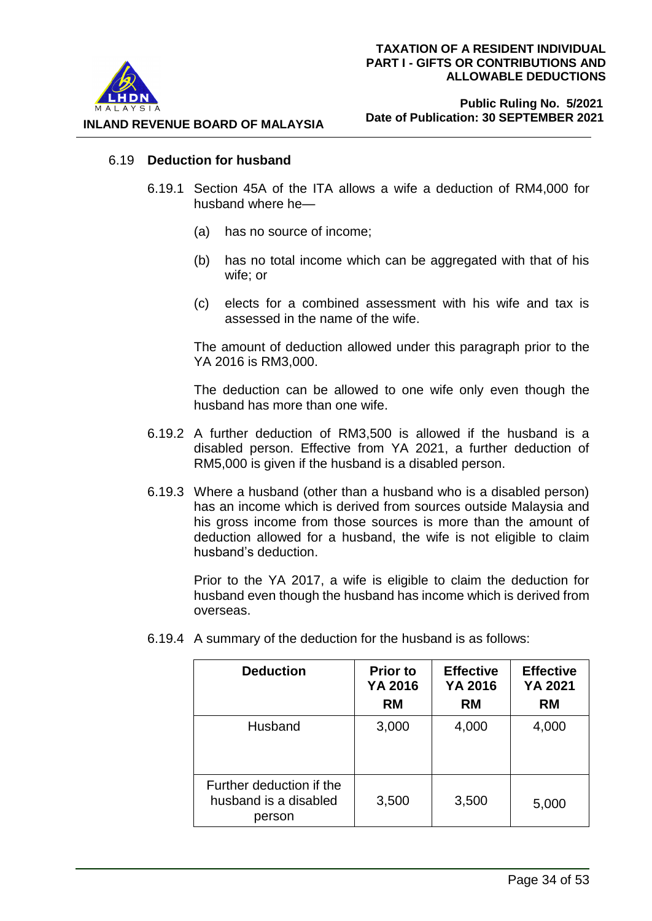### 6.19 **Deduction for husband**

6.19.1 Section 45A of the ITA allows a wife a deduction of RM4,000 for husband where he—

(a) has no source of income;

(b) has no total income which can be aggregated with that of his wife; or

(c) elects for a combined assessment with his wife and tax is assessed in the name of the wife.

The amount of deduction allowed under this paragraph prior to the YA 2016 is RM3,000.

The deduction can be allowed to one wife only even though the husband has more than one wife.

6.19.2 A further deduction of RM3,500 is allowed if the husband is a disabled person. Effective from YA 2021, a further deduction of RM5,000 is given if the husband is a disabled person.

6.19.3 Where a husband (other than a husband who is a disabled person) has an income which is derived from sources outside Malaysia and his gross income from those sources is more than the amount of deduction allowed for a husband, the wife is not eligible to claim husband's deduction.

Prior to the YA 2017, a wife is eligible to claim the deduction for husband even though the husband has income which is derived from overseas.

6.19.4 A summary of the deduction for the husband is as follows:

| **Deduction** | **Prior to YA 2016 RM** | **Effective YA 2016 RM** | **Effective YA 2021 RM** |
|---|---|---|---|
| Husband | 3,000 | 4,000 | 4,000 |
| Further deduction if the husband is a disabled person | 3,500 | 3,500 | 5,000 |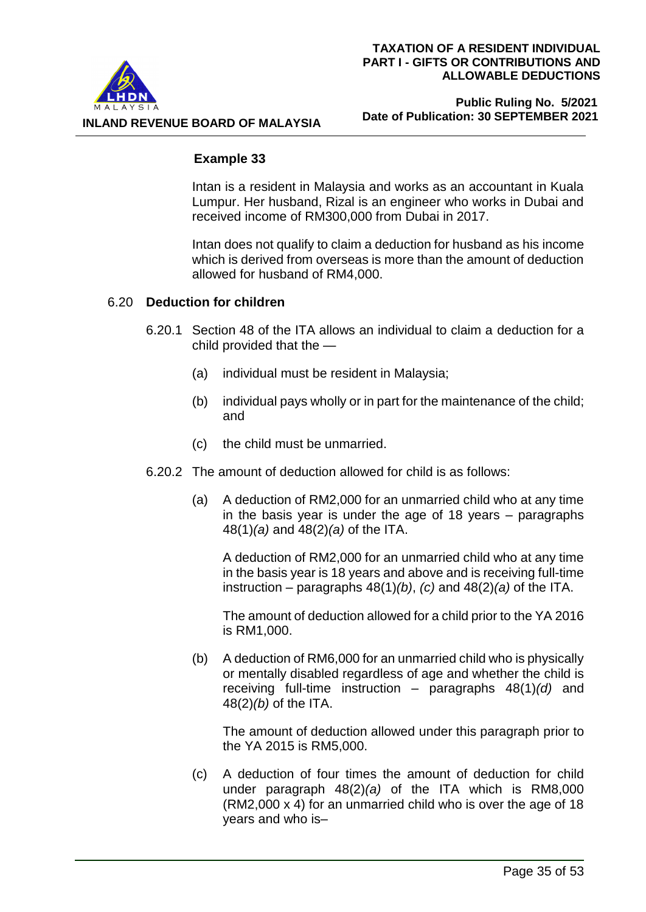**Example 33**

Intan is a resident in Malaysia and works as an accountant in Kuala Lumpur. Her husband, Rizal is an engineer who works in Dubai and received income of RM300,000 from Dubai in 2017.

Intan does not qualify to claim a deduction for husband as his income which is derived from overseas is more than the amount of deduction allowed for husband of RM4,000.

### 6.20 Deduction for children

6.20.1 Section 48 of the ITA allows an individual to claim a deduction for a child provided that the —

(a) individual must be resident in Malaysia;

(b) individual pays wholly or in part for the maintenance of the child; and

(c) the child must be unmarried.

6.20.2 The amount of deduction allowed for child is as follows:

(a) A deduction of RM2,000 for an unmarried child who at any time in the basis year is under the age of 18 years – paragraphs 48(1)*(a)* and 48(2)*(a)* of the ITA.

A deduction of RM2,000 for an unmarried child who at any time in the basis year is 18 years and above and is receiving full-time instruction – paragraphs 48(1)*(b)*, *(c)* and 48(2)*(a)* of the ITA.

The amount of deduction allowed for a child prior to the YA 2016 is RM1,000.

(b) A deduction of RM6,000 for an unmarried child who is physically or mentally disabled regardless of age and whether the child is receiving full-time instruction – paragraphs 48(1)*(d)* and 48(2)*(b)* of the ITA.

The amount of deduction allowed under this paragraph prior to the YA 2015 is RM5,000.

(c) A deduction of four times the amount of deduction for child under paragraph 48(2)*(a)* of the ITA which is RM8,000 (RM2,000 x 4) for an unmarried child who is over the age of 18 years and who is–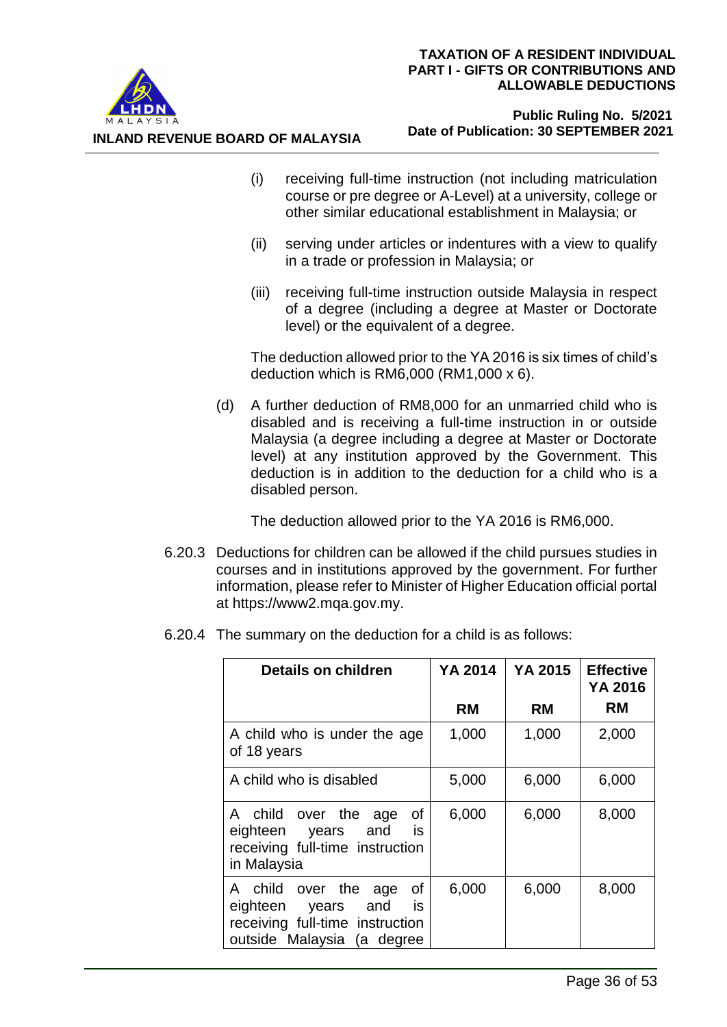(i) receiving full-time instruction (not including matriculation course or pre degree or A-Level) at a university, college or other similar educational establishment in Malaysia; or

(ii) serving under articles or indentures with a view to qualify in a trade or profession in Malaysia; or

(iii) receiving full-time instruction outside Malaysia in respect of a degree (including a degree at Master or Doctorate level) or the equivalent of a degree.

The deduction allowed prior to the YA 2016 is six times of child's deduction which is RM6,000 (RM1,000 x 6).

(d) A further deduction of RM8,000 for an unmarried child who is disabled and is receiving a full-time instruction in or outside Malaysia (a degree including a degree at Master or Doctorate level) at any institution approved by the Government. This deduction is in addition to the deduction for a child who is a disabled person.

The deduction allowed prior to the YA 2016 is RM6,000.

6.20.3 Deductions for children can be allowed if the child pursues studies in courses and in institutions approved by the government. For further information, please refer to Minister of Higher Education official portal at https://www2.mqa.gov.my.

6.20.4 The summary on the deduction for a child is as follows:

| Details on children | YA 2014<br>RM | YA 2015<br>RM | Effective YA 2016<br>RM |
|---|---|---|---|
| A child who is under the age of 18 years | 1,000 | 1,000 | 2,000 |
| A child who is disabled | 5,000 | 6,000 | 6,000 |
| A child over the age of eighteen years and is receiving full-time instruction in Malaysia | 6,000 | 6,000 | 8,000 |
| A child over the age of eighteen years and is receiving full-time instruction outside Malaysia (a degree | 6,000 | 6,000 | 8,000 |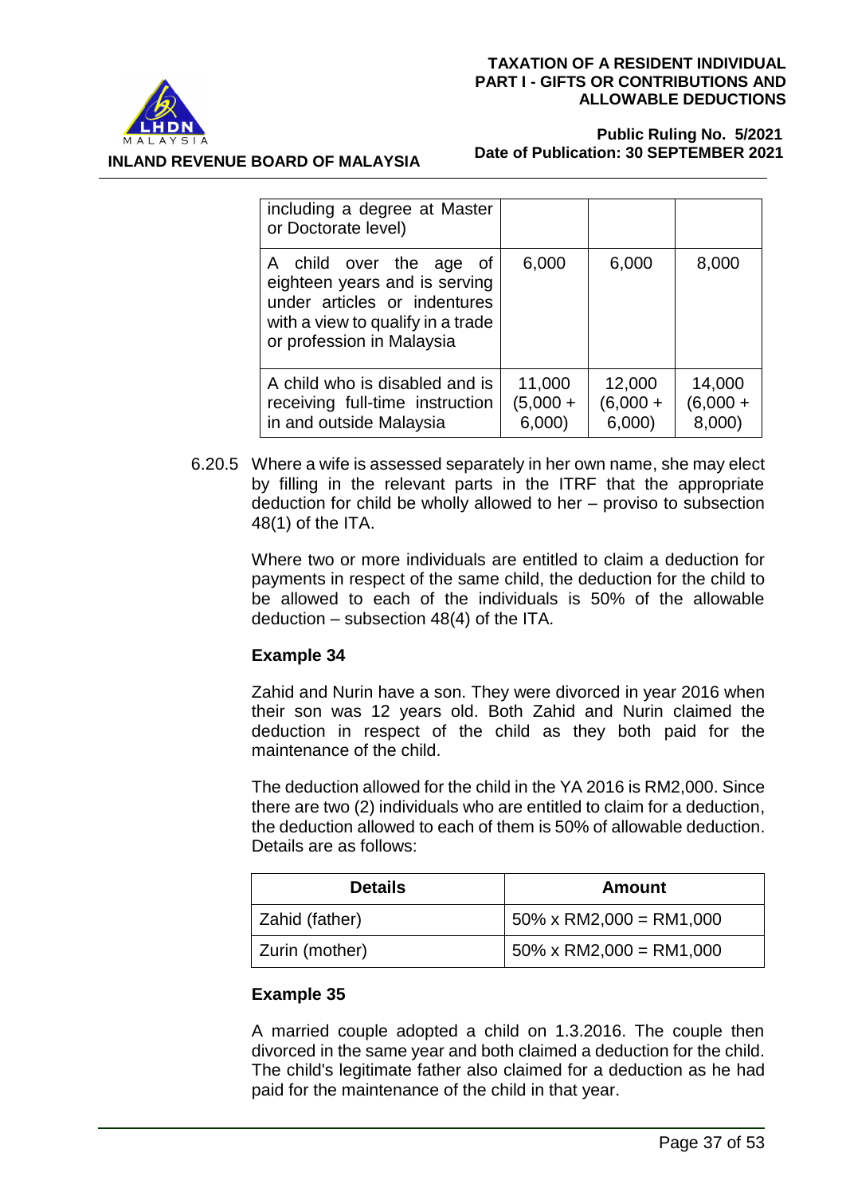| | | | |
|---|---|---|---|
| including a degree at Master or Doctorate level) | | | |
| A child over the age of eighteen years and is serving under articles or indentures with a view to qualify in a trade or profession in Malaysia | 6,000 | 6,000 | 8,000 |
| A child who is disabled and is receiving full-time instruction in and outside Malaysia | 11,000 (5,000 + 6,000) | 12,000 (6,000 + 6,000) | 14,000 (6,000 + 8,000) |

6.20.5 Where a wife is assessed separately in her own name, she may elect by filling in the relevant parts in the ITRF that the appropriate deduction for child be wholly allowed to her – proviso to subsection 48(1) of the ITA.

Where two or more individuals are entitled to claim a deduction for payments in respect of the same child, the deduction for the child to be allowed to each of the individuals is 50% of the allowable deduction – subsection 48(4) of the ITA.

**Example 34**

Zahid and Nurin have a son. They were divorced in year 2016 when their son was 12 years old. Both Zahid and Nurin claimed the deduction in respect of the child as they both paid for the maintenance of the child.

The deduction allowed for the child in the YA 2016 is RM2,000. Since there are two (2) individuals who are entitled to claim for a deduction, the deduction allowed to each of them is 50% of allowable deduction. Details are as follows:

| Details | Amount |
|---|---|
| Zahid (father) | 50% x RM2,000 = RM1,000 |
| Zurin (mother) | 50% x RM2,000 = RM1,000 |

**Example 35**

A married couple adopted a child on 1.3.2016. The couple then divorced in the same year and both claimed a deduction for the child. The child's legitimate father also claimed for a deduction as he had paid for the maintenance of the child in that year.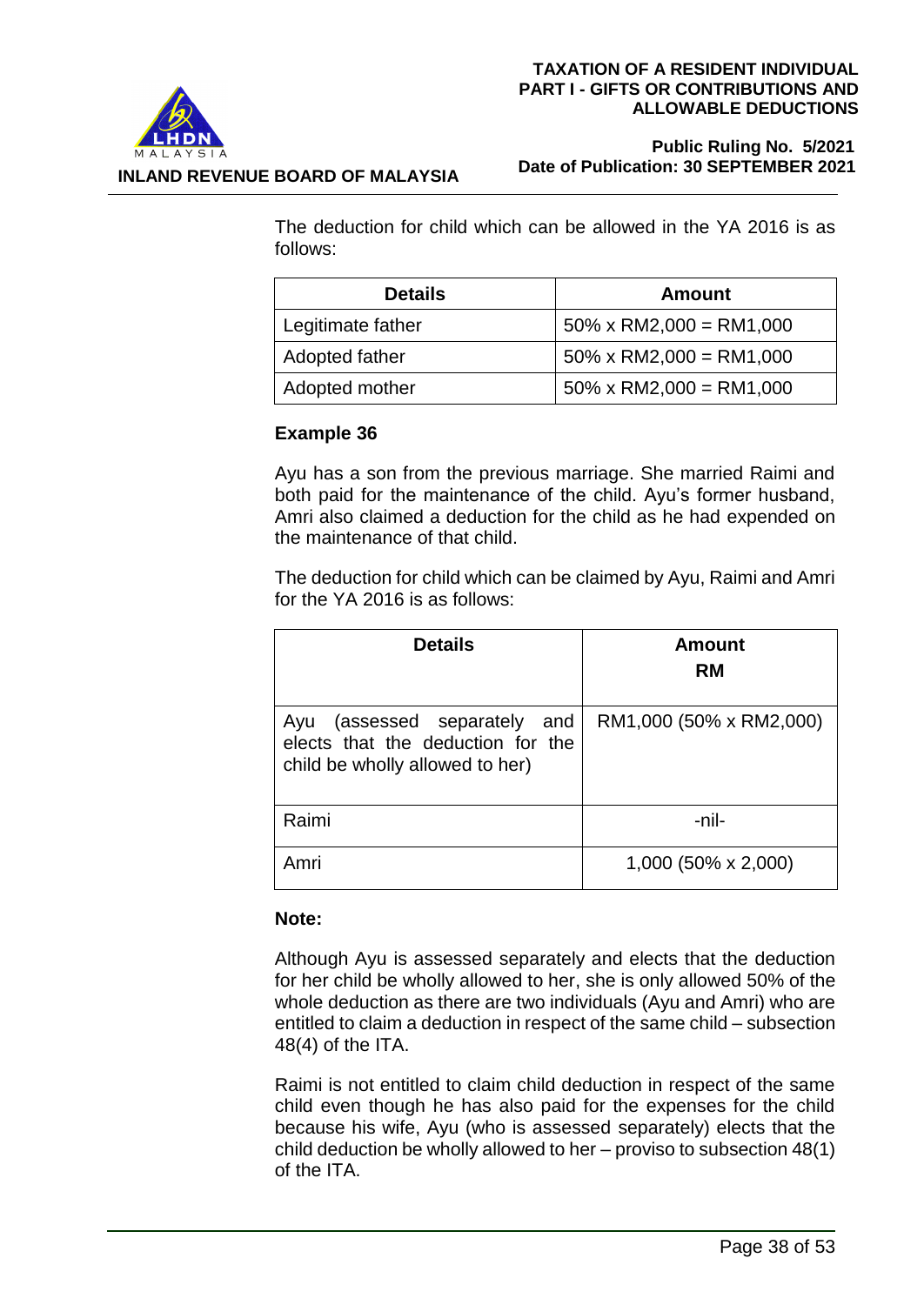The deduction for child which can be allowed in the YA 2016 is as follows:

| Details | Amount |
|---|---|
| Legitimate father | 50% x RM2,000 = RM1,000 |
| Adopted father | 50% x RM2,000 = RM1,000 |
| Adopted mother | 50% x RM2,000 = RM1,000 |

**Example 36**

Ayu has a son from the previous marriage. She married Raimi and both paid for the maintenance of the child. Ayu's former husband, Amri also claimed a deduction for the child as he had expended on the maintenance of that child.

The deduction for child which can be claimed by Ayu, Raimi and Amri for the YA 2016 is as follows:

| Details | Amount RM |
|---|---|
| Ayu (assessed separately and elects that the deduction for the child be wholly allowed to her) | RM1,000 (50% x RM2,000) |
| Raimi | -nil- |
| Amri | 1,000 (50% x 2,000) |

**Note:**

Although Ayu is assessed separately and elects that the deduction for her child be wholly allowed to her, she is only allowed 50% of the whole deduction as there are two individuals (Ayu and Amri) who are entitled to claim a deduction in respect of the same child – subsection 48(4) of the ITA.

Raimi is not entitled to claim child deduction in respect of the same child even though he has also paid for the expenses for the child because his wife, Ayu (who is assessed separately) elects that the child deduction be wholly allowed to her – proviso to subsection 48(1) of the ITA.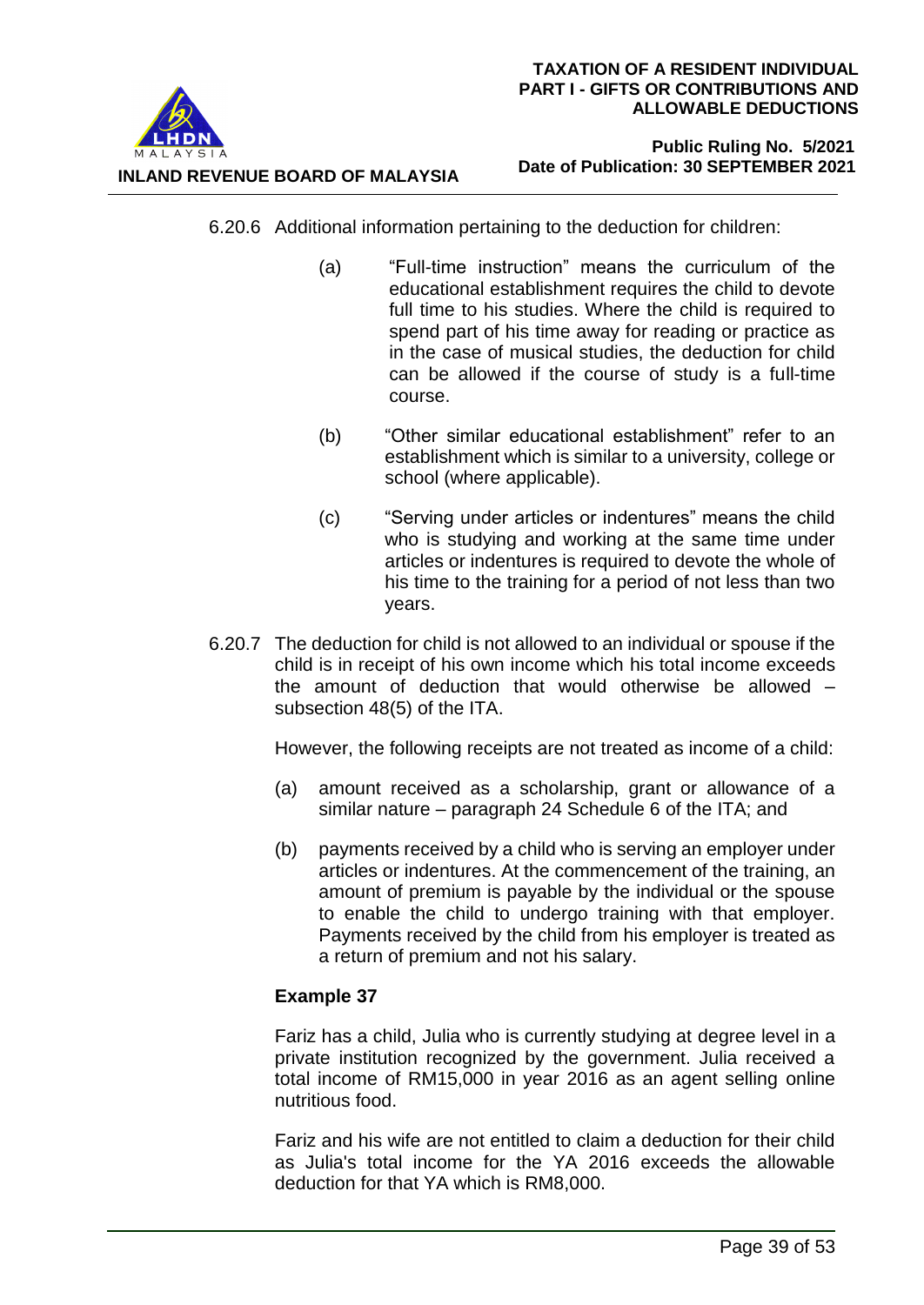6.20.6 Additional information pertaining to the deduction for children:

(a) "Full-time instruction" means the curriculum of the educational establishment requires the child to devote full time to his studies. Where the child is required to spend part of his time away for reading or practice as in the case of musical studies, the deduction for child can be allowed if the course of study is a full-time course.

(b) "Other similar educational establishment" refer to an establishment which is similar to a university, college or school (where applicable).

(c) "Serving under articles or indentures" means the child who is studying and working at the same time under articles or indentures is required to devote the whole of his time to the training for a period of not less than two years.

6.20.7 The deduction for child is not allowed to an individual or spouse if the child is in receipt of his own income which his total income exceeds the amount of deduction that would otherwise be allowed – subsection 48(5) of the ITA.

However, the following receipts are not treated as income of a child:

(a) amount received as a scholarship, grant or allowance of a similar nature – paragraph 24 Schedule 6 of the ITA; and

(b) payments received by a child who is serving an employer under articles or indentures. At the commencement of the training, an amount of premium is payable by the individual or the spouse to enable the child to undergo training with that employer. Payments received by the child from his employer is treated as a return of premium and not his salary.

**Example 37**

Fariz has a child, Julia who is currently studying at degree level in a private institution recognized by the government. Julia received a total income of RM15,000 in year 2016 as an agent selling online nutritious food.

Fariz and his wife are not entitled to claim a deduction for their child as Julia's total income for the YA 2016 exceeds the allowable deduction for that YA which is RM8,000.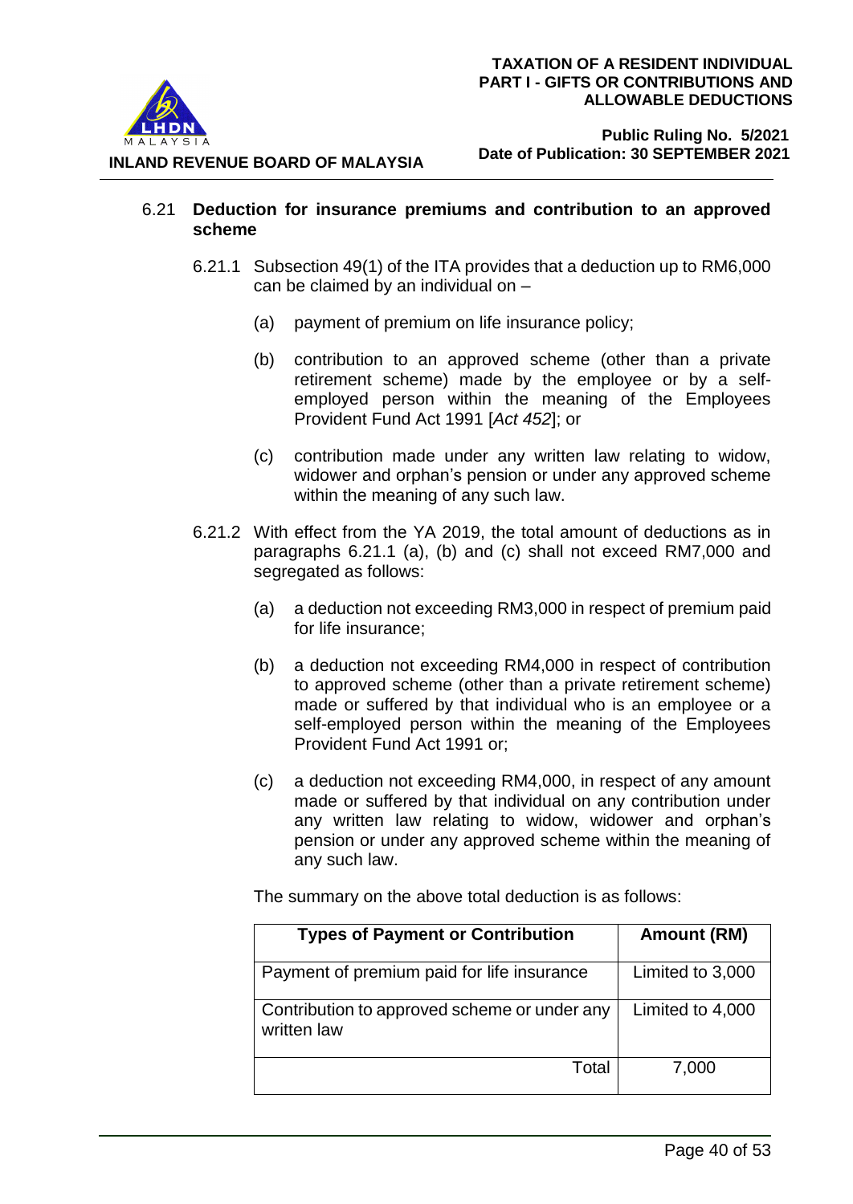### 6.21 Deduction for insurance premiums and contribution to an approved scheme

6.21.1 Subsection 49(1) of the ITA provides that a deduction up to RM6,000 can be claimed by an individual on –

(a) payment of premium on life insurance policy;

(b) contribution to an approved scheme (other than a private retirement scheme) made by the employee or by a self-employed person within the meaning of the Employees Provident Fund Act 1991 [*Act 452*]; or

(c) contribution made under any written law relating to widow, widower and orphan's pension or under any approved scheme within the meaning of any such law.

6.21.2 With effect from the YA 2019, the total amount of deductions as in paragraphs 6.21.1 (a), (b) and (c) shall not exceed RM7,000 and segregated as follows:

(a) a deduction not exceeding RM3,000 in respect of premium paid for life insurance;

(b) a deduction not exceeding RM4,000 in respect of contribution to approved scheme (other than a private retirement scheme) made or suffered by that individual who is an employee or a self-employed person within the meaning of the Employees Provident Fund Act 1991 or;

(c) a deduction not exceeding RM4,000, in respect of any amount made or suffered by that individual on any contribution under any written law relating to widow, widower and orphan's pension or under any approved scheme within the meaning of any such law.

The summary on the above total deduction is as follows:

| Types of Payment or Contribution | Amount (RM) |
|---|---|
| Payment of premium paid for life insurance | Limited to 3,000 |
| Contribution to approved scheme or under any written law | Limited to 4,000 |
| Total | 7,000 |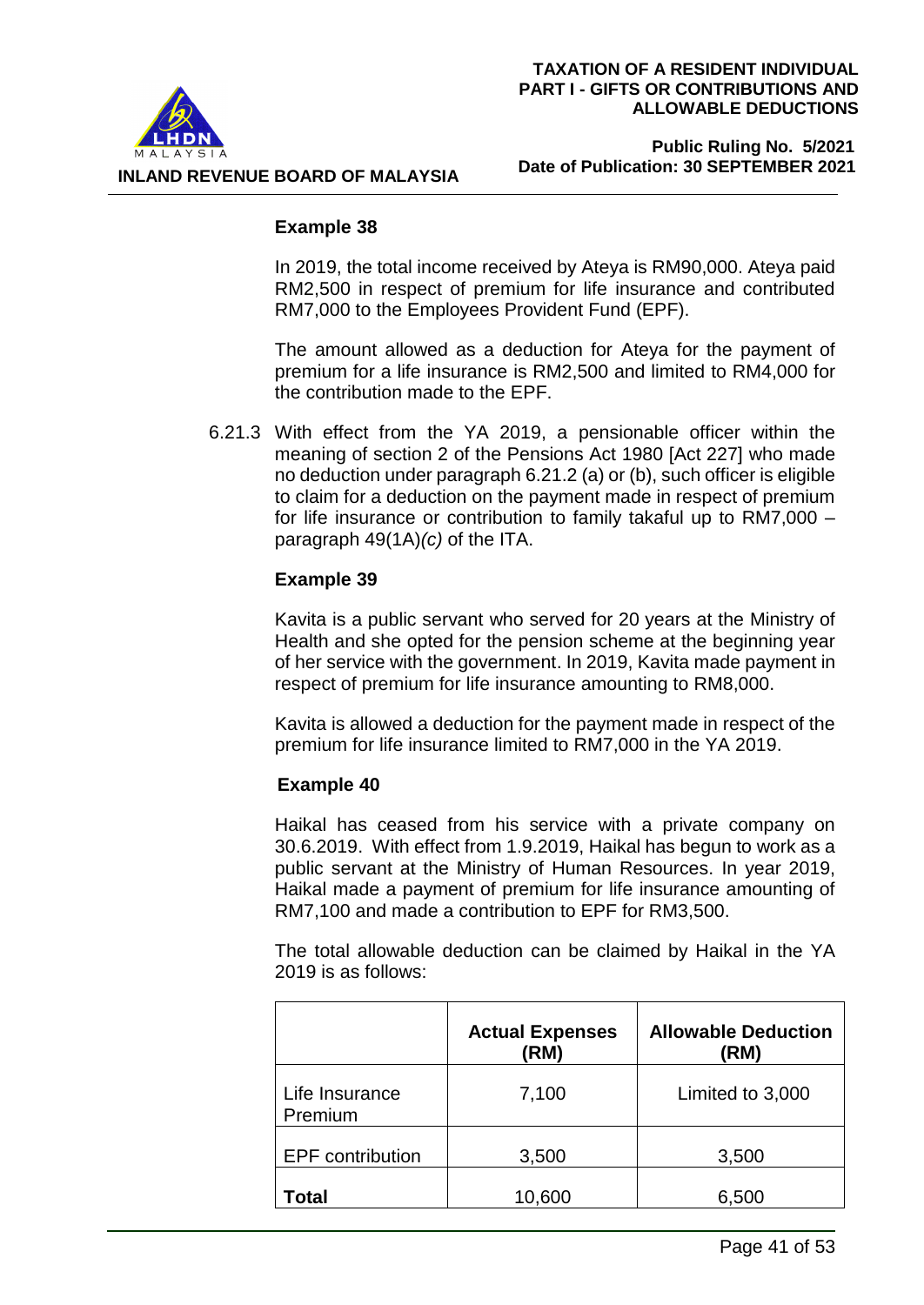### Example 38

In 2019, the total income received by Ateya is RM90,000. Ateya paid RM2,500 in respect of premium for life insurance and contributed RM7,000 to the Employees Provident Fund (EPF).

The amount allowed as a deduction for Ateya for the payment of premium for a life insurance is RM2,500 and limited to RM4,000 for the contribution made to the EPF.

6.21.3 With effect from the YA 2019, a pensionable officer within the meaning of section 2 of the Pensions Act 1980 [Act 227] who made no deduction under paragraph 6.21.2 (a) or (b), such officer is eligible to claim for a deduction on the payment made in respect of premium for life insurance or contribution to family takaful up to RM7,000 – paragraph 49(1A)*(c)* of the ITA.

### Example 39

Kavita is a public servant who served for 20 years at the Ministry of Health and she opted for the pension scheme at the beginning year of her service with the government. In 2019, Kavita made payment in respect of premium for life insurance amounting to RM8,000.

Kavita is allowed a deduction for the payment made in respect of the premium for life insurance limited to RM7,000 in the YA 2019.

### Example 40

Haikal has ceased from his service with a private company on 30.6.2019. With effect from 1.9.2019, Haikal has begun to work as a public servant at the Ministry of Human Resources. In year 2019, Haikal made a payment of premium for life insurance amounting of RM7,100 and made a contribution to EPF for RM3,500.

The total allowable deduction can be claimed by Haikal in the YA 2019 is as follows:

| | **Actual Expenses (RM)** | **Allowable Deduction (RM)** |
|---|---|---|
| Life Insurance Premium | 7,100 | Limited to 3,000 |
| EPF contribution | 3,500 | 3,500 |
| **Total** | 10,600 | 6,500 |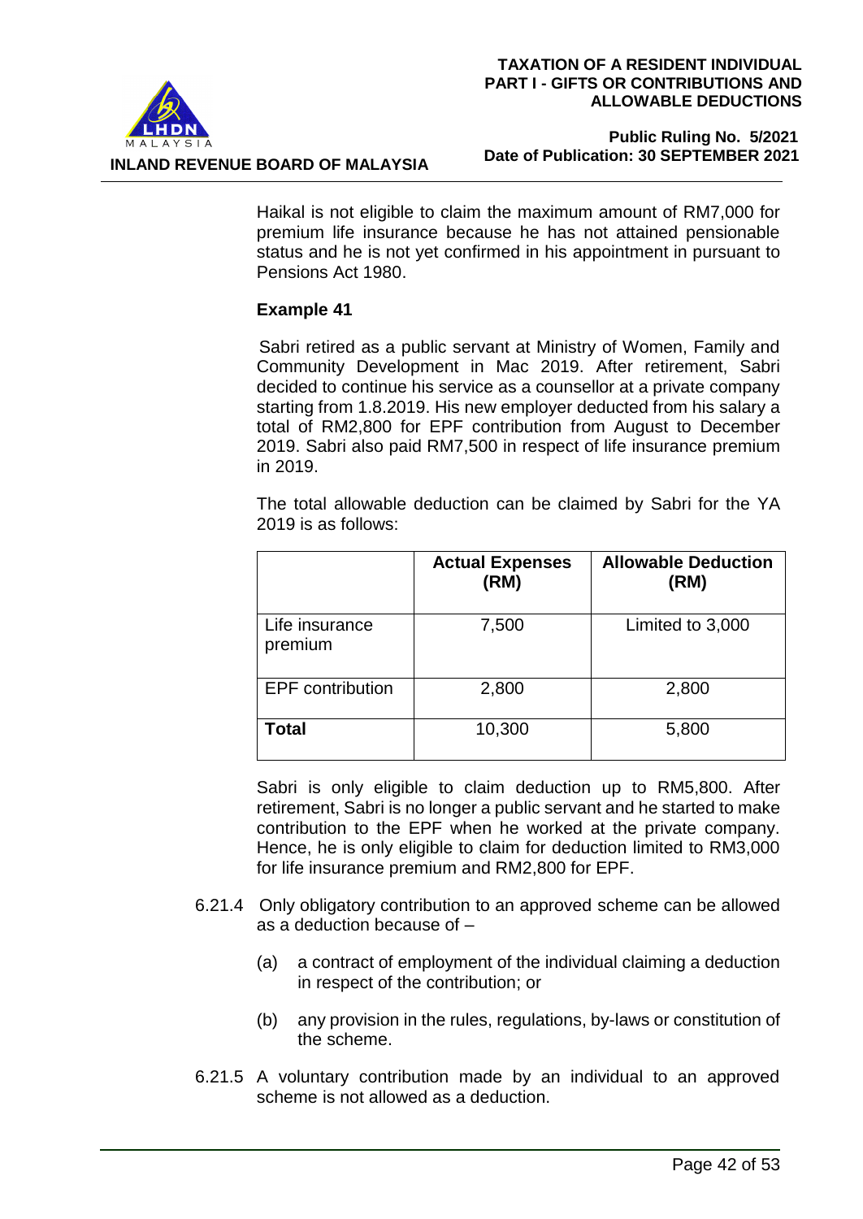Haikal is not eligible to claim the maximum amount of RM7,000 for premium life insurance because he has not attained pensionable status and he is not yet confirmed in his appointment in pursuant to Pensions Act 1980.

**Example 41**

Sabri retired as a public servant at Ministry of Women, Family and Community Development in Mac 2019. After retirement, Sabri decided to continue his service as a counsellor at a private company starting from 1.8.2019. His new employer deducted from his salary a total of RM2,800 for EPF contribution from August to December 2019. Sabri also paid RM7,500 in respect of life insurance premium in 2019.

The total allowable deduction can be claimed by Sabri for the YA 2019 is as follows:

| | **Actual Expenses (RM)** | **Allowable Deduction (RM)** |
|---|---|---|
| Life insurance premium | 7,500 | Limited to 3,000 |
| EPF contribution | 2,800 | 2,800 |
| **Total** | 10,300 | 5,800 |

Sabri is only eligible to claim deduction up to RM5,800. After retirement, Sabri is no longer a public servant and he started to make contribution to the EPF when he worked at the private company. Hence, he is only eligible to claim for deduction limited to RM3,000 for life insurance premium and RM2,800 for EPF.

6.21.4 Only obligatory contribution to an approved scheme can be allowed as a deduction because of –

(a) a contract of employment of the individual claiming a deduction in respect of the contribution; or

(b) any provision in the rules, regulations, by-laws or constitution of the scheme.

6.21.5 A voluntary contribution made by an individual to an approved scheme is not allowed as a deduction.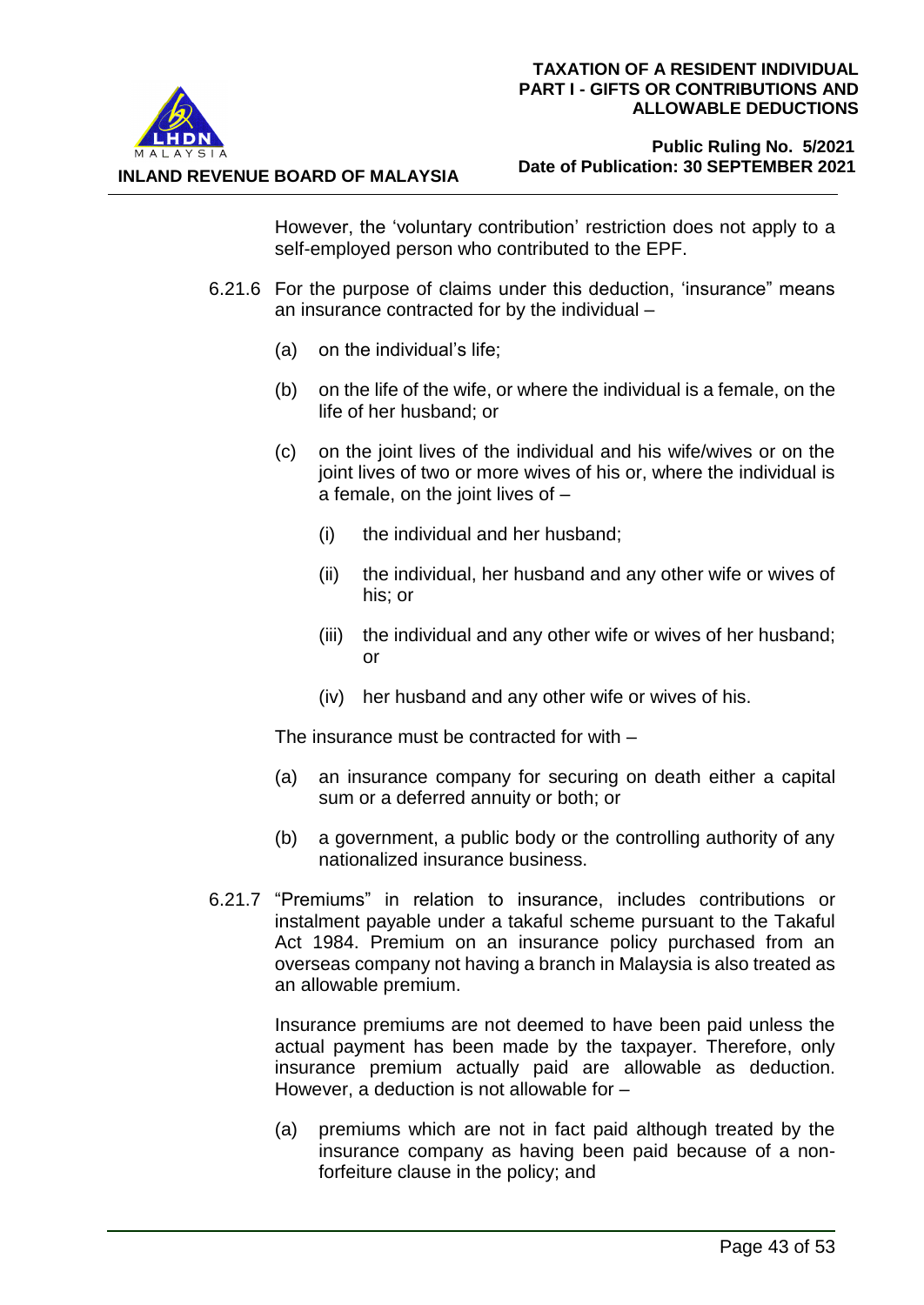However, the 'voluntary contribution' restriction does not apply to a self-employed person who contributed to the EPF.

6.21.6 For the purpose of claims under this deduction, 'insurance" means an insurance contracted for by the individual –

(a) on the individual's life;

(b) on the life of the wife, or where the individual is a female, on the life of her husband; or

(c) on the joint lives of the individual and his wife/wives or on the joint lives of two or more wives of his or, where the individual is a female, on the joint lives of –

(i) the individual and her husband;

(ii) the individual, her husband and any other wife or wives of his; or

(iii) the individual and any other wife or wives of her husband; or

(iv) her husband and any other wife or wives of his.

The insurance must be contracted for with –

(a) an insurance company for securing on death either a capital sum or a deferred annuity or both; or

(b) a government, a public body or the controlling authority of any nationalized insurance business.

6.21.7 "Premiums" in relation to insurance, includes contributions or instalment payable under a takaful scheme pursuant to the Takaful Act 1984. Premium on an insurance policy purchased from an overseas company not having a branch in Malaysia is also treated as an allowable premium.

Insurance premiums are not deemed to have been paid unless the actual payment has been made by the taxpayer. Therefore, only insurance premium actually paid are allowable as deduction. However, a deduction is not allowable for –

(a) premiums which are not in fact paid although treated by the insurance company as having been paid because of a non-forfeiture clause in the policy; and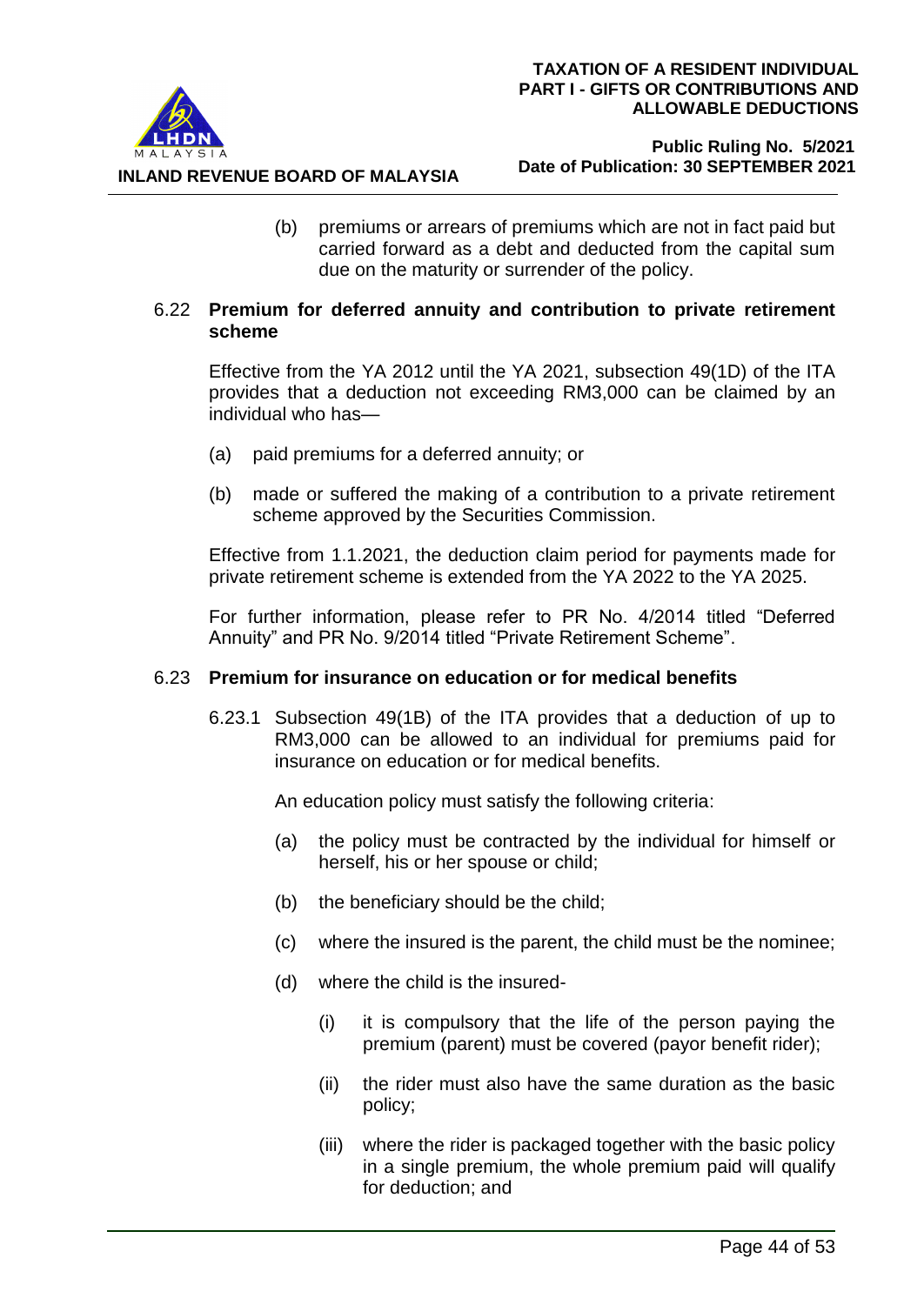(b) premiums or arrears of premiums which are not in fact paid but carried forward as a debt and deducted from the capital sum due on the maturity or surrender of the policy.

### 6.22 Premium for deferred annuity and contribution to private retirement scheme

Effective from the YA 2012 until the YA 2021, subsection 49(1D) of the ITA provides that a deduction not exceeding RM3,000 can be claimed by an individual who has—

(a) paid premiums for a deferred annuity; or

(b) made or suffered the making of a contribution to a private retirement scheme approved by the Securities Commission.

Effective from 1.1.2021, the deduction claim period for payments made for private retirement scheme is extended from the YA 2022 to the YA 2025.

For further information, please refer to PR No. 4/2014 titled "Deferred Annuity" and PR No. 9/2014 titled "Private Retirement Scheme".

### 6.23 Premium for insurance on education or for medical benefits

6.23.1 Subsection 49(1B) of the ITA provides that a deduction of up to RM3,000 can be allowed to an individual for premiums paid for insurance on education or for medical benefits.

An education policy must satisfy the following criteria:

(a) the policy must be contracted by the individual for himself or herself, his or her spouse or child;

(b) the beneficiary should be the child;

(c) where the insured is the parent, the child must be the nominee;

(d) where the child is the insured-

(i) it is compulsory that the life of the person paying the premium (parent) must be covered (payor benefit rider);

(ii) the rider must also have the same duration as the basic policy;

(iii) where the rider is packaged together with the basic policy in a single premium, the whole premium paid will qualify for deduction; and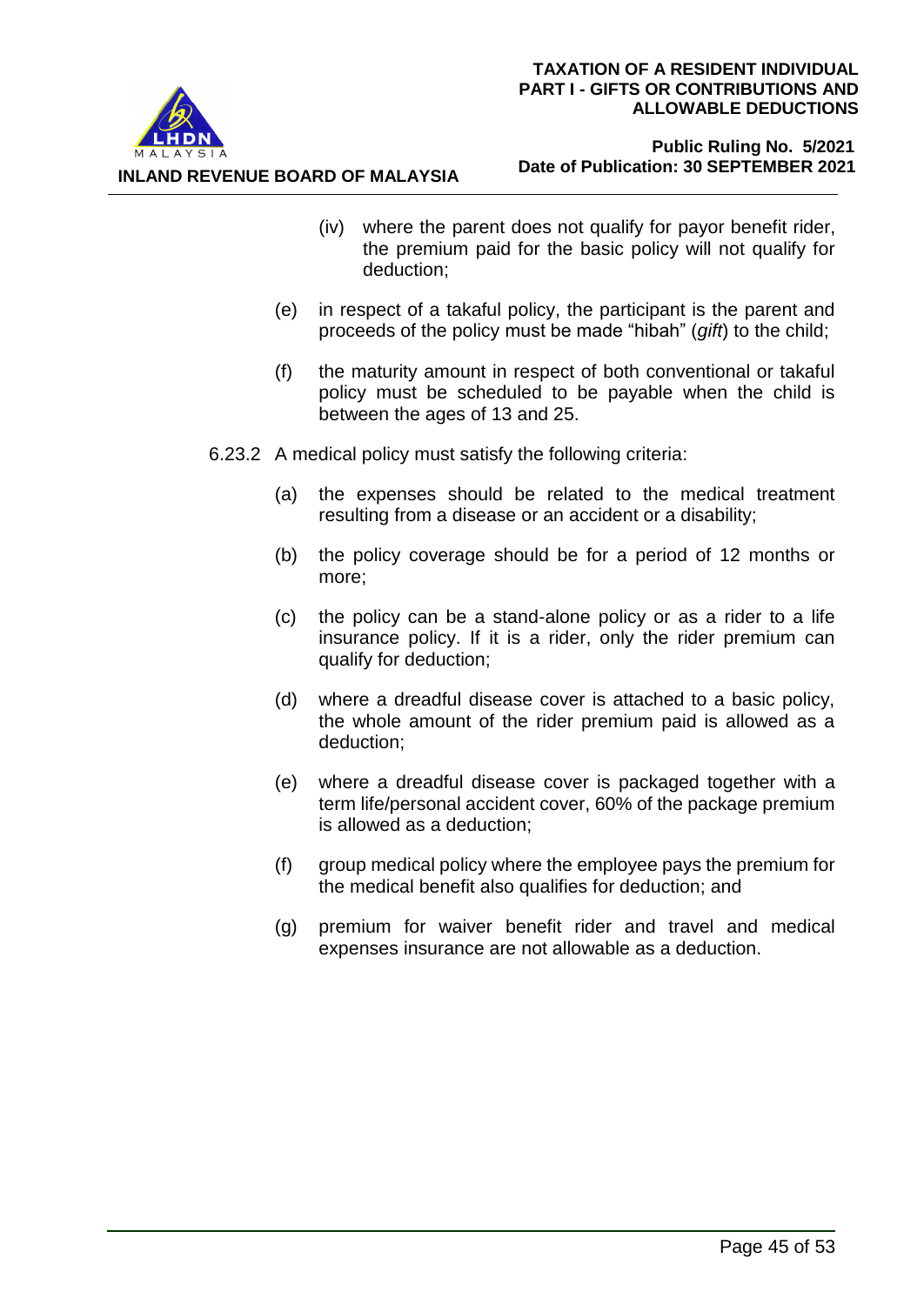(iv) where the parent does not qualify for payor benefit rider, the premium paid for the basic policy will not qualify for deduction;

(e) in respect of a takaful policy, the participant is the parent and proceeds of the policy must be made "hibah" (*gift*) to the child;

(f) the maturity amount in respect of both conventional or takaful policy must be scheduled to be payable when the child is between the ages of 13 and 25.

6.23.2 A medical policy must satisfy the following criteria:

(a) the expenses should be related to the medical treatment resulting from a disease or an accident or a disability;

(b) the policy coverage should be for a period of 12 months or more;

(c) the policy can be a stand-alone policy or as a rider to a life insurance policy. If it is a rider, only the rider premium can qualify for deduction;

(d) where a dreadful disease cover is attached to a basic policy, the whole amount of the rider premium paid is allowed as a deduction;

(e) where a dreadful disease cover is packaged together with a term life/personal accident cover, 60% of the package premium is allowed as a deduction;

(f) group medical policy where the employee pays the premium for the medical benefit also qualifies for deduction; and

(g) premium for waiver benefit rider and travel and medical expenses insurance are not allowable as a deduction.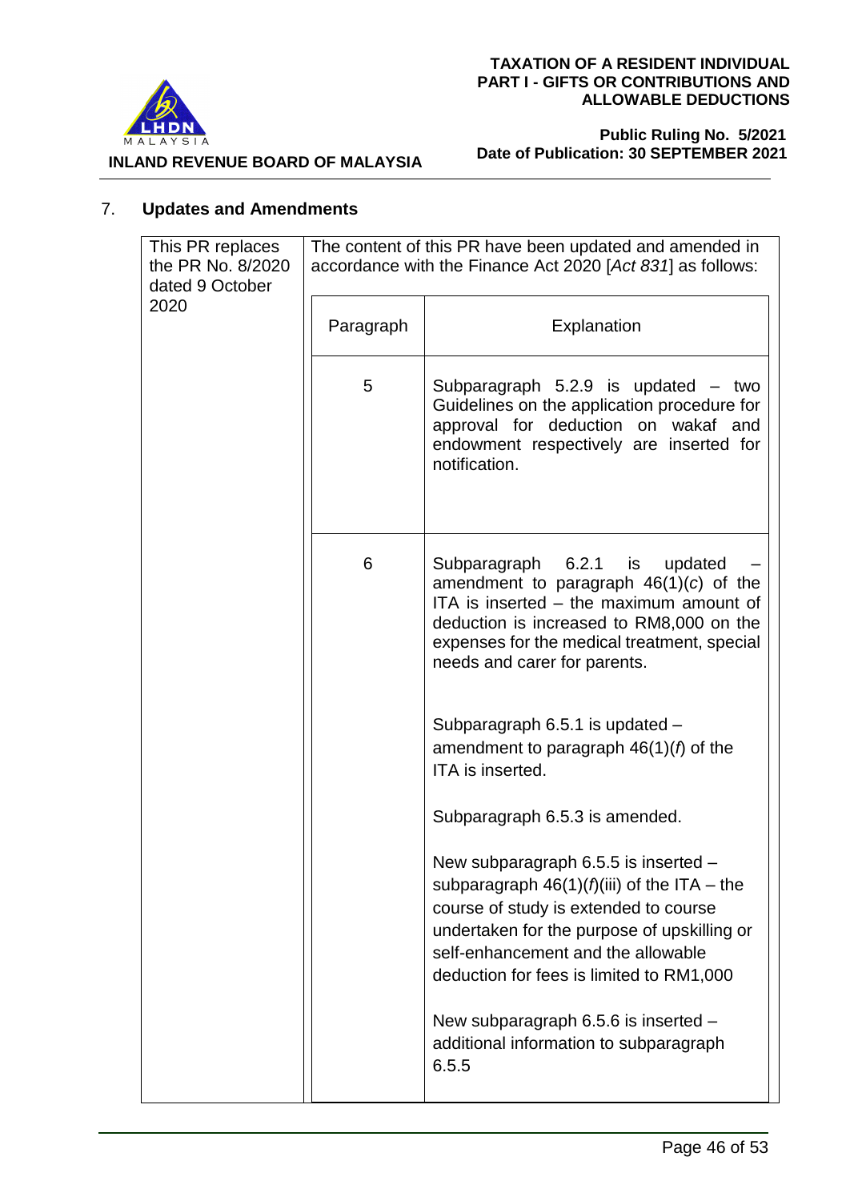## 7. Updates and Amendments

| This PR replaces the PR No. 8/2020 dated 9 October 2020 | The content of this PR have been updated and amended in accordance with the Finance Act 2020 [*Act 831*] as follows: | |
|---|---|---|
| | **Paragraph** | **Explanation** |
| | 5 | Subparagraph 5.2.9 is updated – two Guidelines on the application procedure for approval for deduction on wakaf and endowment respectively are inserted for notification. |
| | 6 | Subparagraph 6.2.1 is updated – amendment to paragraph 46(1)(*c*) of the ITA is inserted – the maximum amount of deduction is increased to RM8,000 on the expenses for the medical treatment, special needs and carer for parents.<br><br>Subparagraph 6.5.1 is updated – amendment to paragraph 46(1)(*f*) of the ITA is inserted.<br><br>Subparagraph 6.5.3 is amended.<br><br>New subparagraph 6.5.5 is inserted – subparagraph 46(1)(*f*)(iii) of the ITA – the course of study is extended to course undertaken for the purpose of upskilling or self-enhancement and the allowable deduction for fees is limited to RM1,000<br><br>New subparagraph 6.5.6 is inserted – additional information to subparagraph 6.5.5 |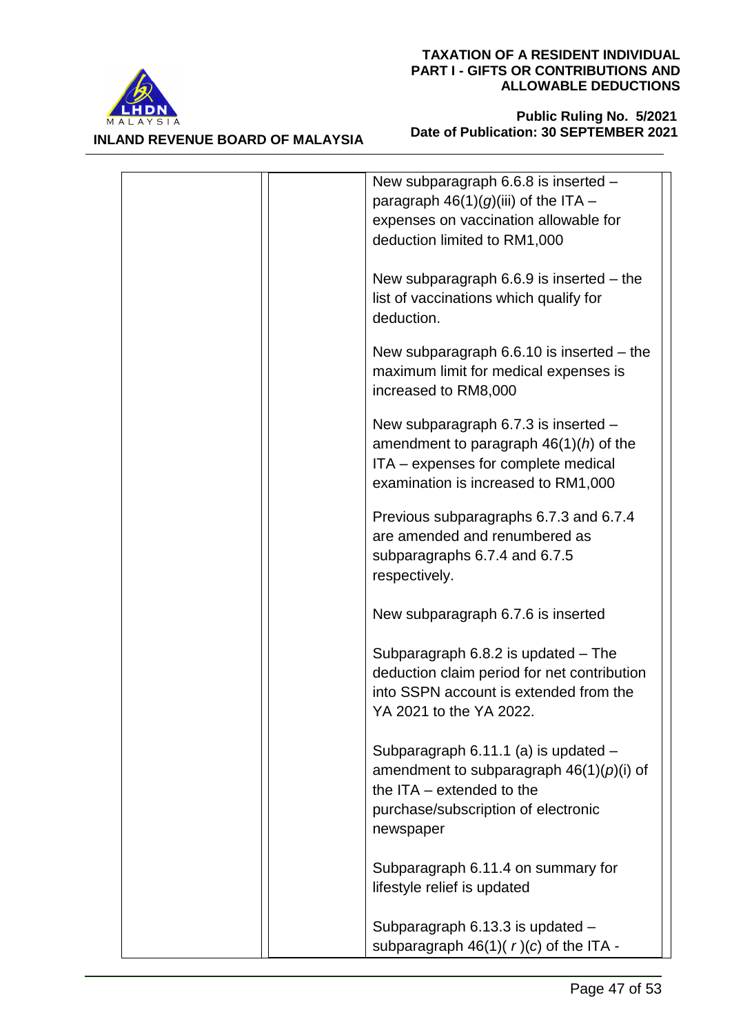| | | |
|---|---|---|
| | | New subparagraph 6.6.8 is inserted – paragraph 46(1)(*g*)(iii) of the ITA – expenses on vaccination allowable for deduction limited to RM1,000<br><br>New subparagraph 6.6.9 is inserted – the list of vaccinations which qualify for deduction.<br><br>New subparagraph 6.6.10 is inserted – the maximum limit for medical expenses is increased to RM8,000<br><br>New subparagraph 6.7.3 is inserted – amendment to paragraph 46(1)(*h*) of the ITA – expenses for complete medical examination is increased to RM1,000<br><br>Previous subparagraphs 6.7.3 and 6.7.4 are amended and renumbered as subparagraphs 6.7.4 and 6.7.5 respectively.<br><br>New subparagraph 6.7.6 is inserted<br><br>Subparagraph 6.8.2 is updated – The deduction claim period for net contribution into SSPN account is extended from the YA 2021 to the YA 2022.<br><br>Subparagraph 6.11.1 (a) is updated – amendment to subparagraph 46(1)(*p*)(i) of the ITA – extended to the purchase/subscription of electronic newspaper<br><br>Subparagraph 6.11.4 on summary for lifestyle relief is updated<br><br>Subparagraph 6.13.3 is updated – subparagraph 46(1)( *r* )(*c*) of the ITA - |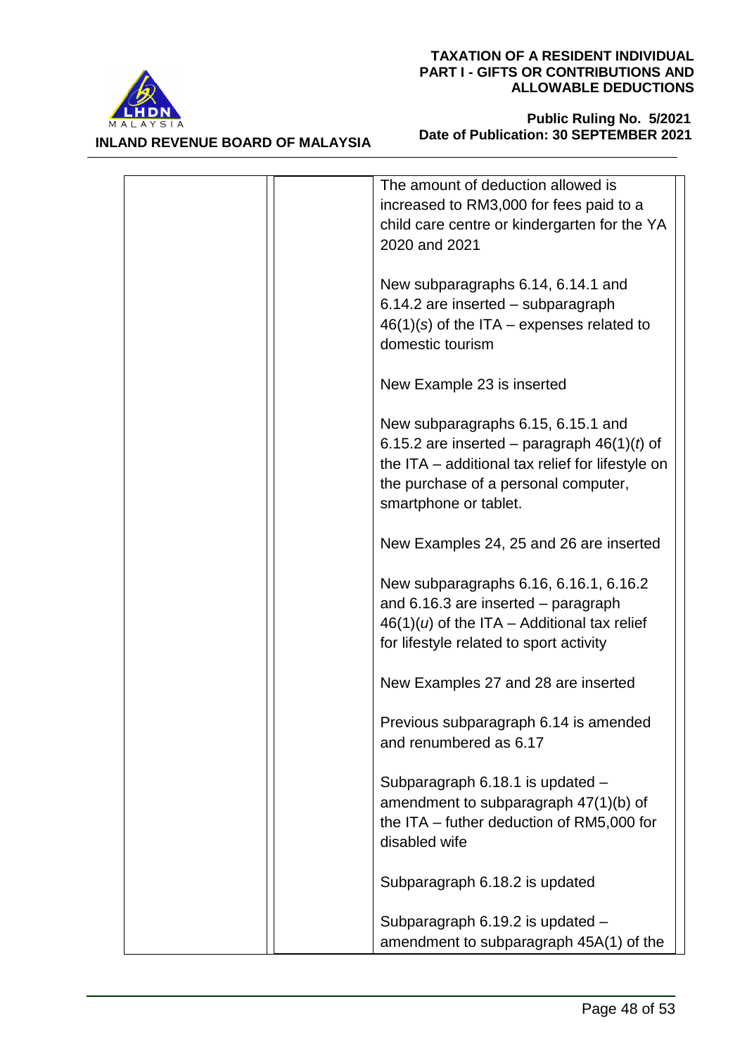| | | |
|---|---|---|
| | | The amount of deduction allowed is increased to RM3,000 for fees paid to a child care centre or kindergarten for the YA 2020 and 2021<br><br>New subparagraphs 6.14, 6.14.1 and 6.14.2 are inserted – subparagraph 46(1)(*s*) of the ITA – expenses related to domestic tourism<br><br>New Example 23 is inserted<br><br>New subparagraphs 6.15, 6.15.1 and 6.15.2 are inserted – paragraph 46(1)(*t*) of the ITA – additional tax relief for lifestyle on the purchase of a personal computer, smartphone or tablet.<br><br>New Examples 24, 25 and 26 are inserted<br><br>New subparagraphs 6.16, 6.16.1, 6.16.2 and 6.16.3 are inserted – paragraph 46(1)(*u*) of the ITA – Additional tax relief for lifestyle related to sport activity<br><br>New Examples 27 and 28 are inserted<br><br>Previous subparagraph 6.14 is amended and renumbered as 6.17<br><br>Subparagraph 6.18.1 is updated – amendment to subparagraph 47(1)(b) of the ITA – futher deduction of RM5,000 for disabled wife<br><br>Subparagraph 6.18.2 is updated<br><br>Subparagraph 6.19.2 is updated – amendment to subparagraph 45A(1) of the |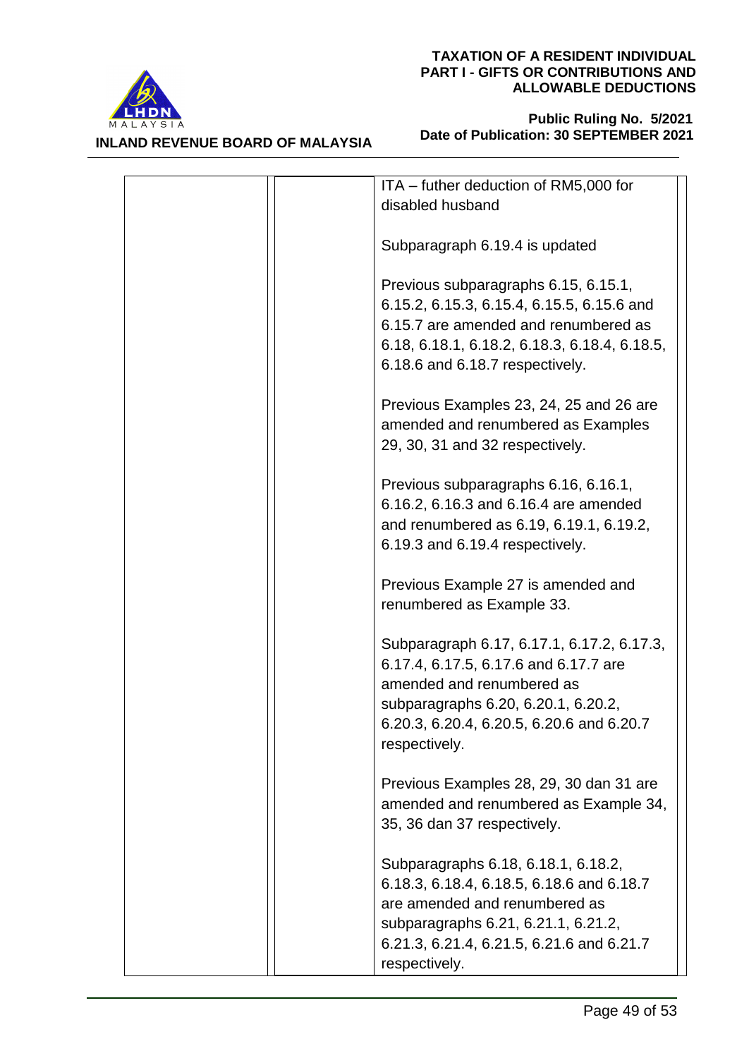|  |  | ITA – futher deduction of RM5,000 for disabled husband<br><br>Subparagraph 6.19.4 is updated<br><br>Previous subparagraphs 6.15, 6.15.1, 6.15.2, 6.15.3, 6.15.4, 6.15.5, 6.15.6 and 6.15.7 are amended and renumbered as 6.18, 6.18.1, 6.18.2, 6.18.3, 6.18.4, 6.18.5, 6.18.6 and 6.18.7 respectively.<br><br>Previous Examples 23, 24, 25 and 26 are amended and renumbered as Examples 29, 30, 31 and 32 respectively.<br><br>Previous subparagraphs 6.16, 6.16.1, 6.16.2, 6.16.3 and 6.16.4 are amended and renumbered as 6.19, 6.19.1, 6.19.2, 6.19.3 and 6.19.4 respectively.<br><br>Previous Example 27 is amended and renumbered as Example 33.<br><br>Subparagraph 6.17, 6.17.1, 6.17.2, 6.17.3, 6.17.4, 6.17.5, 6.17.6 and 6.17.7 are amended and renumbered as subparagraphs 6.20, 6.20.1, 6.20.2, 6.20.3, 6.20.4, 6.20.5, 6.20.6 and 6.20.7 respectively.<br><br>Previous Examples 28, 29, 30 dan 31 are amended and renumbered as Example 34, 35, 36 dan 37 respectively.<br><br>Subparagraphs 6.18, 6.18.1, 6.18.2, 6.18.3, 6.18.4, 6.18.5, 6.18.6 and 6.18.7 are amended and renumbered as subparagraphs 6.21, 6.21.1, 6.21.2, 6.21.3, 6.21.4, 6.21.5, 6.21.6 and 6.21.7 respectively. |
|---|---|---|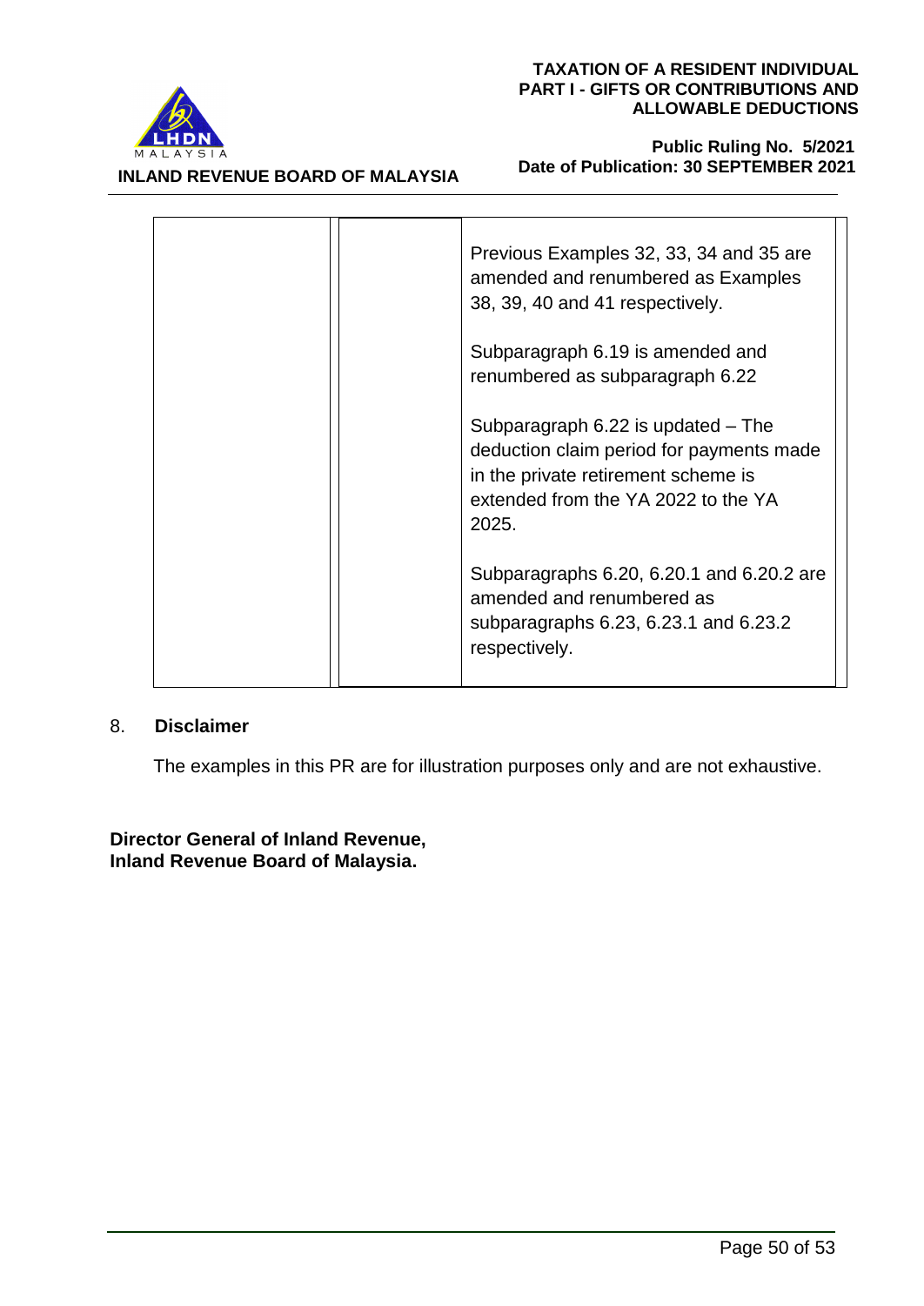| | | |
|---|---|---|
| | | Previous Examples 32, 33, 34 and 35 are amended and renumbered as Examples 38, 39, 40 and 41 respectively.<br><br>Subparagraph 6.19 is amended and renumbered as subparagraph 6.22<br><br>Subparagraph 6.22 is updated – The deduction claim period for payments made in the private retirement scheme is extended from the YA 2022 to the YA 2025.<br><br>Subparagraphs 6.20, 6.20.1 and 6.20.2 are amended and renumbered as subparagraphs 6.23, 6.23.1 and 6.23.2 respectively. |

8. **Disclaimer**

The examples in this PR are for illustration purposes only and are not exhaustive.

**Director General of Inland Revenue,**
**Inland Revenue Board of Malaysia.**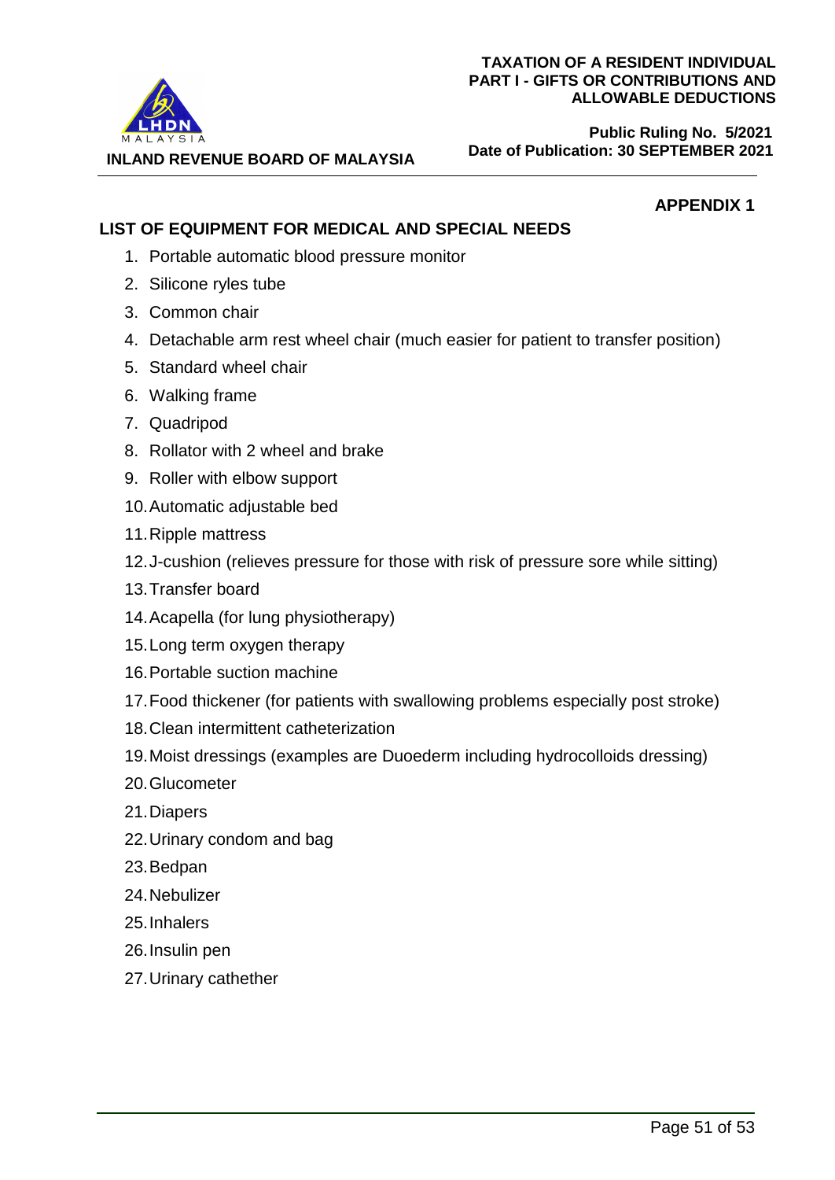**APPENDIX 1**

## LIST OF EQUIPMENT FOR MEDICAL AND SPECIAL NEEDS

1. Portable automatic blood pressure monitor
2. Silicone ryles tube
3. Common chair
4. Detachable arm rest wheel chair (much easier for patient to transfer position)
5. Standard wheel chair
6. Walking frame
7. Quadripod
8. Rollator with 2 wheel and brake
9. Roller with elbow support
10. Automatic adjustable bed
11. Ripple mattress
12. J-cushion (relieves pressure for those with risk of pressure sore while sitting)
13. Transfer board
14. Acapella (for lung physiotherapy)
15. Long term oxygen therapy
16. Portable suction machine
17. Food thickener (for patients with swallowing problems especially post stroke)
18. Clean intermittent catheterization
19. Moist dressings (examples are Duoederm including hydrocolloids dressing)
20. Glucometer
21. Diapers
22. Urinary condom and bag
23. Bedpan
24. Nebulizer
25. Inhalers
26. Insulin pen
27. Urinary cathether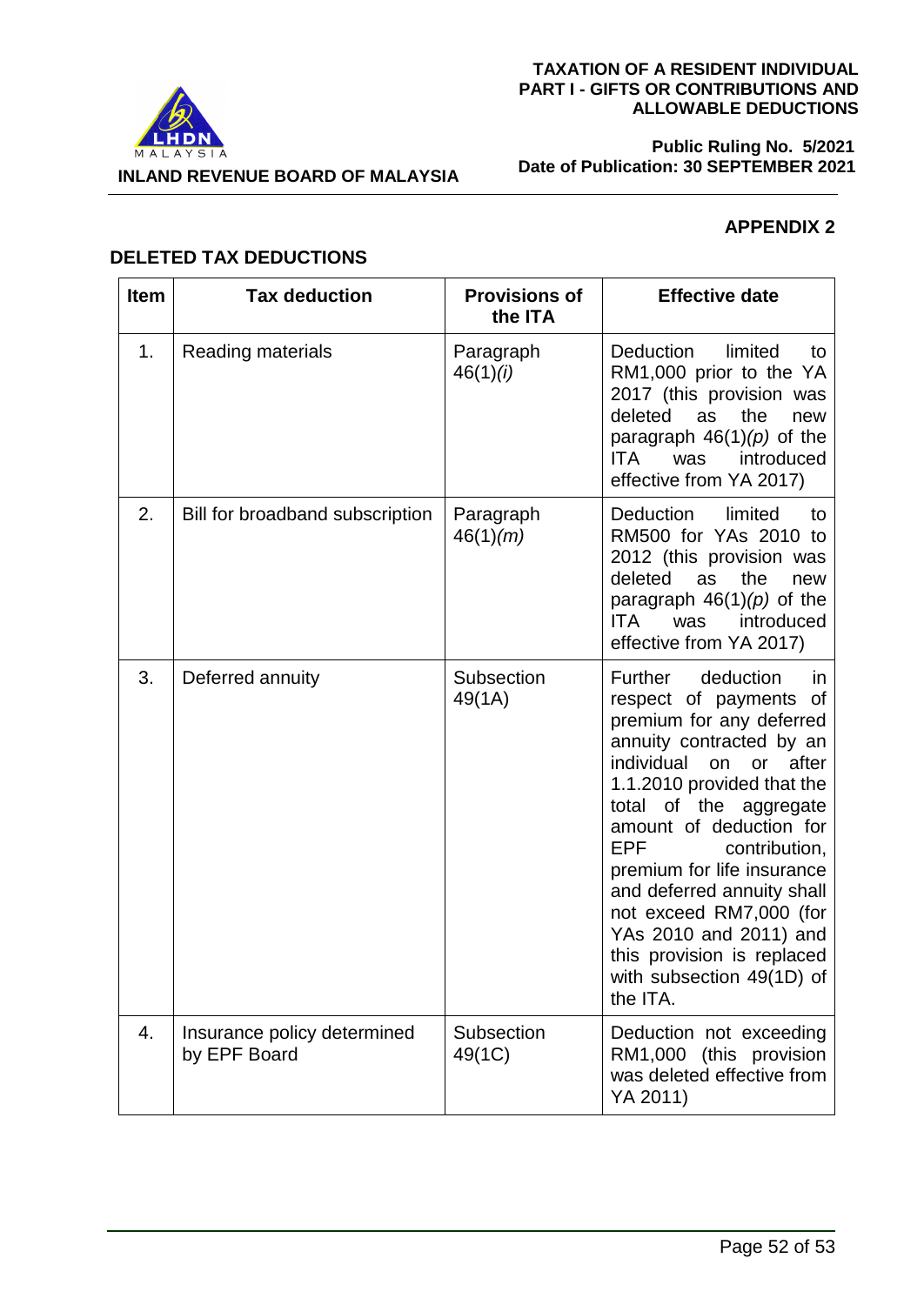## APPENDIX 2

### DELETED TAX DEDUCTIONS

| Item | Tax deduction | Provisions of the ITA | Effective date |
|---|---|---|---|
| 1. | Reading materials | Paragraph 46(1)*(i)* | Deduction limited to RM1,000 prior to the YA 2017 (this provision was deleted as the new paragraph 46(1)*(p)* of the ITA was introduced effective from YA 2017) |
| 2. | Bill for broadband subscription | Paragraph 46(1)*(m)* | Deduction limited to RM500 for YAs 2010 to 2012 (this provision was deleted as the new paragraph 46(1)*(p)* of the ITA was introduced effective from YA 2017) |
| 3. | Deferred annuity | Subsection 49(1A) | Further deduction in respect of payments of premium for any deferred annuity contracted by an individual on or after 1.1.2010 provided that the total of the aggregate amount of deduction for EPF contribution, premium for life insurance and deferred annuity shall not exceed RM7,000 (for YAs 2010 and 2011) and this provision is replaced with subsection 49(1D) of the ITA. |
| 4. | Insurance policy determined by EPF Board | Subsection 49(1C) | Deduction not exceeding RM1,000 (this provision was deleted effective from YA 2011) |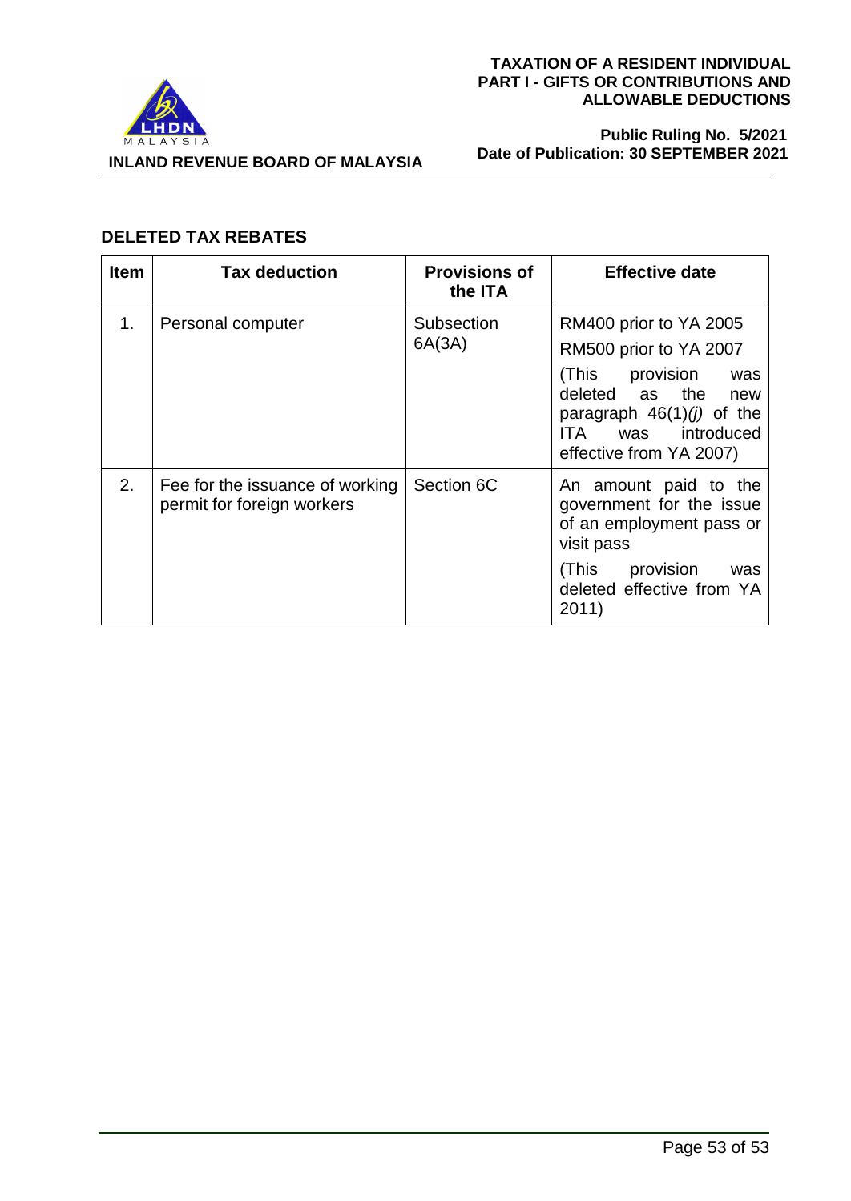## DELETED TAX REBATES

| Item | Tax deduction | Provisions of the ITA | Effective date |
|---|---|---|---|
| 1. | Personal computer | Subsection 6A(3A) | RM400 prior to YA 2005<br>RM500 prior to YA 2007<br>(This provision was deleted as the new paragraph 46(1)*(j)* of the ITA was introduced effective from YA 2007) |
| 2. | Fee for the issuance of working permit for foreign workers | Section 6C | An amount paid to the government for the issue of an employment pass or visit pass<br>(This provision was deleted effective from YA 2011) |